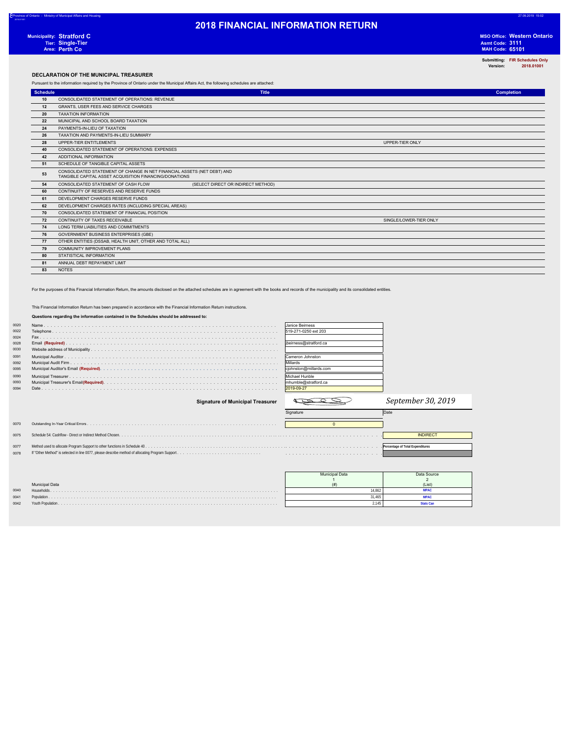Province of Ontario - Ministry of Municipal Affairs and Housing

# 2018 FINANCIAL INFORMATION RETURN

**Municipality:** Stratford C
**Tier:** Single-Tier
**Area:** Perth Co

**MSO Office:** Western Ontario
**Asmt Code:** 3111
**MAH Code:** 65101

**Submitting:** FIR Schedules Only
**Version:** 2018.01001

## DECLARATION OF THE MUNICIPAL TREASURER

Pursuant to the information required by the Province of Ontario under the Municipal Affairs Act, the following schedules are attached:

| Schedule | Title | | Completion |
|---|---|---|---|
| 10 | CONSOLIDATED STATEMENT OF OPERATIONS: REVENUE | | |
| 12 | GRANTS, USER FEES AND SERVICE CHARGES | | |
| 20 | TAXATION INFORMATION | | |
| 22 | MUNICIPAL AND SCHOOL BOARD TAXATION | | |
| 24 | PAYMENTS-IN-LIEU OF TAXATION | | |
| 26 | TAXATION AND PAYMENTS-IN-LIEU SUMMARY | | |
| 28 | UPPER-TIER ENTITLEMENTS | UPPER-TIER ONLY | |
| 40 | CONSOLIDATED STATEMENT OF OPERATIONS: EXPENSES | | |
| 42 | ADDITIONAL INFORMATION | | |
| 51 | SCHEDULE OF TANGIBLE CAPITAL ASSETS | | |
| 53 | CONSOLIDATED STATEMENT OF CHANGE IN NET FINANCIAL ASSETS (NET DEBT) AND TANGIBLE CAPITAL ASSET ACQUISITION FINANCING/DONATIONS | | |
| 54 | CONSOLIDATED STATEMENT OF CASH FLOW (SELECT DIRECT OR INDIRECT METHOD) | | |
| 60 | CONTINUITY OF RESERVES AND RESERVE FUNDS | | |
| 61 | DEVELOPMENT CHARGES RESERVE FUNDS | | |
| 62 | DEVELOPMENT CHARGES RATES (INCLUDING SPECIAL AREAS) | | |
| 70 | CONSOLIDATED STATEMENT OF FINANCIAL POSITION | | |
| 72 | CONTINUITY OF TAXES RECEIVABLE | SINGLE/LOWER-TIER ONLY | |
| 74 | LONG TERM LIABILITIES AND COMMITMENTS | | |
| 76 | GOVERNMENT BUSINESS ENTERPRISES (GBE) | | |
| 77 | OTHER ENTITIES (DSSAB, HEALTH UNIT, OTHER AND TOTAL ALL) | | |
| 79 | COMMUNITY IMPROVEMENT PLANS | | |
| 80 | STATISTICAL INFORMATION | | |
| 81 | ANNUAL DEBT REPAYMENT LIMIT | | |
| 83 | NOTES | | |

For the purposes of this Financial Information Return, the amounts disclosed on the attached schedules are in agreement with the books and records of the municipality and its consolidated entities.

This Financial Information Return has been prepared in accordance with the Financial Information Return instructions.

**Questions regarding the information contained in the Schedules should be addressed to:**

| Line | Item | Value |
|---|---|---|
| 0020 | Name | Janice Beirness |
| 0022 | Telephone | 519-271-0250 ext 203 |
| 0024 | Fax | |
| 0028 | Email (Required) | jbeirness@stratford.ca |
| 0030 | Website address of Municipality | |
| 0091 | Municipal Auditor | Cameron Johnston |
| 0092 | Municipal Audit Firm | Millards |
| 0095 | Municipal Auditor's Email (Required) | cjohnston@millards.com |
| 0090 | Municipal Treasurer | Michael Hunble |
| 0093 | Municipal Treasurer's Email (Required) | mhumble@stratford.ca |
| 0094 | Date | 2019-09-27 |

**Signature of Municipal Treasurer** — Signature: [signature] — Date: *September 30, 2019*

| Line | Item | Value |
|---|---|---|
| 0070 | Outstanding In-Year Critical Errors | 0 |
| 0075 | Schedule 54: Cashflow - Direct or Indirect Method Chosen. | INDIRECT |
| 0077 | Method used to allocate Program Support to other functions in Schedule 40 | Percentage of Total Expenditures |
| 0078 | If "Other Method" is selected in line 0077, please describe method of allocating Program Support | |

| Line | Municipal Data | Municipal Data 1 (#) | Data Source 2 (List) |
|---|---|---|---|
| 0040 | Households | 14,862 | MPAC |
| 0041 | Population | 31,465 | MPAC |
| 0042 | Youth Population | 2,145 | Stats Can |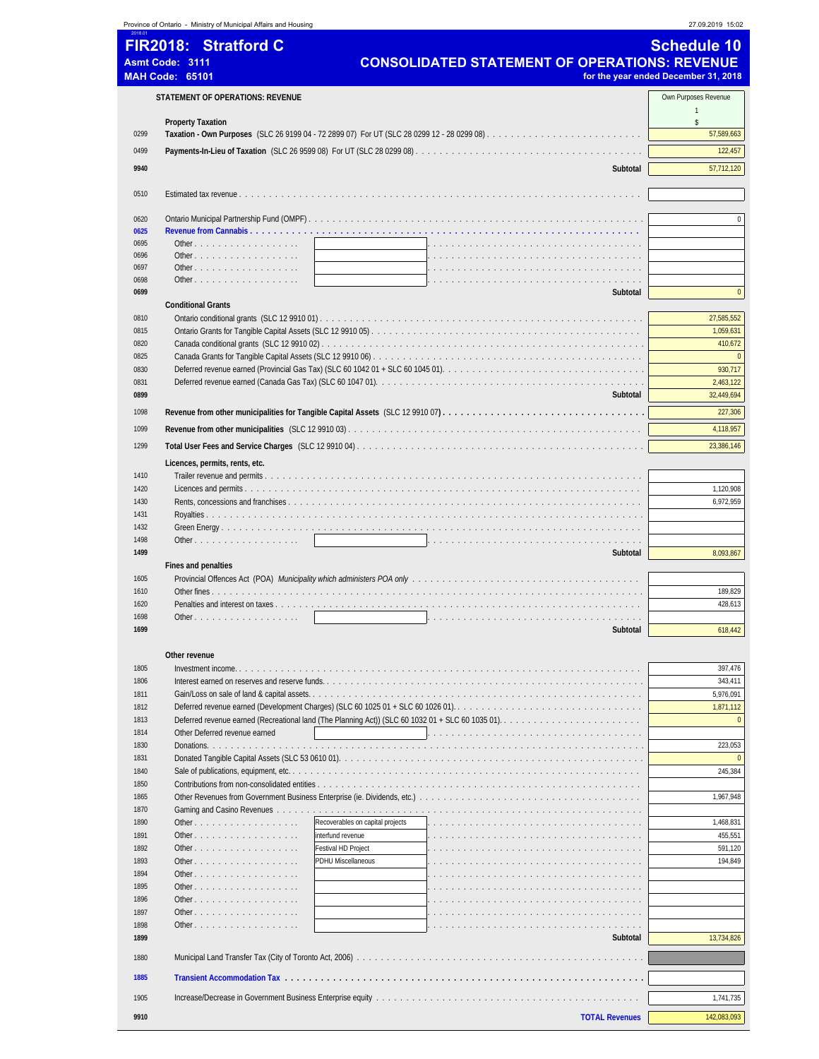Province of Ontario - Ministry of Municipal Affairs and Housing

# FIR2018: Stratford C

**Asmt Code: 3111**
**MAH Code: 65101**

## Schedule 10
## CONSOLIDATED STATEMENT OF OPERATIONS: REVENUE
**for the year ended December 31, 2018**

| | STATEMENT OF OPERATIONS: REVENUE | | Own Purposes Revenue 1 $ |
|---|---|---|---|
| | **Property Taxation** | | |
| 0299 | **Taxation - Own Purposes** (SLC 26 9199 04 - 72 2899 07) For UT (SLC 28 0299 12 - 28 0299 08) | | 57,589,663 |
| 0499 | **Payments-In-Lieu of Taxation** (SLC 26 9599 08) For UT (SLC 28 0299 08) | | 122,457 |
| **9940** | | **Subtotal** | 57,712,120 |
| 0510 | Estimated tax revenue | | |
| 0620 | Ontario Municipal Partnership Fund (OMPF) | | 0 |
| **0625** | **Revenue from Cannabis** | | |
| 0695 | Other | | |
| 0696 | Other | | |
| 0697 | Other | | |
| 0698 | Other | | |
| **0699** | | **Subtotal** | 0 |
| | **Conditional Grants** | | |
| 0810 | Ontario conditional grants (SLC 12 9910 01) | | 27,585,552 |
| 0815 | Ontario Grants for Tangible Capital Assets (SLC 12 9910 05) | | 1,059,631 |
| 0820 | Canada conditional grants (SLC 12 9910 02) | | 410,672 |
| 0825 | Canada Grants for Tangible Capital Assets (SLC 12 9910 06) | | 0 |
| 0830 | Deferred revenue earned (Provincial Gas Tax) (SLC 60 1042 01 + SLC 60 1045 01) | | 930,717 |
| 0831 | Deferred revenue earned (Canada Gas Tax) (SLC 60 1047 01) | | 2,463,122 |
| **0899** | | **Subtotal** | 32,449,694 |
| 1098 | **Revenue from other municipalities for Tangible Capital Assets** (SLC 12 9910 07) | | 227,306 |
| 1099 | **Revenue from other municipalities** (SLC 12 9910 03) | | 4,118,957 |
| 1299 | **Total User Fees and Service Charges** (SLC 12 9910 04) | | 23,386,146 |
| | **Licences, permits, rents, etc.** | | |
| 1410 | Trailer revenue and permits | | |
| 1420 | Licences and permits | | 1,120,908 |
| 1430 | Rents, concessions and franchises | | 6,972,959 |
| 1431 | Royalties | | |
| 1432 | Green Energy | | |
| 1498 | Other | | |
| **1499** | | **Subtotal** | 8,093,867 |
| | **Fines and penalties** | | |
| 1605 | Provincial Offences Act (POA) *Municipality which administers POA only* | | |
| 1610 | Other fines | | 189,829 |
| 1620 | Penalties and interest on taxes | | 428,613 |
| 1698 | Other | | |
| **1699** | | **Subtotal** | 618,442 |
| | **Other revenue** | | |
| 1805 | Investment income | | 397,476 |
| 1806 | Interest earned on reserves and reserve funds | | 343,411 |
| 1811 | Gain/Loss on sale of land & capital assets | | 5,976,091 |
| 1812 | Deferred revenue earned (Development Charges) (SLC 60 1025 01 + SLC 60 1026 01) | | 1,871,112 |
| 1813 | Deferred revenue earned (Recreational land (The Planning Act)) (SLC 60 1032 01 + SLC 60 1035 01) | | 0 |
| 1814 | Other Deferred revenue earned | | |
| 1830 | Donations | | 223,053 |
| 1831 | Donated Tangible Capital Assets (SLC 53 0610 01) | | 0 |
| 1840 | Sale of publications, equipment, etc. | | 245,384 |
| 1850 | Contributions from non-consolidated entities | | |
| 1865 | Other Revenues from Government Business Enterprise (ie. Dividends, etc.) | | 1,967,948 |
| 1870 | Gaming and Casino Revenues | | |
| 1890 | Other | Recoverables on capital projects | 1,468,831 |
| 1891 | Other | interfund revenue | 455,551 |
| 1892 | Other | Festival HD Project | 591,120 |
| 1893 | Other | PDHU Miscellaneous | 194,849 |
| 1894 | Other | | |
| 1895 | Other | | |
| 1896 | Other | | |
| 1897 | Other | | |
| 1898 | Other | | |
| **1899** | | **Subtotal** | 13,734,826 |
| 1880 | Municipal Land Transfer Tax (City of Toronto Act, 2006) | | |
| **1885** | **Transient Accommodation Tax** | | |
| 1905 | Increase/Decrease in Government Business Enterprise equity | | 1,741,735 |
| **9910** | | **TOTAL Revenues** | 142,083,093 |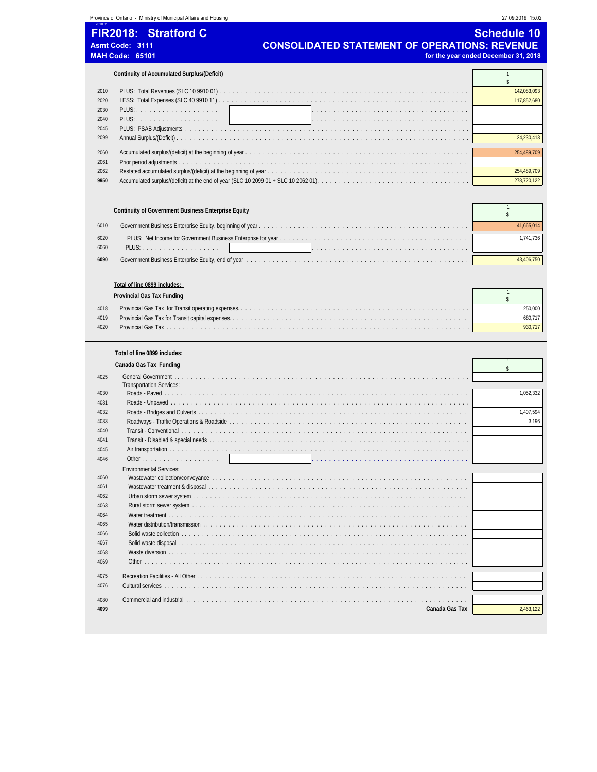# FIR2018: Stratford C

**Asmt Code: 3111**
**MAH Code: 65101**

## Schedule 10
## CONSOLIDATED STATEMENT OF OPERATIONS: REVENUE
**for the year ended December 31, 2018**

### Continuity of Accumulated Surplus/(Deficit)

| | | 1 $ |
|---|---|---|
| 2010 | PLUS: Total Revenues (SLC 10 9910 01) | 142,083,093 |
| 2020 | LESS: Total Expenses (SLC 40 9910 11) | 117,852,680 |
| 2030 | PLUS: | |
| 2040 | PLUS: | |
| 2045 | PLUS: PSAB Adjustments | |
| 2099 | Annual Surplus/(Deficit) | 24,230,413 |
| 2060 | Accumulated surplus/(deficit) at the beginning of year | 254,489,709 |
| 2061 | Prior period adjustments | |
| 2062 | Restated accumulated surplus/(deficit) at the beginning of year | 254,489,709 |
| **9950** | Accumulated surplus/(deficit) at the end of year (SLC 10 2099 01 + SLC 10 2062 01) | 278,720,122 |

### Continuity of Government Business Enterprise Equity

| | | 1 $ |
|---|---|---|
| 6010 | Government Business Enterprise Equity, beginning of year | 41,665,014 |
| 6020 | PLUS: Net Income for Government Business Enterprise for year | 1,741,736 |
| 6060 | PLUS: | |
| **6090** | Government Business Enterprise Equity, end of year | 43,406,750 |

**Total of line 0899 includes:**

### Provincial Gas Tax Funding

| | | 1 $ |
|---|---|---|
| 4018 | Provincial Gas Tax for Transit operating expenses | 250,000 |
| 4019 | Provincial Gas Tax for Transit capital expenses | 680,717 |
| 4020 | Provincial Gas Tax | 930,717 |

**Total of line 0899 includes:**

### Canada Gas Tax Funding

| | | 1 $ |
|---|---|---|
| 4025 | General Government | |
| | Transportation Services: | |
| 4030 | Roads - Paved | 1,052,332 |
| 4031 | Roads - Unpaved | |
| 4032 | Roads - Bridges and Culverts | 1,407,594 |
| 4033 | Roadways - Traffic Operations & Roadside | 3,196 |
| 4040 | Transit - Conventional | |
| 4041 | Transit - Disabled & special needs | |
| 4045 | Air transportation | |
| 4046 | Other | |
| | Environmental Services: | |
| 4060 | Wastewater collection/conveyance | |
| 4061 | Wastewater treatment & disposal | |
| 4062 | Urban storm sewer system | |
| 4063 | Rural storm sewer system | |
| 4064 | Water treatment | |
| 4065 | Water distribution/transmission | |
| 4066 | Solid waste collection | |
| 4067 | Solid waste disposal | |
| 4068 | Waste diversion | |
| 4069 | Other | |
| 4075 | Recreation Facilities - All Other | |
| 4076 | Cultural services | |
| 4080 | Commercial and industrial | |
| **4099** | **Canada Gas Tax** | 2,463,122 |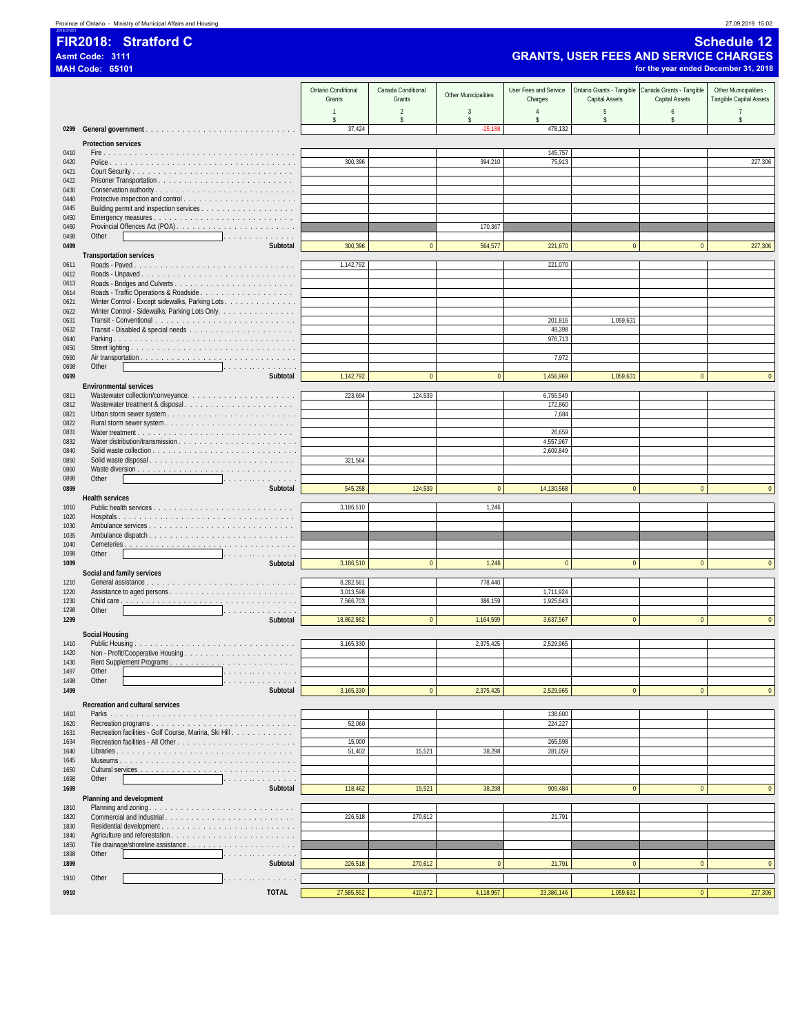Province of Ontario - Ministry of Municipal Affairs and Housing

27.09.2019 15:02

# FIR2018: Stratford C

**Asmt Code: 3111**

**MAH Code: 65101**

## Schedule 12
## GRANTS, USER FEES AND SERVICE CHARGES
**for the year ended December 31, 2018**

| | | Ontario Conditional Grants | Canada Conditional Grants | Other Municipalities | User Fees and Service Charges | Ontario Grants - Tangible Capital Assets | Canada Grants - Tangible Capital Assets | Other Municipalities - Tangible Capital Assets |
|---|---|---|---|---|---|---|---|---|
| | | 1 | 2 | 3 | 4 | 5 | 6 | 7 |
| | | $ | $ | $ | $ | $ | $ | $ |
| 0299 | **General government** | 37,424 | | -25,188 | 478,132 | | | |
| | **Protection services** | | | | | | | |
| 0410 | Fire | | | | 145,757 | | | |
| 0420 | Police | 300,396 | | 394,210 | 75,913 | | | 227,306 |
| 0421 | Court Security | | | | | | | |
| 0422 | Prisoner Transportation | | | | | | | |
| 0430 | Conservation authority | | | | | | | |
| 0440 | Protective inspection and control | | | | | | | |
| 0445 | Building permit and inspection services | | | | | | | |
| 0450 | Emergency measures | | | | | | | |
| 0460 | Provincial Offences Act (POA) | | | 170,367 | | | | |
| 0498 | Other | | | | | | | |
| 0499 | **Subtotal** | 300,396 | 0 | 564,577 | 221,670 | 0 | 0 | 227,306 |
| | **Transportation services** | | | | | | | |
| 0611 | Roads - Paved | 1,142,792 | | | 221,070 | | | |
| 0612 | Roads - Unpaved | | | | | | | |
| 0613 | Roads - Bridges and Culverts | | | | | | | |
| 0614 | Roads - Traffic Operations & Roadside | | | | | | | |
| 0621 | Winter Control - Except sidewalks, Parking Lots | | | | | | | |
| 0622 | Winter Control - Sidewalks, Parking Lots Only | | | | | | | |
| 0631 | Transit - Conventional | | | | 201,816 | 1,059,631 | | |
| 0632 | Transit - Disabled & special needs | | | | 49,398 | | | |
| 0640 | Parking | | | | 976,713 | | | |
| 0650 | Street lighting | | | | | | | |
| 0660 | Air transportation | | | | 7,972 | | | |
| 0698 | Other | | | | | | | |
| 0699 | **Subtotal** | 1,142,792 | 0 | 0 | 1,456,969 | 1,059,631 | 0 | 0 |
| | **Environmental services** | | | | | | | |
| 0811 | Wastewater collection/conveyance | 223,694 | 124,539 | | 6,755,549 | | | |
| 0812 | Wastewater treatment & disposal | | | | 172,860 | | | |
| 0821 | Urban storm sewer system | | | | 7,684 | | | |
| 0822 | Rural storm sewer system | | | | | | | |
| 0831 | Water treatment | | | | 26,659 | | | |
| 0832 | Water distribution/transmission | | | | 4,557,967 | | | |
| 0840 | Solid waste collection | | | | 2,609,849 | | | |
| 0850 | Solid waste disposal | 321,564 | | | | | | |
| 0860 | Waste diversion | | | | | | | |
| 0898 | Other | | | | | | | |
| 0899 | **Subtotal** | 545,258 | 124,539 | 0 | 14,130,568 | 0 | 0 | 0 |
| | **Health services** | | | | | | | |
| 1010 | Public health services | 3,186,510 | | 1,246 | | | | |
| 1020 | Hospitals | | | | | | | |
| 1030 | Ambulance services | | | | | | | |
| 1035 | Ambulance dispatch | | | | | | | |
| 1040 | Cemeteries | | | | | | | |
| 1098 | Other | | | | | | | |
| 1099 | **Subtotal** | 3,186,510 | 0 | 1,246 | 0 | 0 | 0 | 0 |
| | **Social and family services** | | | | | | | |
| 1210 | General assistance | 8,282,561 | | 778,440 | | | | |
| 1220 | Assistance to aged persons | 3,013,598 | | | 1,711,924 | | | |
| 1230 | Child care | 7,566,703 | | 386,159 | 1,925,643 | | | |
| 1298 | Other | | | | | | | |
| 1299 | **Subtotal** | 18,862,862 | 0 | 1,164,599 | 3,637,567 | 0 | 0 | 0 |
| | **Social Housing** | | | | | | | |
| 1410 | Public Housing | 3,165,330 | | 2,375,425 | 2,529,965 | | | |
| 1420 | Non - Profit/Cooperative Housing | | | | | | | |
| 1430 | Rent Supplement Programs | | | | | | | |
| 1497 | Other | | | | | | | |
| 1498 | Other | | | | | | | |
| 1499 | **Subtotal** | 3,165,330 | 0 | 2,375,425 | 2,529,965 | 0 | 0 | 0 |
| | **Recreation and cultural services** | | | | | | | |
| 1610 | Parks | | | | 138,600 | | | |
| 1620 | Recreation programs | 52,060 | | | 224,227 | | | |
| 1631 | Recreation facilities - Golf Course, Marina, Ski Hill | | | | | | | |
| 1634 | Recreation facilities - All Other | 15,000 | | | 265,598 | | | |
| 1640 | Libraries | 51,402 | 15,521 | 38,298 | 281,059 | | | |
| 1645 | Museums | | | | | | | |
| 1650 | Cultural services | | | | | | | |
| 1698 | Other | | | | | | | |
| 1699 | **Subtotal** | 118,462 | 15,521 | 38,298 | 909,484 | 0 | 0 | 0 |
| | **Planning and development** | | | | | | | |
| 1810 | Planning and zoning | | | | | | | |
| 1820 | Commercial and industrial | 226,518 | 270,612 | | 21,791 | | | |
| 1830 | Residential development | | | | | | | |
| 1840 | Agriculture and reforestation | | | | | | | |
| 1850 | Tile drainage/shoreline assistance | | | | | | | |
| 1898 | Other | | | | | | | |
| 1899 | **Subtotal** | 226,518 | 270,612 | 0 | 21,791 | 0 | 0 | 0 |
| 1910 | Other | | | | | | | |
| 9910 | **TOTAL** | 27,585,552 | 410,672 | 4,118,957 | 23,386,146 | 1,059,631 | 0 | 227,306 |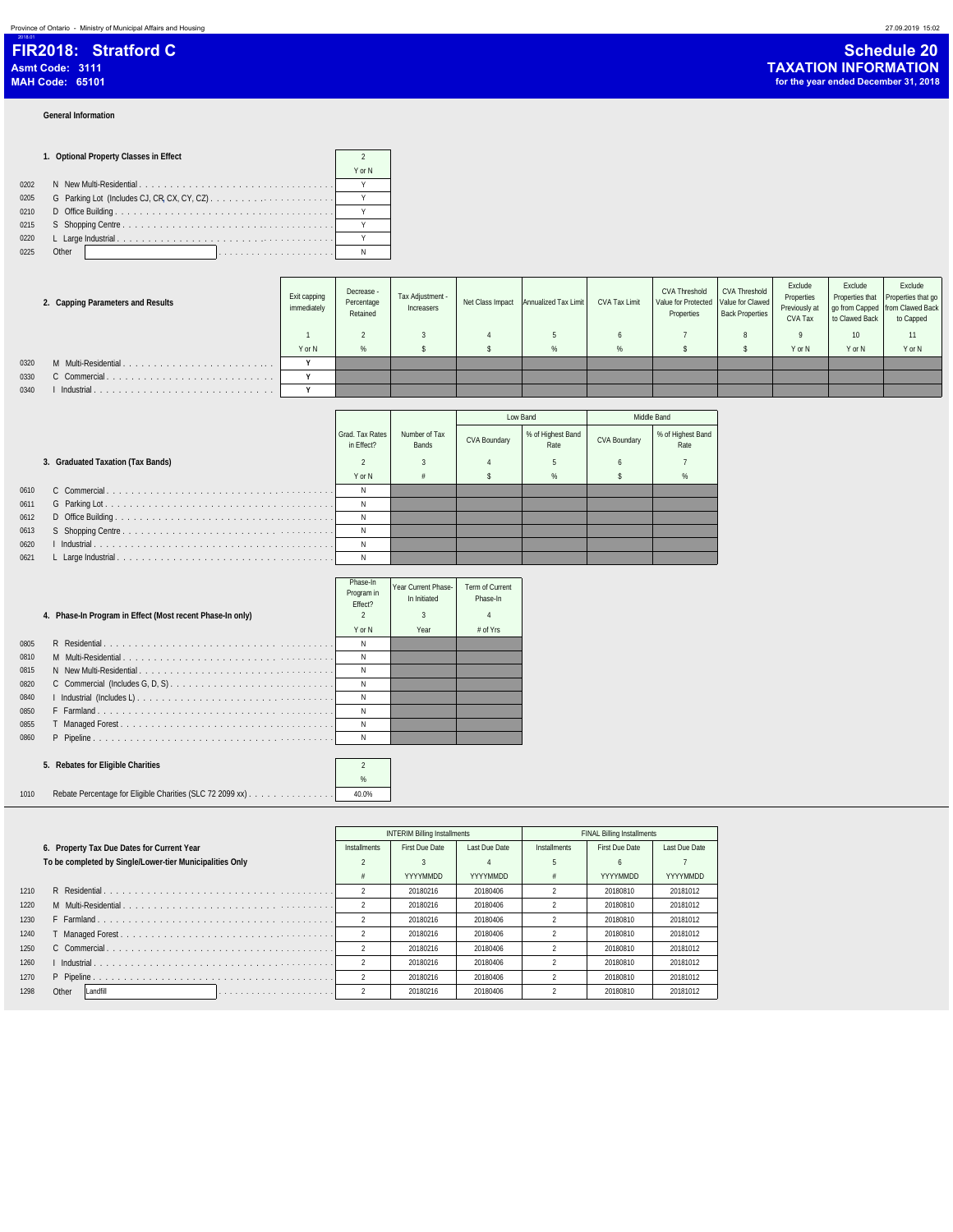# FIR2018: Stratford C

**Asmt Code: 3111**
**MAH Code: 65101**

## Schedule 20
### TAXATION INFORMATION
**for the year ended December 31, 2018**

**General Information**

### 1. Optional Property Classes in Effect

| | | 2 |
|---|---|---|
| | | Y or N |
| 0202 | N New Multi-Residential | Y |
| 0205 | G Parking Lot (Includes CJ, CR, CX, CY, CZ) | Y |
| 0210 | D Office Building | Y |
| 0215 | S Shopping Centre | Y |
| 0220 | L Large Industrial | Y |
| 0225 | Other | N |

### 2. Capping Parameters and Results

| | | Exit capping immediately | Decrease - Percentage Retained | Tax Adjustment - Increasers | Net Class Impact | Annualized Tax Limit | CVA Tax Limit | CVA Threshold Value for Protected Properties | CVA Threshold Value for Clawed Back Properties | Exclude Properties Previously at CVA Tax | Exclude Properties that go from Capped to Clawed Back | Exclude Properties that go from Clawed Back to Capped |
|---|---|---|---|---|---|---|---|---|---|---|---|---|
| | | 1 | 2 | 3 | 4 | 5 | 6 | 7 | 8 | 9 | 10 | 11 |
| | | Y or N | % | $ | $ | % | % | $ | $ | Y or N | Y or N | Y or N |
| 0320 | M Multi-Residential | Y | | | | | | | | | | |
| 0330 | C Commercial | Y | | | | | | | | | | |
| 0340 | I Industrial | Y | | | | | | | | | | |

### 3. Graduated Taxation (Tax Bands)

| | | Grad. Tax Rates in Effect? | Number of Tax Bands | Low Band | | Middle Band | |
|---|---|---|---|---|---|---|---|
| | | | | CVA Boundary | % of Highest Band Rate | CVA Boundary | % of Highest Band Rate |
| | | 2 | 3 | 4 | 5 | 6 | 7 |
| | | Y or N | # | $ | % | $ | % |
| 0610 | C Commercial | N | | | | | |
| 0611 | G Parking Lot | N | | | | | |
| 0612 | D Office Building | N | | | | | |
| 0613 | S Shopping Centre | N | | | | | |
| 0620 | I Industrial | N | | | | | |
| 0621 | L Large Industrial | N | | | | | |

### 4. Phase-In Program in Effect (Most recent Phase-In only)

| | | Phase-In Program in Effect? | Year Current Phase-In Initiated | Term of Current Phase-In |
|---|---|---|---|---|
| | | 2 | 3 | 4 |
| | | Y or N | Year | # of Yrs |
| 0805 | R Residential | N | | |
| 0810 | M Multi-Residential | N | | |
| 0815 | N New Multi-Residential | N | | |
| 0820 | C Commercial (Includes G, D, S) | N | | |
| 0840 | I Industrial (Includes L) | N | | |
| 0850 | F Farmland | N | | |
| 0855 | T Managed Forest | N | | |
| 0860 | P Pipeline | N | | |

### 5. Rebates for Eligible Charities

| | | 2 |
|---|---|---|
| | | % |
| 1010 | Rebate Percentage for Eligible Charities (SLC 72 2099 xx) | 40.0% |

### 6. Property Tax Due Dates for Current Year
**To be completed by Single/Lower-tier Municipalities Only**

| | | INTERIM Billing Installments | | | FINAL Billing Installments | | |
|---|---|---|---|---|---|---|---|
| | | Installments | First Due Date | Last Due Date | Installments | First Due Date | Last Due Date |
| | | 2 | 3 | 4 | 5 | 6 | 7 |
| | | # | YYYYMMDD | YYYYMMDD | # | YYYYMMDD | YYYYMMDD |
| 1210 | R Residential | 2 | 20180216 | 20180406 | 2 | 20180810 | 20181012 |
| 1220 | M Multi-Residential | 2 | 20180216 | 20180406 | 2 | 20180810 | 20181012 |
| 1230 | F Farmland | 2 | 20180216 | 20180406 | 2 | 20180810 | 20181012 |
| 1240 | T Managed Forest | 2 | 20180216 | 20180406 | 2 | 20180810 | 20181012 |
| 1250 | C Commercial | 2 | 20180216 | 20180406 | 2 | 20180810 | 20181012 |
| 1260 | I Industrial | 2 | 20180216 | 20180406 | 2 | 20180810 | 20181012 |
| 1270 | P Pipeline | 2 | 20180216 | 20180406 | 2 | 20180810 | 20181012 |
| 1298 | Other Landfill | 2 | 20180216 | 20180406 | 2 | 20180810 | 20181012 |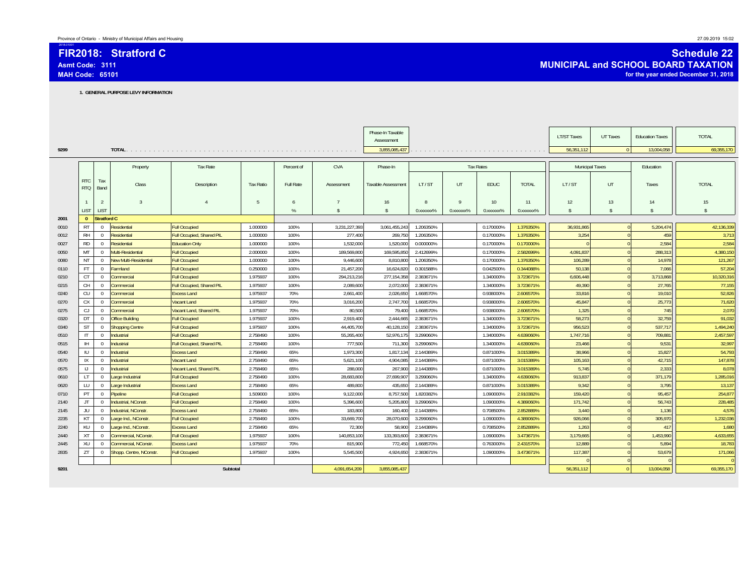Province of Ontario - Ministry of Municipal Affairs and Housing

27.09.2019 15:02

2018-01001

# FIR2018: Stratford C

**Asmt Code: 3111**

**MAH Code: 65101**

## Schedule 22

## MUNICIPAL and SCHOOL BOARD TAXATION

**for the year ended December 31, 2018**

**1. GENERAL PURPOSE LEVY INFORMATION**

| | | Phase-In Taxable Assessment | LT/ST Taxes | UT Taxes | Education Taxes | TOTAL |
|---|---|---|---|---|---|---|
| 9299 | TOTAL | 3,855,085,437 | 56,351,112 | 0 | 13,004,058 | 69,355,170 |

| | RTC RTQ | Tax Band | Property Class | Tax Rate Description | Tax Ratio | Percent of Full Rate | CVA Assessment | Phase-In Taxable Assessment | Tax Rates LT / ST | UT | EDUC | TOTAL | Municipal Taxes LT / ST | UT | Education Taxes | TOTAL |
|---|---|---|---|---|---|---|---|---|---|---|---|---|---|---|---|---|
| | 1 | 2 | 3 | 4 | 5 | 6 | 7 | 16 | 8 | 9 | 10 | 11 | 12 | 13 | 14 | 15 |
| | LIST | LIST | | | | % | $ | $ | 0.xxxxxx% | 0.xxxxxx% | 0.xxxxxx% | 0.xxxxxx% | $ | $ | $ | $ |
| 2001 | 0 | Stratford C | | | | | | | | | | | | | | |
| 0010 | RT | 0 | Residential | Full Occupied | 1.000000 | 100% | 3,231,227,393 | 3,061,455,243 | 1.206350% | | 0.170000% | 1.376350% | 36,931,865 | 0 | 5,204,474 | 42,136,339 |
| 0012 | RH | 0 | Residential | Full Occupied, Shared PIL | 1.000000 | 100% | 277,400 | 269,750 | 1.206350% | | 0.170000% | 1.376350% | 3,254 | 0 | 459 | 3,713 |
| 0027 | RD | 0 | Residential | Education Only | 1.000000 | 100% | 1,532,000 | 1,520,000 | 0.000000% | | 0.170000% | 0.170000% | 0 | 0 | 2,584 | 2,584 |
| 0050 | MT | 0 | Multi-Residential | Full Occupied | 2.000000 | 100% | 189,569,800 | 169,595,850 | 2.412699% | | 0.170000% | 2.582699% | 4,091,837 | 0 | 288,313 | 4,380,150 |
| 0080 | NT | 0 | New Multi-Residential | Full Occupied | 1.000000 | 100% | 9,446,600 | 8,810,800 | 1.206350% | | 0.170000% | 1.376350% | 106,289 | 0 | 14,978 | 121,267 |
| 0110 | FT | 0 | Farmland | Full Occupied | 0.250000 | 100% | 21,457,200 | 16,624,820 | 0.301588% | | 0.042500% | 0.344088% | 50,138 | 0 | 7,066 | 57,204 |
| 0210 | CT | 0 | Commercial | Full Occupied | 1.975937 | 100% | 294,213,216 | 277,154,358 | 2.383671% | | 1.340000% | 3.723671% | 6,606,448 | 0 | 3,713,868 | 10,320,316 |
| 0215 | CH | 0 | Commercial | Full Occupied, Shared PIL | 1.975937 | 100% | 2,089,600 | 2,072,000 | 2.383671% | | 1.340000% | 3.723671% | 49,390 | 0 | 27,765 | 77,155 |
| 0240 | CU | 0 | Commercial | Excess Land | 1.975937 | 70% | 2,661,400 | 2,026,650 | 1.668570% | | 0.938000% | 2.606570% | 33,816 | 0 | 19,010 | 52,826 |
| 0270 | CX | 0 | Commercial | Vacant Land | 1.975937 | 70% | 3,016,200 | 2,747,700 | 1.668570% | | 0.938000% | 2.606570% | 45,847 | 0 | 25,773 | 71,620 |
| 0275 | CJ | 0 | Commercial | Vacant Land, Shared PIL | 1.975937 | 70% | 80,500 | 79,400 | 1.668570% | | 0.938000% | 2.606570% | 1,325 | 0 | 745 | 2,070 |
| 0320 | DT | 0 | Office Building | Full Occupied | 1.975937 | 100% | 2,919,400 | 2,444,665 | 2.383671% | | 1.340000% | 3.723671% | 58,273 | 0 | 32,759 | 91,032 |
| 0340 | ST | 0 | Shopping Centre | Full Occupied | 1.975937 | 100% | 44,405,700 | 40,128,150 | 2.383671% | | 1.340000% | 3.723671% | 956,523 | 0 | 537,717 | 1,494,240 |
| 0510 | IT | 0 | Industrial | Full Occupied | 2.758490 | 100% | 55,265,400 | 52,976,175 | 3.299060% | | 1.340000% | 4.639060% | 1,747,716 | 0 | 709,881 | 2,457,597 |
| 0515 | IH | 0 | Industrial | Full Occupied, Shared PIL | 2.758490 | 100% | 777,500 | 711,300 | 3.299060% | | 1.340000% | 4.639060% | 23,466 | 0 | 9,531 | 32,997 |
| 0540 | IU | 0 | Industrial | Excess Land | 2.758490 | 65% | 1,973,300 | 1,817,134 | 2.144389% | | 0.871000% | 3.015389% | 38,966 | 0 | 15,827 | 54,793 |
| 0570 | IX | 0 | Industrial | Vacant Land | 2.758490 | 65% | 5,621,100 | 4,904,085 | 2.144389% | | 0.871000% | 3.015389% | 105,163 | 0 | 42,715 | 147,878 |
| 0575 | IJ | 0 | Industrial | Vacant Land, Shared PIL | 2.758490 | 65% | 288,000 | 267,900 | 2.144389% | | 0.871000% | 3.015389% | 5,745 | 0 | 2,333 | 8,078 |
| 0610 | LT | 0 | Large Industrial | Full Occupied | 2.758490 | 100% | 28,683,800 | 27,699,907 | 3.299060% | | 1.340000% | 4.639060% | 913,837 | 0 | 371,179 | 1,285,016 |
| 0620 | LU | 0 | Large Industrial | Excess Land | 2.758490 | 65% | 489,800 | 435,650 | 2.144389% | | 0.871000% | 3.015389% | 9,342 | 0 | 3,795 | 13,137 |
| 0710 | PT | 0 | Pipeline | Full Occupied | 1.509000 | 100% | 9,122,000 | 8,757,500 | 1.820382% | | 1.090000% | 2.910382% | 159,420 | 0 | 95,457 | 254,877 |
| 2140 | JT | 0 | Industrial, NConstr. | Full Occupied | 2.758490 | 100% | 5,396,600 | 5,205,800 | 3.299060% | | 1.090000% | 4.389060% | 171,742 | 0 | 56,743 | 228,485 |
| 2145 | JU | 0 | Industrial, NConstr. | Excess Land | 2.758490 | 65% | 183,800 | 160,400 | 2.144389% | | 0.708500% | 2.852889% | 3,440 | 0 | 1,136 | 4,576 |
| 2235 | KT | 0 | Large Ind., NConstr. | Full Occupied | 2.758490 | 100% | 33,669,700 | 28,070,600 | 3.299060% | | 1.090000% | 4.389060% | 926,066 | 0 | 305,970 | 1,232,036 |
| 2240 | KU | 0 | Large Ind., NConstr. | Excess Land | 2.758490 | 65% | 72,300 | 58,900 | 2.144389% | | 0.708500% | 2.852889% | 1,263 | 0 | 417 | 1,680 |
| 2440 | XT | 0 | Commercial, NConstr. | Full Occupied | 1.975937 | 100% | 140,853,100 | 133,393,600 | 2.383671% | | 1.090000% | 3.473671% | 3,179,665 | 0 | 1,453,990 | 4,633,655 |
| 2445 | XU | 0 | Commercial, NConstr. | Excess Land | 1.975937 | 70% | 815,900 | 772,450 | 1.668570% | | 0.763000% | 2.431570% | 12,889 | 0 | 5,894 | 18,783 |
| 2835 | ZT | 0 | Shopp. Centre, NConstr. | Full Occupied | 1.975937 | 100% | 5,545,500 | 4,924,650 | 2.383671% | | 1.090000% | 3.473671% | 117,387 | 0 | 53,679 | 171,066 |
| | | | | | | | | | | | | | 0 | 0 | 0 | 0 |
| 9201 | | | | Subtotal | | | 4,091,654,209 | 3,855,085,437 | | | | | 56,351,112 | 0 | 13,004,058 | 69,355,170 |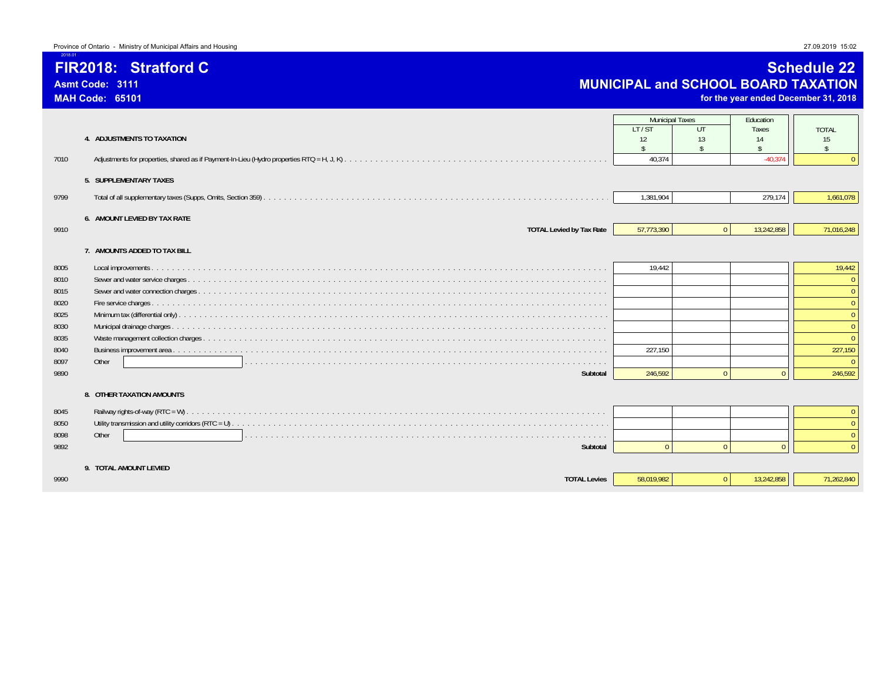# FIR2018: Stratford C

**Asmt Code: 3111**

**MAH Code: 65101**

## Schedule 22
## MUNICIPAL and SCHOOL BOARD TAXATION
**for the year ended December 31, 2018**

| | | Municipal Taxes LT / ST 12 $ | Municipal Taxes UT 13 $ | Education Taxes 14 $ | TOTAL 15 $ |
|---|---|---|---|---|---|
| | **4. ADJUSTMENTS TO TAXATION** | | | | |
| 7010 | Adjustments for properties, shared as if Payment-In-Lieu (Hydro properties RTQ = H, J, K) | 40,374 | | -40,374 | 0 |
| | **5. SUPPLEMENTARY TAXES** | | | | |
| 9799 | Total of all supplementary taxes (Supps, Omits, Section 359) | 1,381,904 | | 279,174 | 1,661,078 |
| | **6. AMOUNT LEVIED BY TAX RATE** | | | | |
| 9910 | **TOTAL Levied by Tax Rate** | 57,773,390 | 0 | 13,242,858 | 71,016,248 |
| | **7. AMOUNTS ADDED TO TAX BILL** | | | | |
| 8005 | Local improvements | 19,442 | | | 19,442 |
| 8010 | Sewer and water service charges | | | | 0 |
| 8015 | Sewer and water connection charges | | | | 0 |
| 8020 | Fire service charges | | | | 0 |
| 8025 | Minimum tax (differential only) | | | | 0 |
| 8030 | Municipal drainage charges | | | | 0 |
| 8035 | Waste management collection charges | | | | 0 |
| 8040 | Business improvement area | 227,150 | | | 227,150 |
| 8097 | Other | | | | 0 |
| 9890 | **Subtotal** | 246,592 | 0 | 0 | 246,592 |
| | **8. OTHER TAXATION AMOUNTS** | | | | |
| 8045 | Railway rights-of-way (RTC = W) | | | | 0 |
| 8050 | Utility transmission and utility corridors (RTC = U) | | | | 0 |
| 8098 | Other | | | | 0 |
| 9892 | **Subtotal** | 0 | 0 | 0 | 0 |
| | **9. TOTAL AMOUNT LEVIED** | | | | |
| 9990 | **TOTAL Levies** | 58,019,982 | 0 | 13,242,858 | 71,262,840 |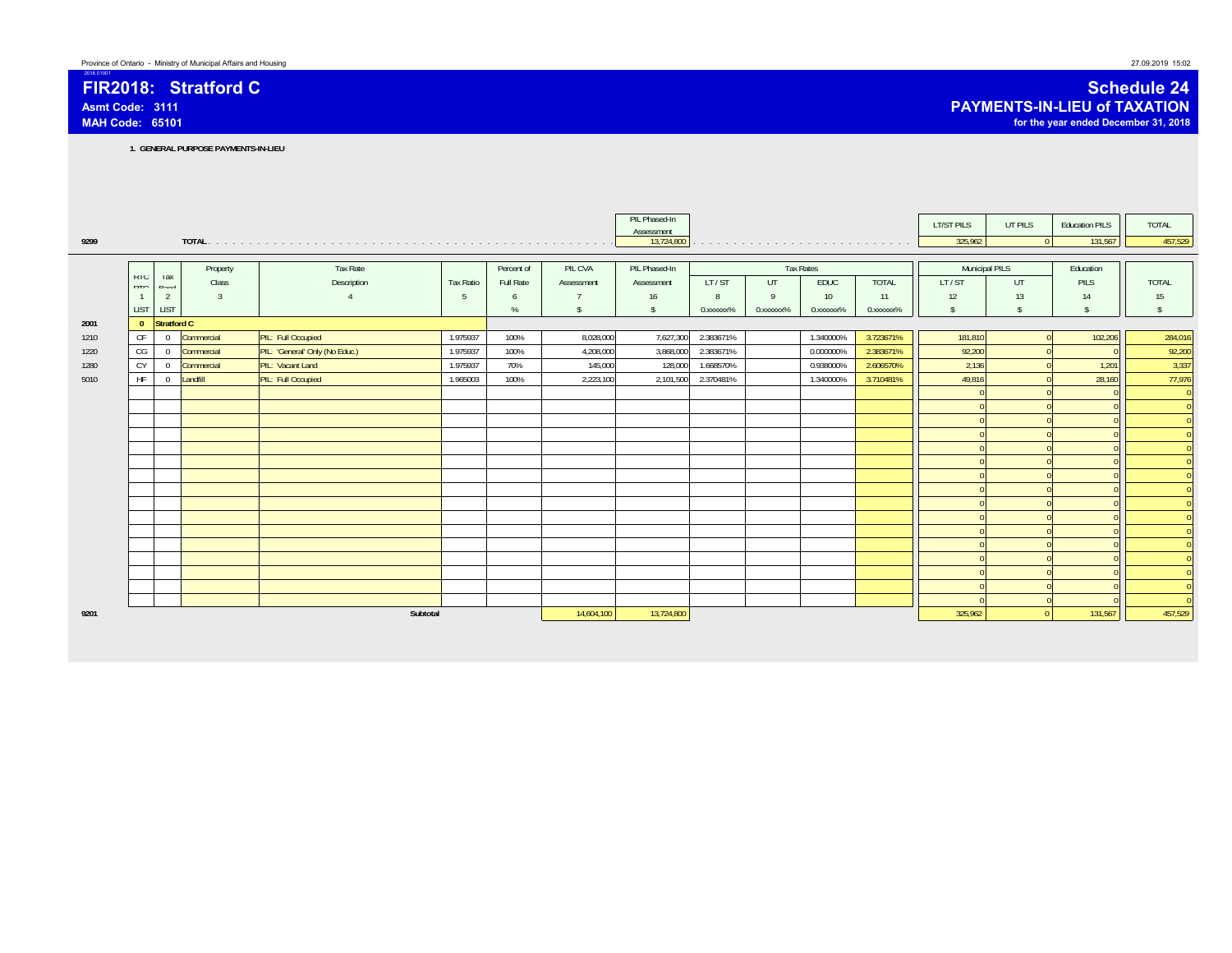Province of Ontario - Ministry of Municipal Affairs and Housing

2018.01001

# FIR2018: Stratford C

**Asmt Code: 3111**

**MAH Code: 65101**

# Schedule 24

## PAYMENTS-IN-LIEU of TAXATION

**for the year ended December 31, 2018**

**1. GENERAL PURPOSE PAYMENTS-IN-LIEU**

| | | PIL Phased-In Assessment | LT/ST PILS | UT PILS | Education PILS | TOTAL |
|---|---|---|---|---|---|---|
| 9299 | TOTAL | 13,724,800 | 325,962 | 0 | 131,567 | 457,529 |

| | RTC RTQ | Tax Band | Property Class | Tax Rate Description | Tax Ratio | Percent of Full Rate | PIL CVA Assessment | PIL Phased-In Assessment | Tax Rates LT / ST | UT | EDUC | TOTAL | Municipal PILS LT / ST | UT | Education PILS | TOTAL |
|---|---|---|---|---|---|---|---|---|---|---|---|---|---|---|---|---|
| | 1 | 2 | 3 | 4 | 5 | 6 | 7 | 16 | 8 | 9 | 10 | 11 | 12 | 13 | 14 | 15 |
| | LIST | LIST | | | | % | $ | $ | 0.xxxxxx% | 0.xxxxxx% | 0.xxxxxx% | 0.xxxxxx% | $ | $ | $ | $ |
| 2001 | 0 | Stratford C | | | | | | | | | | | | | | |
| 1210 | CF | 0 | Commercial | PIL: Full Occupied | 1.975937 | 100% | 8,028,000 | 7,627,300 | 2.383671% | | 1.340000% | 3.723671% | 181,810 | 0 | 102,206 | 284,016 |
| 1220 | CG | 0 | Commercial | PIL: 'General' Only (No Educ.) | 1.975937 | 100% | 4,208,000 | 3,868,000 | 2.383671% | | 0.000000% | 2.383671% | 92,200 | 0 | 0 | 92,200 |
| 1280 | CY | 0 | Commercial | PIL: Vacant Land | 1.975937 | 70% | 145,000 | 128,000 | 1.668570% | | 0.938000% | 2.606570% | 2,136 | 0 | 1,201 | 3,337 |
| 5010 | HF | 0 | Landfill | PIL: Full Occupied | 1.965003 | 100% | 2,223,100 | 2,101,500 | 2.370481% | | 1.340000% | 3.710481% | 49,816 | 0 | 28,160 | 77,976 |
| | | | | | | | | | | | | | 0 | 0 | 0 | 0 |
| | | | | | | | | | | | | | 0 | 0 | 0 | 0 |
| | | | | | | | | | | | | | 0 | 0 | 0 | 0 |
| | | | | | | | | | | | | | 0 | 0 | 0 | 0 |
| | | | | | | | | | | | | | 0 | 0 | 0 | 0 |
| | | | | | | | | | | | | | 0 | 0 | 0 | 0 |
| | | | | | | | | | | | | | 0 | 0 | 0 | 0 |
| | | | | | | | | | | | | | 0 | 0 | 0 | 0 |
| | | | | | | | | | | | | | 0 | 0 | 0 | 0 |
| | | | | | | | | | | | | | 0 | 0 | 0 | 0 |
| | | | | | | | | | | | | | 0 | 0 | 0 | 0 |
| | | | | | | | | | | | | | 0 | 0 | 0 | 0 |
| | | | | | | | | | | | | | 0 | 0 | 0 | 0 |
| | | | | | | | | | | | | | 0 | 0 | 0 | 0 |
| | | | | | | | | | | | | | 0 | 0 | 0 | 0 |
| | | | | | | | | | | | | | 0 | 0 | 0 | 0 |
| 9201 | | | | Subtotal | | | 14,604,100 | 13,724,800 | | | | | 325,962 | 0 | 131,567 | 457,529 |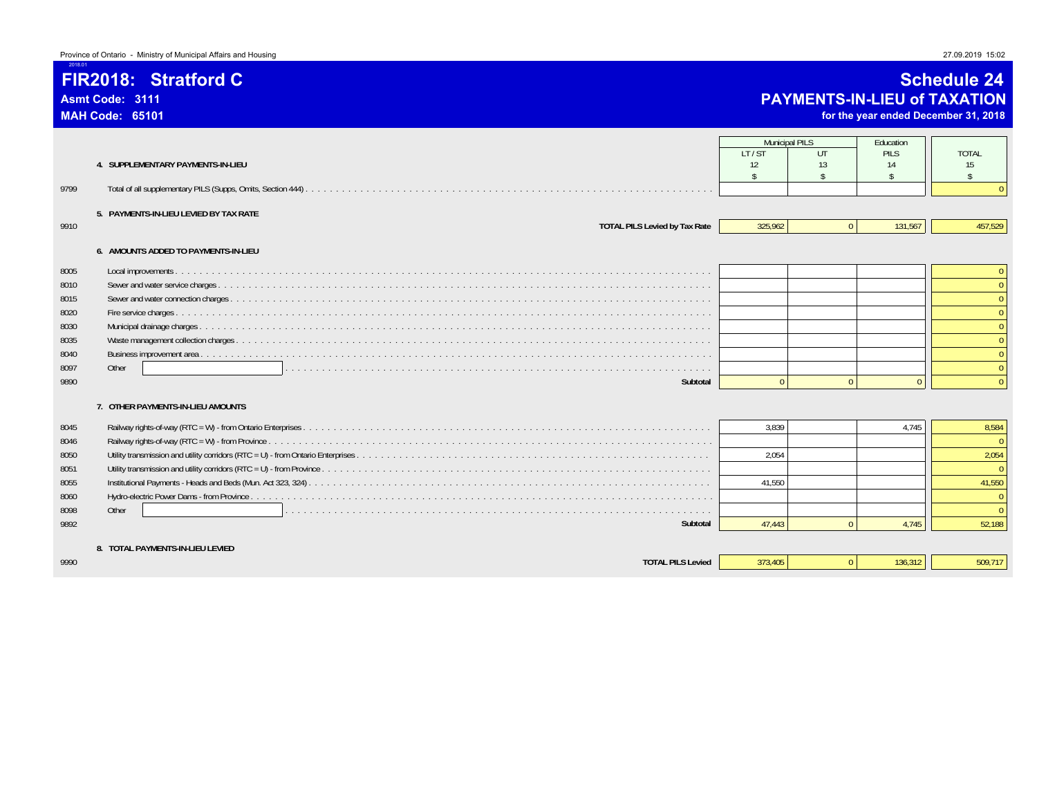Province of Ontario - Ministry of Municipal Affairs and Housing

# FIR2018: Stratford C

**Asmt Code: 3111**
**MAH Code: 65101**

## Schedule 24
## PAYMENTS-IN-LIEU of TAXATION
**for the year ended December 31, 2018**

| | | Municipal PILS LT / ST | Municipal PILS UT | Education PILS | TOTAL |
|---|---|---|---|---|---|
| | | 12 | 13 | 14 | 15 |
| | | $ | $ | $ | $ |
| | **4. SUPPLEMENTARY PAYMENTS-IN-LIEU** | | | | |
| 9799 | Total of all supplementary PILS (Supps, Omits, Section 444) | | | | 0 |
| | **5. PAYMENTS-IN-LIEU LEVIED BY TAX RATE** | | | | |
| 9910 | **TOTAL PILS Levied by Tax Rate** | 325,962 | 0 | 131,567 | 457,529 |
| | **6. AMOUNTS ADDED TO PAYMENTS-IN-LIEU** | | | | |
| 8005 | Local improvements | | | | 0 |
| 8010 | Sewer and water service charges | | | | 0 |
| 8015 | Sewer and water connection charges | | | | 0 |
| 8020 | Fire service charges | | | | 0 |
| 8030 | Municipal drainage charges | | | | 0 |
| 8035 | Waste management collection charges | | | | 0 |
| 8040 | Business improvement area | | | | 0 |
| 8097 | Other | | | | 0 |
| 9890 | **Subtotal** | 0 | 0 | 0 | 0 |
| | **7. OTHER PAYMENTS-IN-LIEU AMOUNTS** | | | | |
| 8045 | Railway rights-of-way (RTC = W) - from Ontario Enterprises | 3,839 | | 4,745 | 8,584 |
| 8046 | Railway rights-of-way (RTC = W) - from Province | | | | 0 |
| 8050 | Utility transmission and utility corridors (RTC = U) - from Ontario Enterprises | 2,054 | | | 2,054 |
| 8051 | Utility transmission and utility corridors (RTC = U) - from Province | | | | 0 |
| 8055 | Institutional Payments - Heads and Beds (Mun. Act 323, 324) | 41,550 | | | 41,550 |
| 8060 | Hydro-electric Power Dams - from Province | | | | 0 |
| 8098 | Other | | | | 0 |
| 9892 | **Subtotal** | 47,443 | 0 | 4,745 | 52,188 |
| | **8. TOTAL PAYMENTS-IN-LIEU LEVIED** | | | | |
| 9990 | **TOTAL PILS Levied** | 373,405 | 0 | 136,312 | 509,717 |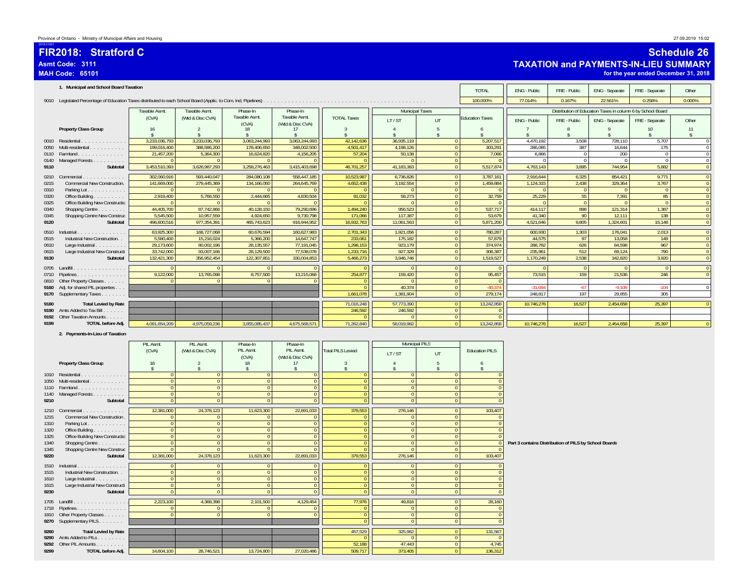Province of Ontario - Ministry of Municipal Affairs and Housing

# FIR2018: Stratford C

**Asmt Code: 3111**
**MAH Code: 65101**

## Schedule 26

### TAXATION and PAYMENTS-IN-LIEU SUMMARY

**for the year ended December 31, 2018**

### 1. Municipal and School Board Taxation

| | | TOTAL | ENG - Public | FRE - Public | ENG - Separate | FRE - Separate | Other |
|---|---|---|---|---|---|---|---|
| 9010 | Legislated Percentage of Education Taxes distributed to each School Board (Applic. to Com, Ind, Pipelines) | 100.000% | 77.014% | 0.167% | 22.561% | 0.258% | 0.000% |

| | Property Class Group | Taxable Asmt. (CVA) 16 $ | Taxable Asmt. (Wtd & Disc CVA) 2 $ | Phase-In Taxable Asmt. (CVA) 18 $ | Phase-In Taxable Asmt. (Wtd & Disc CVA) 17 $ | TOTAL Taxes 3 $ | Municipal Taxes LT / ST 4 $ | Municipal Taxes UT 5 $ | Education Taxes 6 $ | ENG - Public 7 $ | FRE - Public 8 $ | ENG - Separate 9 $ | FRE - Separate 10 $ | Other 11 $ |
|---|---|---|---|---|---|---|---|---|---|---|---|---|---|---|
| 0010 | Residential | 3,233,036,793 | 3,233,036,793 | 3,063,244,993 | 3,063,244,993 | 42,142,636 | 36,935,119 | 0 | 5,207,517 | 4,470,192 | 3,508 | 728,110 | 5,707 | 0 |
| 0050 | Multi-residential | 199,016,400 | 388,586,200 | 178,406,650 | 348,002,500 | 4,501,417 | 4,198,126 | 0 | 303,291 | 286,085 | 387 | 16,644 | 175 | 0 |
| 0110 | Farmland | 21,457,200 | 5,364,300 | 16,624,820 | 4,156,205 | 57,204 | 50,138 | 0 | 7,066 | 6,866 | 0 | 200 | 0 | 0 |
| 0140 | Managed Forests | 0 | 0 | 0 | 0 | 0 | 0 | 0 | 0 | 0 | 0 | 0 | 0 | 0 |
| 9110 | **Subtotal** | 3,453,510,393 | 3,626,987,293 | 3,258,276,463 | 3,415,403,698 | 46,701,257 | 41,183,383 | 0 | 5,517,874 | 4,763,143 | 3,895 | 744,954 | 5,882 | 0 |
| 0210 | Commercial | 302,060,916 | 593,440,047 | 284,080,108 | 558,447,185 | 10,523,987 | 6,736,826 | 0 | 3,787,161 | 2,916,644 | 6,325 | 854,421 | 9,771 | 0 |
| 0215 | Commercial New Construction | 141,669,000 | 279,445,369 | 134,166,050 | 264,645,769 | 4,652,438 | 3,192,554 | 0 | 1,459,884 | 1,124,315 | 2,438 | 329,364 | 3,767 | 0 |
| 0310 | Parking Lot | 0 | 0 | 0 | 0 | 0 | 0 | 0 | 0 | 0 | 0 | 0 | 0 | 0 |
| 0320 | Office Building | 2,919,400 | 5,768,550 | 2,444,665 | 4,830,504 | 91,032 | 58,273 | 0 | 32,759 | 25,229 | 55 | 7,391 | 85 | 0 |
| 0325 | Office Building New Constructio | 0 | 0 | 0 | 0 | 0 | 0 | 0 | 0 | 0 | 0 | 0 | 0 | 0 |
| 0340 | Shopping Centre | 44,405,700 | 87,742,866 | 40,128,150 | 79,290,696 | 1,494,240 | 956,523 | 0 | 537,717 | 414,117 | 898 | 121,314 | 1,387 | 0 |
| 0345 | Shopping Centre New Construc | 5,545,500 | 10,957,559 | 4,924,650 | 9,730,798 | 171,066 | 117,387 | 0 | 53,679 | 41,340 | 90 | 12,111 | 138 | 0 |
| 9120 | **Subtotal** | 496,600,516 | 977,354,391 | 465,743,623 | 916,944,952 | 16,932,763 | 11,061,563 | 0 | 5,871,200 | 4,521,646 | 9,805 | 1,324,601 | 15,148 | 0 |
| 0510 | Industrial | 63,925,300 | 168,727,068 | 60,676,594 | 160,627,983 | 2,701,343 | 1,921,056 | 0 | 780,287 | 600,930 | 1,303 | 176,041 | 2,013 | 0 |
| 0515 | Industrial New Construction | 5,580,400 | 15,216,024 | 5,366,200 | 14,647,747 | 233,061 | 175,182 | 0 | 57,879 | 44,575 | 97 | 13,058 | 149 | 0 |
| 0610 | Large Industrial | 29,173,600 | 80,002,196 | 28,135,557 | 77,191,045 | 1,298,153 | 923,179 | 0 | 374,974 | 288,782 | 626 | 84,598 | 967 | 0 |
| 0615 | Large Industrial New Constructi | 33,742,000 | 93,007,166 | 28,129,500 | 77,538,078 | 1,233,716 | 927,329 | 0 | 306,387 | 235,961 | 512 | 69,124 | 790 | 0 |
| 9130 | **Subtotal** | 132,421,300 | 356,952,454 | 122,307,851 | 330,004,853 | 5,466,273 | 3,946,746 | 0 | 1,519,527 | 1,170,249 | 2,538 | 342,820 | 3,920 | 0 |
| 0705 | Landfill | 0 | 0 | 0 | 0 | 0 | 0 | 0 | 0 | 0 | 0 | 0 | 0 | 0 |
| 0710 | Pipelines | 9,122,000 | 13,765,098 | 8,757,500 | 13,215,068 | 254,877 | 159,420 | 0 | 95,457 | 73,515 | 159 | 21,536 | 246 | 0 |
| 0810 | Other Property Classes | 0 | 0 | 0 | 0 | 0 | 0 | 0 | 0 | | | | | |
| 9160 | Adj. for shared PIL properties | | | | | 0 | 40,374 | 0 | -40,374 | -31,094 | -67 | -9,109 | -104 | 0 |
| 9170 | Supplementary Taxes | | | | | 1,661,078 | 1,381,904 | 0 | 279,174 | 248,817 | 197 | 29,855 | 305 | |
| 9180 | **Total Levied by Rate** | | | | | 71,016,248 | 57,773,390 | 0 | 13,242,858 | 10,746,276 | 16,527 | 2,454,658 | 25,397 | 0 |
| 9190 | Amts Added to Tax Bill | | | | | 246,592 | 246,592 | 0 | 0 | | | | | |
| 9192 | Other Taxation Amounts | | | | | 0 | 0 | 0 | 0 | | | | | |
| 9199 | **TOTAL before Adj.** | 4,091,654,209 | 4,975,059,236 | 3,855,085,437 | 4,675,568,571 | 71,262,840 | 58,019,982 | 0 | 13,242,858 | 10,746,276 | 16,527 | 2,454,658 | 25,397 | 0 |

### 2. Payments-In-Lieu of Taxation

| | Property Class Group | PIL Asmt. (CVA) 16 $ | PIL Asmt. (Wtd & Disc CVA) 2 $ | Phase-In PIL Asmt. (CVA) 18 $ | Phase-In PIL Asmt. (Wtd & Disc CVA) 17 $ | Total PILS Levied 3 $ | Municipal PILS LT / ST 4 $ | Municipal PILS UT 5 $ | Education PILS 6 $ |
|---|---|---|---|---|---|---|---|---|---|
| 1010 | Residential | 0 | 0 | 0 | 0 | 0 | 0 | 0 | 0 |
| 1050 | Multi-residential | 0 | 0 | 0 | 0 | 0 | 0 | 0 | 0 |
| 1110 | Farmland | 0 | 0 | 0 | 0 | 0 | 0 | 0 | 0 |
| 1140 | Managed Forests | 0 | 0 | 0 | 0 | 0 | 0 | 0 | 0 |
| 9210 | **Subtotal** | 0 | 0 | 0 | 0 | 0 | 0 | 0 | 0 |
| 1210 | Commercial | 12,381,000 | 24,378,123 | 11,623,300 | 22,891,033 | 379,553 | 276,146 | 0 | 103,407 |
| 1215 | Commercial New Construction | 0 | 0 | 0 | 0 | 0 | 0 | 0 | 0 |
| 1310 | Parking Lot | 0 | 0 | 0 | 0 | 0 | 0 | 0 | 0 |
| 1320 | Office Building | 0 | 0 | 0 | 0 | 0 | 0 | 0 | 0 |
| 1325 | Office Building New Constructio | 0 | 0 | 0 | 0 | 0 | 0 | 0 | 0 |
| 1340 | Shopping Centre | 0 | 0 | 0 | 0 | 0 | 0 | 0 | 0 |
| 1345 | Shopping Centre New Construc | 0 | 0 | 0 | 0 | 0 | 0 | 0 | 0 |
| 9220 | **Subtotal** | 12,381,000 | 24,378,123 | 11,623,300 | 22,891,033 | 379,553 | 276,146 | 0 | 103,407 |
| 1510 | Industrial | 0 | 0 | 0 | 0 | 0 | 0 | 0 | 0 |
| 1515 | Industrial New Construction | 0 | 0 | 0 | 0 | 0 | 0 | 0 | 0 |
| 1610 | Large Industrial | 0 | 0 | 0 | 0 | 0 | 0 | 0 | 0 |
| 1615 | Large Industrial New Constructi | 0 | 0 | 0 | 0 | 0 | 0 | 0 | 0 |
| 9230 | **Subtotal** | 0 | 0 | 0 | 0 | 0 | 0 | 0 | 0 |
| 1705 | Landfill | 2,223,100 | 4,368,398 | 2,101,500 | 4,129,454 | 77,976 | 49,816 | 0 | 28,160 |
| 1718 | Pipelines | 0 | 0 | 0 | 0 | 0 | 0 | 0 | 0 |
| 1810 | Other Property Classes | 0 | 0 | 0 | 0 | 0 | 0 | 0 | 0 |
| 9270 | Supplementary PILS | | | | | 0 | 0 | 0 | 0 |
| 9280 | **Total Levied by Rate** | | | | | 457,529 | 325,962 | 0 | 131,567 |
| 9290 | Amts Added to PILs | | | | | 0 | 0 | 0 | 0 |
| 9292 | Other PIL Amounts | | | | | 52,188 | 47,443 | 0 | 4,745 |
| 9299 | **TOTAL before Adj.** | 14,604,100 | 28,746,521 | 13,724,800 | 27,020,486 | 509,717 | 373,405 | 0 | 136,312 |

**Part 3 contains Distribution of PILS by School Boards**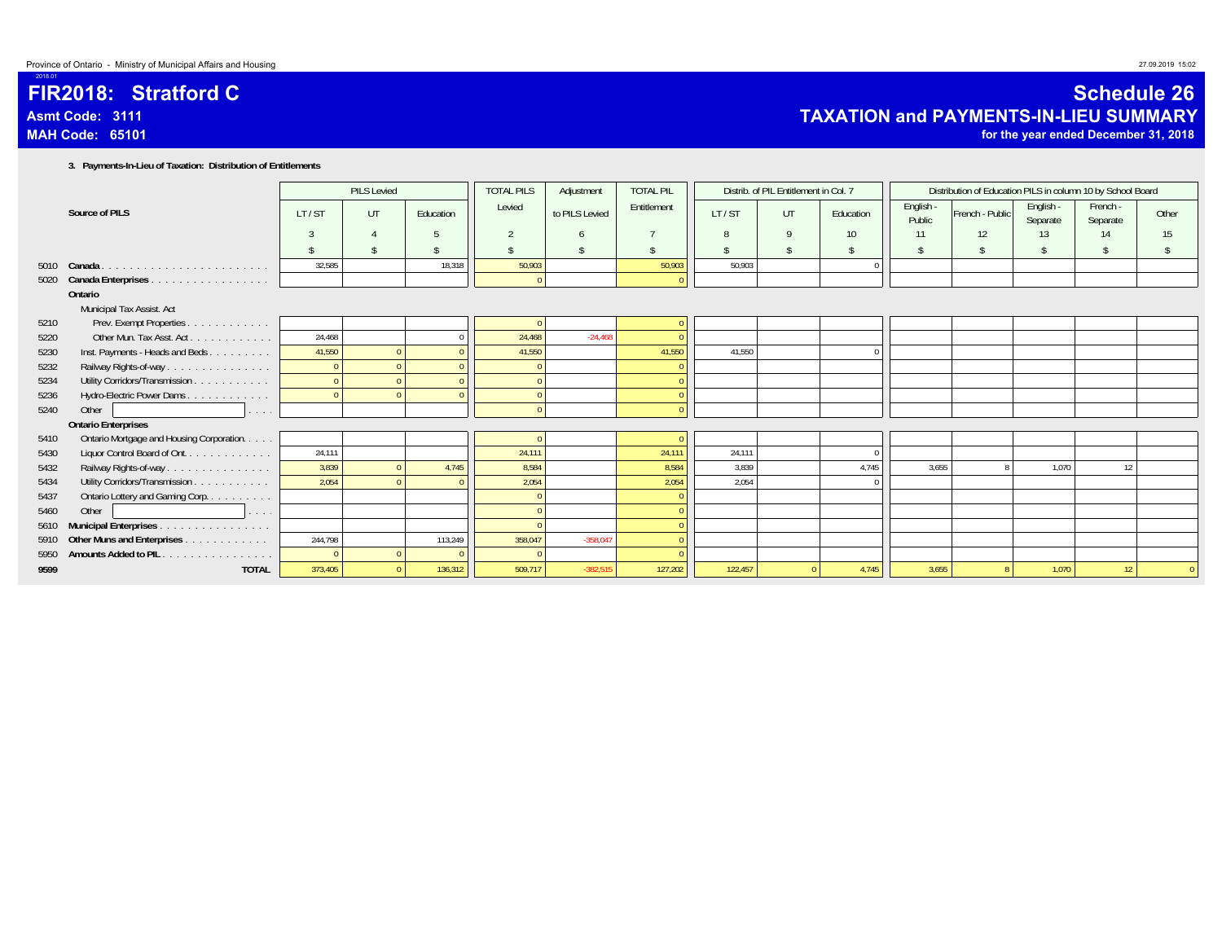Province of Ontario - Ministry of Municipal Affairs and Housing

# FIR2018: Stratford C

**Asmt Code: 3111**
**MAH Code: 65101**

## Schedule 26
## TAXATION and PAYMENTS-IN-LIEU SUMMARY
**for the year ended December 31, 2018**

### 3. Payments-In-Lieu of Taxation: Distribution of Entitlements

| | Source of PILS | PILS Levied | | | TOTAL PILS Levied | Adjustment to PILS Levied | TOTAL PIL Entitlement | Distrib. of PIL Entitlement in Col. 7 | | | Distribution of Education PILS in column 10 by School Board | | | | |
|---|---|---|---|---|---|---|---|---|---|---|---|---|---|---|---|
| | | LT / ST | UT | Education | | | | LT / ST | UT | Education | English - Public | French - Public | English - Separate | French - Separate | Other |
| | | 3 | 4 | 5 | 2 | 6 | 7 | 8 | 9 | 10 | 11 | 12 | 13 | 14 | 15 |
| | | $ | $ | $ | $ | $ | $ | $ | $ | $ | $ | $ | $ | $ | $ |
| 5010 | **Canada** | 32,585 | | 18,318 | 50,903 | | 50,903 | 50,903 | | 0 | | | | | |
| 5020 | **Canada Enterprises** | | | | 0 | | 0 | | | | | | | | |
| | **Ontario** | | | | | | | | | | | | | | |
| | Municipal Tax Assist. Act | | | | | | | | | | | | | | |
| 5210 | Prev. Exempt Properties | | | | 0 | | 0 | | | | | | | | |
| 5220 | Other Mun. Tax Asst. Act | 24,468 | | 0 | 24,468 | -24,468 | 0 | | | | | | | | |
| 5230 | Inst. Payments - Heads and Beds | 41,550 | 0 | 0 | 41,550 | | 41,550 | 41,550 | | 0 | | | | | |
| 5232 | Railway Rights-of-way | 0 | 0 | 0 | 0 | | 0 | | | | | | | | |
| 5234 | Utility Corridors/Transmission | 0 | 0 | 0 | 0 | | 0 | | | | | | | | |
| 5236 | Hydro-Electric Power Dams | 0 | 0 | 0 | 0 | | 0 | | | | | | | | |
| 5240 | Other | | | | 0 | | 0 | | | | | | | | |
| | **Ontario Enterprises** | | | | | | | | | | | | | | |
| 5410 | Ontario Mortgage and Housing Corporation | | | | 0 | | 0 | | | | | | | | |
| 5430 | Liquor Control Board of Ont. | 24,111 | | | 24,111 | | 24,111 | 24,111 | | 0 | | | | | |
| 5432 | Railway Rights-of-way | 3,839 | 0 | 4,745 | 8,584 | | 8,584 | 3,839 | | 4,745 | 3,655 | 8 | 1,070 | 12 | |
| 5434 | Utility Corridors/Transmission | 2,054 | 0 | 0 | 2,054 | | 2,054 | 2,054 | | 0 | | | | | |
| 5437 | Ontario Lottery and Gaming Corp. | | | | 0 | | 0 | | | | | | | | |
| 5460 | Other | | | | 0 | | 0 | | | | | | | | |
| 5610 | **Municipal Enterprises** | | | | 0 | | 0 | | | | | | | | |
| 5910 | **Other Muns and Enterprises** | 244,798 | | 113,249 | 358,047 | -358,047 | 0 | | | | | | | | |
| 5950 | **Amounts Added to PIL** | 0 | 0 | 0 | 0 | | 0 | | | | | | | | |
| **9599** | **TOTAL** | 373,405 | 0 | 136,312 | 509,717 | -382,515 | 127,202 | 122,457 | 0 | 4,745 | 3,655 | 8 | 1,070 | 12 | 0 |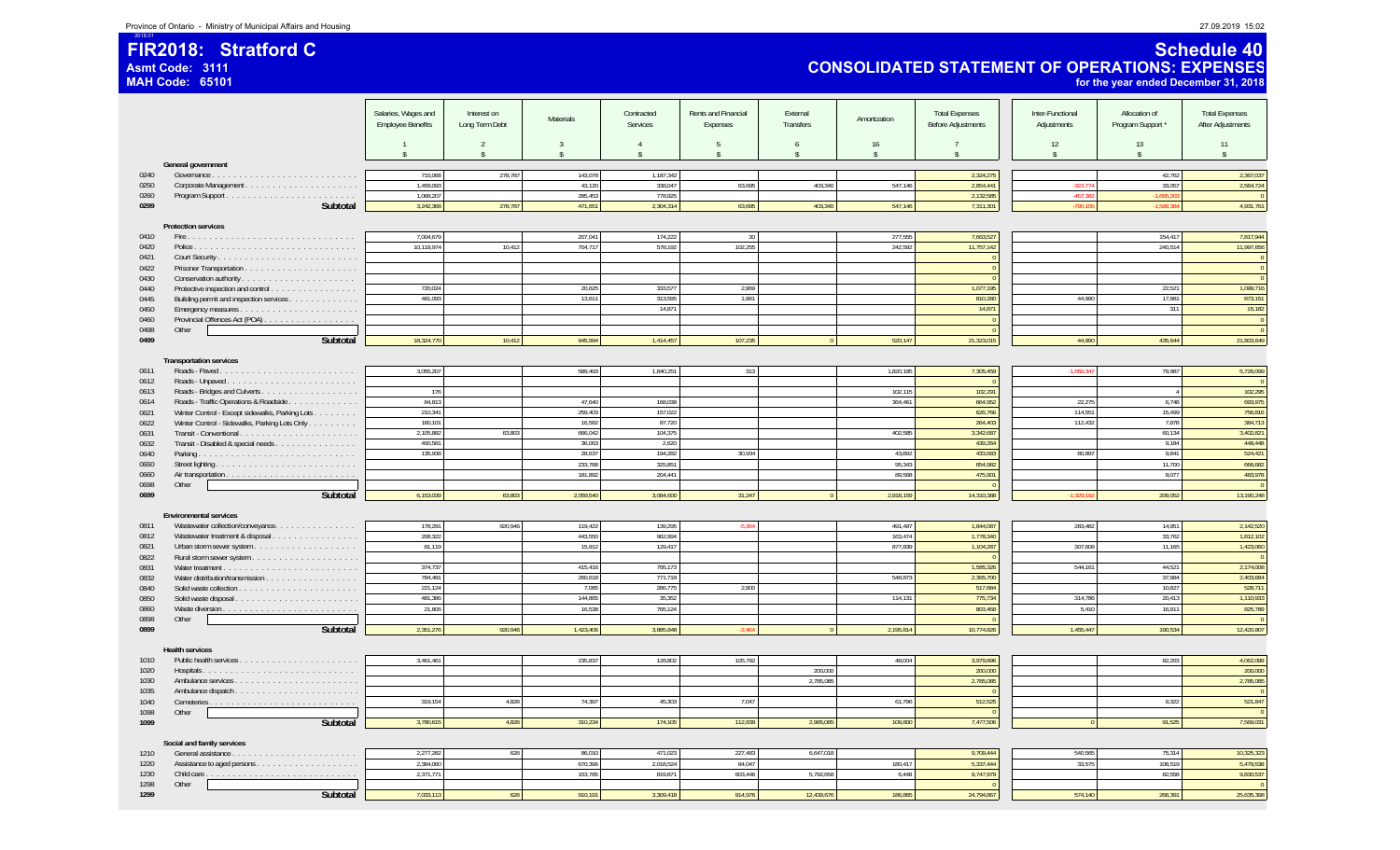# FIR2018: Stratford C

Asmt Code: 3111
MAH Code: 65101

## Schedule 40
## CONSOLIDATED STATEMENT OF OPERATIONS: EXPENSES
for the year ended December 31, 2018

| | | Salaries, Wages and Employee Benefits | Interest on Long Term Debt | Materials | Contracted Services | Rents and Financial Expenses | External Transfers | Amortization | Total Expenses Before Adjustments | Inter-Functional Adjustments | Allocation of Program Support * | Total Expenses After Adjustments |
|---|---|---|---|---|---|---|---|---|---|---|---|---|
| | | 1 | 2 | 3 | 4 | 5 | 6 | 16 | 7 | 12 | 13 | 11 |
| | | $ | $ | $ | $ | $ | $ | $ | $ | $ | $ | $ |
| | **General government** | | | | | | | | | | | |
| 0240 | Governance | 715,068 | 278,787 | 143,078 | 1,187,342 | | | | 2,324,275 | | 42,762 | 2,367,037 |
| 0250 | Corporate Management | 1,459,093 | | 43,120 | 338,047 | 63,695 | 403,340 | 547,146 | 2,854,441 | -322,774 | 33,057 | 2,564,724 |
| 0260 | Program Support | 1,068,207 | | 285,453 | 778,925 | | | | 2,132,585 | -467,382 | -1,665,203 | 0 |
| 0299 | **Subtotal** | 3,242,368 | 278,787 | 471,651 | 2,304,314 | 63,695 | 403,340 | 547,146 | 7,311,301 | -790,156 | -1,589,384 | 4,931,761 |
| | **Protection services** | | | | | | | | | | | |
| 0410 | Fire | 7,004,679 | | 207,041 | 174,222 | 30 | | 277,555 | 7,663,527 | | 154,417 | 7,817,944 |
| 0420 | Police | 10,118,974 | 10,412 | 704,717 | 578,192 | 102,255 | | 242,592 | 11,757,142 | | 240,514 | 11,997,656 |
| 0421 | Court Security | | | | | | | | 0 | | | 0 |
| 0422 | Prisoner Transportation | | | | | | | | 0 | | | 0 |
| 0430 | Conservation authority | | | | | | | | 0 | | | 0 |
| 0440 | Protective inspection and control | 720,024 | | 20,625 | 333,577 | 2,969 | | | 1,077,195 | | 22,521 | 1,099,716 |
| 0445 | Building permit and inspection services | 481,093 | | 13,611 | 313,595 | 1,981 | | | 810,280 | 44,990 | 17,881 | 873,151 |
| 0450 | Emergency measures | | | | 14,871 | | | | 14,871 | | 311 | 15,182 |
| 0460 | Provincial Offences Act (POA) | | | | | | | | 0 | | | 0 |
| 0498 | Other | | | | | | | | 0 | | | 0 |
| 0499 | **Subtotal** | 18,324,770 | 10,412 | 945,994 | 1,414,457 | 107,235 | 0 | 520,147 | 21,323,015 | 44,990 | 435,644 | 21,803,649 |
| | **Transportation services** | | | | | | | | | | | |
| 0611 | Roads - Paved | 3,055,207 | | 589,403 | 1,840,251 | 313 | | 1,820,285 | 7,305,459 | -1,659,347 | 79,987 | 5,726,099 |
| 0612 | Roads - Unpaved | | | | | | | | 0 | | | 0 |
| 0613 | Roads - Bridges and Culverts | 176 | | | | | | 102,115 | 102,291 | | 4 | 102,295 |
| 0614 | Roads - Traffic Operations & Roadside | 84,813 | | 47,640 | 168,038 | | | 364,461 | 664,952 | 22,275 | 6,748 | 693,975 |
| 0621 | Winter Control - Except sidewalks, Parking Lots | 210,341 | | 259,403 | 157,022 | | | | 626,766 | 114,551 | 15,499 | 756,816 |
| 0622 | Winter Control - Sidewalks, Parking Lots Only | 160,101 | | 16,582 | 87,720 | | | | 264,403 | 112,432 | 7,878 | 384,713 |
| 0631 | Transit - Conventional | 2,105,882 | 63,803 | 666,042 | 104,375 | | | 402,585 | 3,342,687 | | 60,134 | 3,402,821 |
| 0632 | Transit - Disabled & special needs | 400,581 | | 36,053 | 2,620 | | | | 439,254 | | 9,194 | 448,448 |
| 0640 | Parking | 135,938 | | 28,637 | 194,282 | 30,934 | | 43,892 | 433,683 | 80,897 | 9,841 | 524,421 |
| 0650 | Street lighting | | | 233,788 | 325,851 | | | 95,343 | 654,982 | | 11,700 | 666,682 |
| 0660 | Air transportation | | | 181,892 | 204,441 | | | 89,568 | 475,901 | | 8,077 | 483,978 |
| 0698 | Other | | | | | | | | 0 | | | 0 |
| 0699 | **Subtotal** | 6,153,039 | 63,803 | 2,059,540 | 3,084,600 | 31,247 | 0 | 2,918,159 | 14,310,388 | -1,329,192 | 209,052 | 13,190,248 |
| | **Environmental services** | | | | | | | | | | | |
| 0811 | Wastewater collection/conveyance | 178,291 | 920,946 | 119,422 | 139,295 | -5,364 | | 491,497 | 1,844,087 | 283,482 | 14,951 | 2,142,520 |
| 0812 | Wastewater treatment & disposal | 208,322 | | 443,550 | 962,994 | | | 163,474 | 1,778,340 | | 33,762 | 1,812,102 |
| 0821 | Urban storm sewer system | 81,119 | | 15,912 | 129,417 | | | 877,839 | 1,104,287 | 307,608 | 11,165 | 1,423,060 |
| 0822 | Rural storm sewer system | | | | | | | | 0 | | | 0 |
| 0831 | Water treatment | 374,737 | | 415,416 | 795,173 | | | | 1,585,326 | 544,161 | 44,521 | 2,174,008 |
| 0832 | Water distribution/transmission | 784,491 | | 260,618 | 771,718 | | | 548,873 | 2,365,700 | | 37,984 | 2,403,684 |
| 0840 | Solid waste collection | 221,124 | | 7,085 | 286,775 | 2,900 | | | 517,884 | | 10,827 | 528,711 |
| 0850 | Solid waste disposal | 481,386 | | 144,865 | 35,352 | | | 114,131 | 775,734 | 314,786 | 20,413 | 1,110,933 |
| 0860 | Waste diversion | 21,806 | | 16,538 | 765,124 | | | | 803,468 | 5,410 | 16,911 | 825,789 |
| 0898 | Other | | | | | | | | 0 | | | 0 |
| 0899 | **Subtotal** | 2,351,276 | 920,946 | 1,423,406 | 3,885,848 | -2,464 | 0 | 2,195,814 | 10,774,826 | 1,455,447 | 190,534 | 12,420,807 |
| | **Health services** | | | | | | | | | | | |
| 1010 | Public health services | 3,461,461 | | 235,837 | 128,802 | 105,792 | | 48,004 | 3,979,896 | | 82,203 | 4,062,099 |
| 1020 | Hospitals | | | | | | 200,000 | | 200,000 | | | 200,000 |
| 1030 | Ambulance services | | | | | | 2,785,085 | | 2,785,085 | | | 2,785,085 |
| 1035 | Ambulance dispatch | | | | | | | | 0 | | | 0 |
| 1040 | Cemeteries | 319,154 | 4,828 | 74,397 | 45,303 | 7,047 | | 61,796 | 512,525 | | 9,322 | 521,847 |
| 1098 | Other | | | | | | | | 0 | | | 0 |
| 1099 | **Subtotal** | 3,780,615 | 4,828 | 310,234 | 174,105 | 112,839 | 2,985,085 | 109,800 | 7,477,506 | 0 | 91,525 | 7,569,031 |
| | **Social and family services** | | | | | | | | | | | |
| 1210 | General assistance | 2,277,282 | 628 | 86,010 | 471,023 | 227,483 | 6,647,018 | | 9,709,444 | 540,565 | 75,314 | 10,325,323 |
| 1220 | Assistance to aged persons | 2,384,060 | | 670,396 | 2,018,524 | 84,047 | | 180,417 | 5,337,444 | 33,575 | 108,519 | 5,479,538 |
| 1230 | Child care | 2,371,771 | | 153,785 | 819,871 | 603,446 | 5,792,658 | 6,448 | 9,747,979 | | 82,558 | 9,830,537 |
| 1298 | Other | | | | | | | | 0 | | | 0 |
| 1299 | **Subtotal** | 7,033,113 | 628 | 910,191 | 3,309,418 | 914,976 | 12,439,676 | 186,865 | 24,794,867 | 574,140 | 266,391 | 25,635,398 |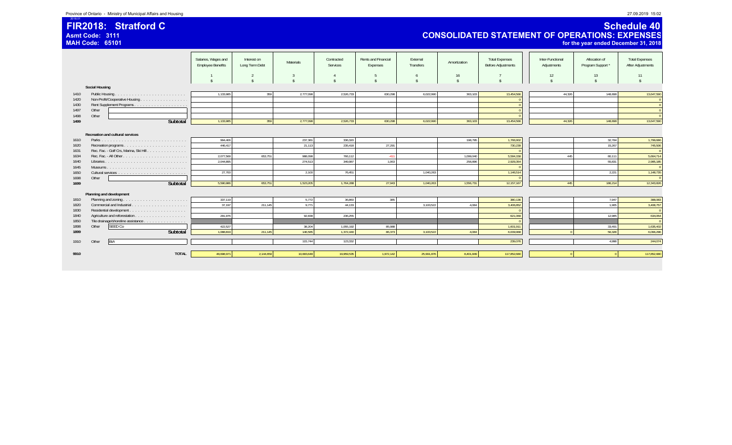# FIR2018: Stratford C

**Asmt Code: 3111**
**MAH Code: 65101**

## Schedule 40
## CONSOLIDATED STATEMENT OF OPERATIONS: EXPENSES
**for the year ended December 31, 2018**

| | | Salaries, Wages and Employee Benefits | Interest on Long Term Debt | Materials | Contracted Services | Rents and Financial Expenses | External Transfers | Amortization | Total Expenses Before Adjustments | Inter-Functional Adjustments | Allocation of Program Support * | Total Expenses After Adjustments |
|---|---|---|---|---|---|---|---|---|---|---|---|---|
| | | 1 | 2 | 3 | 4 | 5 | 6 | 16 | 7 | 12 | 13 | 11 |
| | | $ | $ | $ | $ | $ | $ | $ | $ | $ | $ | $ |
| | **Social Housing** | | | | | | | | | | | |
| 1410 | Public Housing | 1,133,985 | 359 | 2,777,098 | 2,526,733 | 630,298 | 6,022,990 | 363,103 | 13,454,566 | 44,326 | 148,698 | 13,647,590 |
| 1420 | Non-Profit/Cooperative Housing | | | | | | | | 0 | | | 0 |
| 1430 | Rent Supplement Programs | | | | | | | | 0 | | | 0 |
| 1497 | Other | | | | | | | | 0 | | | 0 |
| 1498 | Other | | | | | | | | 0 | | | 0 |
| **1499** | **Subtotal** | 1,133,985 | 359 | 2,777,098 | 2,526,733 | 630,298 | 6,022,990 | 363,103 | 13,454,566 | 44,326 | 148,698 | 13,647,590 |
| | **Recreation and cultural services** | | | | | | | | | | | |
| 1610 | Parks | 994,406 | | 237,381 | 336,320 | | | 198,795 | 1,766,902 | | 32,784 | 1,799,686 |
| 1620 | Recreation programs | 446,417 | | 21,113 | 235,418 | 27,291 | | | 730,239 | | 15,267 | 745,506 |
| 1631 | Rec. Fac. - Golf Crs, Marina, Ski Hill | | | | | | | | 0 | | | 0 |
| 1634 | Rec. Fac. - All Other | 2,077,568 | 653,751 | 988,098 | 766,112 | -411 | | 1,099,040 | 5,584,158 | 445 | 80,111 | 5,664,714 |
| 1640 | Libraries | 2,044,895 | | 274,513 | 349,987 | 1,063 | | 258,896 | 2,929,354 | | 55,831 | 2,985,185 |
| 1645 | Museums | | | | | | | | 0 | | | 0 |
| 1650 | Cultural services | 27,700 | | 2,100 | 76,451 | | 1,040,263 | | 1,146,514 | | 2,221 | 1,148,735 |
| 1698 | Other | | | | | | | | 0 | | | 0 |
| **1699** | **Subtotal** | 5,590,986 | 653,751 | 1,523,205 | 1,764,288 | 27,943 | 1,040,263 | 1,556,731 | 12,157,167 | 445 | 186,214 | 12,343,826 |
| | **Planning and development** | | | | | | | | | | | |
| 1810 | Planning and zoning | 337,119 | | 5,772 | 36,860 | 385 | | | 380,136 | | 7,947 | 388,083 |
| 1820 | Commercial and Industrial | 37,197 | 211,145 | 9,771 | 44,133 | | 3,100,522 | 4,084 | 3,406,852 | | 1,905 | 3,408,757 |
| 1830 | Residential development | | | | | | | | 0 | | | 0 |
| 1840 | Agriculture and reforestation | 291,976 | | 92,838 | 236,255 | | | | 621,069 | | 12,985 | 634,054 |
| 1850 | Tile drainage/shoreline assistance | | | | | | | | 0 | | | 0 |
| 1898 | Other SEED Co | 422,527 | | 38,204 | 1,055,192 | 85,988 | | | 1,601,911 | | 33,491 | 1,635,402 |
| **1899** | **Subtotal** | 1,088,819 | 211,145 | 146,585 | 1,372,440 | 86,373 | 3,100,522 | 4,084 | 6,009,968 | 0 | 56,328 | 6,066,296 |
| 1910 | Other BIA | | | 115,744 | 123,332 | | | | 239,076 | | 4,998 | 244,074 |
| **9910** | **TOTAL** | 48,698,971 | 2,144,659 | 10,683,648 | 19,959,535 | 1,972,142 | 25,991,876 | 8,401,849 | 117,852,680 | 0 | 0 | 117,852,680 |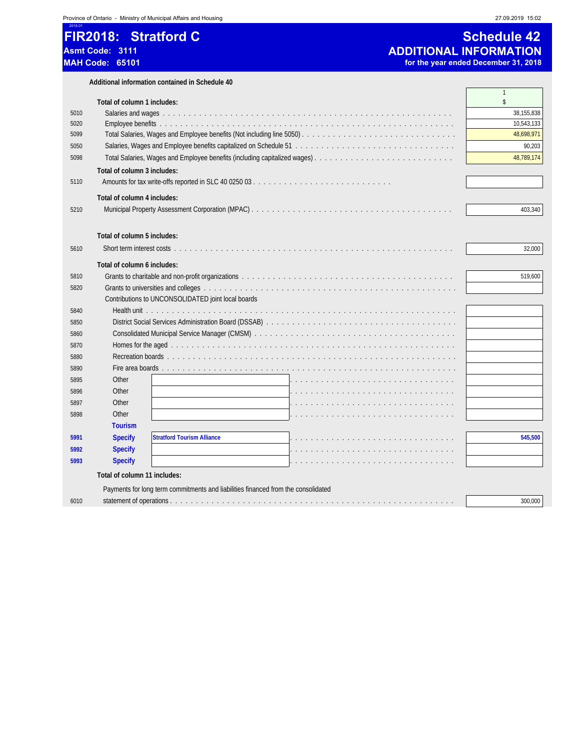# FIR2018: Stratford C

**Asmt Code: 3111**

**MAH Code: 65101**

## Schedule 42
## ADDITIONAL INFORMATION
**for the year ended December 31, 2018**

**Additional information contained in Schedule 40**

| Line | Description | 1<br>$ |
|---|---|---|
| | **Total of column 1 includes:** | |
| 5010 | Salaries and wages | 38,155,838 |
| 5020 | Employee benefits | 10,543,133 |
| 5099 | Total Salaries, Wages and Employee benefits (Not including line 5050) | 48,698,971 |
| 5050 | Salaries, Wages and Employee benefits capitalized on Schedule 51 | 90,203 |
| 5098 | Total Salaries, Wages and Employee benefits (including capitalized wages) | 48,789,174 |
| | **Total of column 3 includes:** | |
| 5110 | Amounts for tax write-offs reported in SLC 40 0250 03 | |
| | **Total of column 4 includes:** | |
| 5210 | Municipal Property Assessment Corporation (MPAC) | 403,340 |
| | **Total of column 5 includes:** | |
| 5610 | Short term interest costs | 32,000 |
| | **Total of column 6 includes:** | |
| 5810 | Grants to charitable and non-profit organizations | 519,600 |
| 5820 | Grants to universities and colleges | |
| | Contributions to UNCONSOLIDATED joint local boards | |
| 5840 | Health unit | |
| 5850 | District Social Services Administration Board (DSSAB) | |
| 5860 | Consolidated Municipal Service Manager (CMSM) | |
| 5870 | Homes for the aged | |
| 5880 | Recreation boards | |
| 5890 | Fire area boards | |
| 5895 | Other | |
| 5896 | Other | |
| 5897 | Other | |
| 5898 | Other | |
| | **Tourism** | |
| 5991 | **Specify** Stratford Tourism Alliance | **545,500** |
| 5992 | **Specify** | |
| 5993 | **Specify** | |
| | **Total of column 11 includes:** | |
| 6010 | Payments for long term commitments and liabilities financed from the consolidated statement of operations | 300,000 |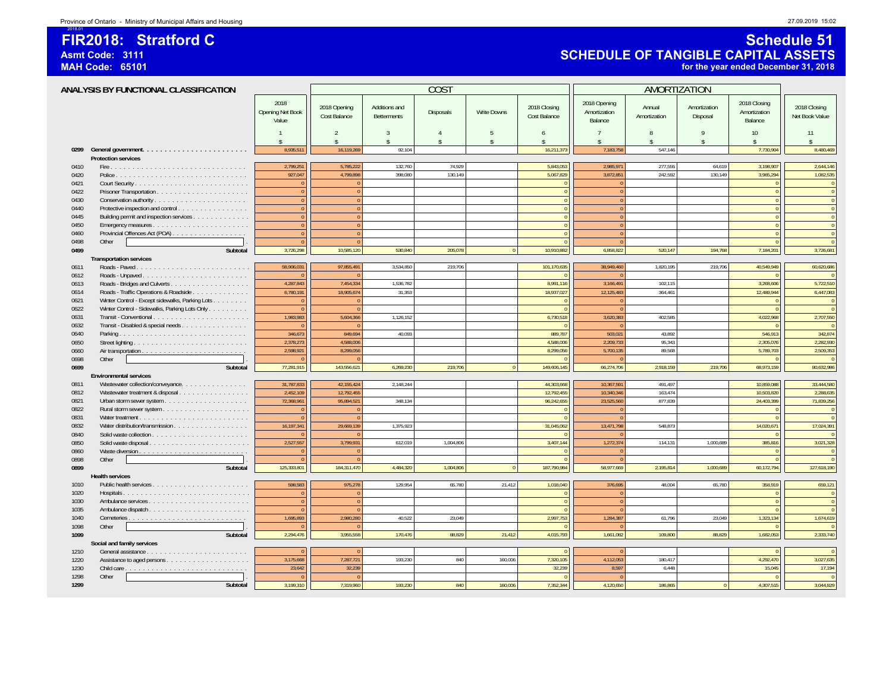# FIR2018: Stratford C

**Asmt Code: 3111**
**MAH Code: 65101**

## Schedule 51
## SCHEDULE OF TANGIBLE CAPITAL ASSETS
**for the year ended December 31, 2018**

### ANALYSIS BY FUNCTIONAL CLASSIFICATION

| | | | COST | | | | | AMORTIZATION | | | | |
|---|---|---|---|---|---|---|---|---|---|---|---|---|
| | | 2018 Opening Net Book Value | 2018 Opening Cost Balance | Additions and Betterments | Disposals | Write Downs | 2018 Closing Cost Balance | 2018 Opening Amortization Balance | Annual Amortization | Amortization Disposal | 2018 Closing Amortization Balance | 2018 Closing Net Book Value |
| | | 1 | 2 | 3 | 4 | 5 | 6 | 7 | 8 | 9 | 10 | 11 |
| | | $ | $ | $ | $ | $ | $ | $ | $ | $ | $ | $ |
| 0299 | **General government** | 8,935,511 | 16,119,269 | 92,104 | | | 16,211,373 | 7,183,758 | 547,146 | | 7,730,904 | 8,480,469 |
| | **Protection services** | | | | | | | | | | | |
| 0410 | Fire | 2,799,251 | 5,785,222 | 132,760 | 74,929 | | 5,843,053 | 2,985,971 | 277,555 | 64,619 | 3,198,907 | 2,644,146 |
| 0420 | Police | 927,047 | 4,799,898 | 398,080 | 130,149 | | 5,067,829 | 3,872,851 | 242,592 | 130,149 | 3,985,294 | 1,082,535 |
| 0421 | Court Security | 0 | 0 | | | | 0 | 0 | | | 0 | 0 |
| 0422 | Prisoner Transportation | 0 | 0 | | | | 0 | 0 | | | 0 | 0 |
| 0430 | Conservation authority | 0 | 0 | | | | 0 | 0 | | | 0 | 0 |
| 0440 | Protective inspection and control | 0 | 0 | | | | 0 | 0 | | | 0 | 0 |
| 0445 | Building permit and inspection services | 0 | 0 | | | | 0 | 0 | | | 0 | 0 |
| 0450 | Emergency measures | 0 | 0 | | | | 0 | 0 | | | 0 | 0 |
| 0460 | Provincial Offences Act (POA) | 0 | 0 | | | | 0 | 0 | | | 0 | 0 |
| 0498 | Other | 0 | 0 | | | | 0 | 0 | | | 0 | 0 |
| 0499 | **Subtotal** | 3,726,298 | 10,585,120 | 530,840 | 205,078 | 0 | 10,910,882 | 6,858,822 | 520,147 | 194,768 | 7,184,201 | 3,726,681 |
| | **Transportation services** | | | | | | | | | | | |
| 0611 | Roads - Paved | 58,906,031 | 97,855,491 | 3,534,850 | 219,706 | | 101,170,635 | 38,949,460 | 1,820,195 | 219,706 | 40,549,949 | 60,620,686 |
| 0612 | Roads - Unpaved | 0 | 0 | | | | 0 | 0 | | | 0 | 0 |
| 0613 | Roads - Bridges and Culverts | 4,287,843 | 7,454,334 | 1,536,782 | | | 8,991,116 | 3,166,491 | 102,115 | | 3,268,606 | 5,722,510 |
| 0614 | Roads - Traffic Operations & Roadside | 6,780,191 | 18,905,674 | 31,353 | | | 18,937,027 | 12,125,483 | 364,461 | | 12,489,944 | 6,447,083 |
| 0621 | Winter Control - Except sidewalks, Parking Lots | 0 | 0 | | | | 0 | 0 | | | 0 | 0 |
| 0622 | Winter Control - Sidewalks, Parking Lots Only | 0 | 0 | | | | 0 | 0 | | | 0 | 0 |
| 0631 | Transit - Conventional | 1,983,983 | 5,604,366 | 1,126,152 | | | 6,730,518 | 3,620,383 | 402,585 | | 4,022,968 | 2,707,550 |
| 0632 | Transit - Disabled & special needs | 0 | 0 | | | | 0 | 0 | | | 0 | 0 |
| 0640 | Parking | 346,673 | 849,694 | 40,093 | | | 889,787 | 503,021 | 43,892 | | 546,913 | 342,874 |
| 0650 | Street lighting | 2,378,273 | 4,588,006 | | | | 4,588,006 | 2,209,733 | 95,343 | | 2,305,076 | 2,282,930 |
| 0660 | Air transportation | 2,598,921 | 8,299,056 | | | | 8,299,056 | 5,700,135 | 89,568 | | 5,789,703 | 2,509,353 |
| 0698 | Other | 0 | 0 | | | | 0 | 0 | | | 0 | 0 |
| 0699 | **Subtotal** | 77,281,915 | 143,556,621 | 6,269,230 | 219,706 | 0 | 149,606,145 | 66,274,706 | 2,918,159 | 219,706 | 68,973,159 | 80,632,986 |
| | **Environmental services** | | | | | | | | | | | |
| 0811 | Wastewater collection/conveyance | 31,787,833 | 42,155,424 | 2,148,244 | | | 44,303,668 | 10,367,591 | 491,497 | | 10,859,088 | 33,444,580 |
| 0812 | Wastewater treatment & disposal | 2,452,109 | 12,792,455 | | | | 12,792,455 | 10,340,346 | 163,474 | | 10,503,820 | 2,288,635 |
| 0821 | Urban storm sewer system | 72,368,961 | 95,894,521 | 348,134 | | | 96,242,655 | 23,525,560 | 877,839 | | 24,403,399 | 71,839,256 |
| 0822 | Rural storm sewer system | 0 | 0 | | | | 0 | 0 | | | 0 | 0 |
| 0831 | Water treatment | 0 | 0 | | | | 0 | 0 | | | 0 | 0 |
| 0832 | Water distribution/transmission | 16,197,341 | 29,669,139 | 1,375,923 | | | 31,045,062 | 13,471,798 | 548,873 | | 14,020,671 | 17,024,391 |
| 0840 | Solid waste collection | 0 | 0 | | | | 0 | 0 | | | 0 | 0 |
| 0850 | Solid waste disposal | 2,527,557 | 3,799,931 | 612,019 | 1,004,806 | | 3,407,144 | 1,272,374 | 114,131 | 1,000,689 | 385,816 | 3,021,328 |
| 0860 | Waste diversion | 0 | 0 | | | | 0 | 0 | | | 0 | 0 |
| 0898 | Other | 0 | 0 | | | | 0 | 0 | | | 0 | 0 |
| 0899 | **Subtotal** | 125,333,801 | 184,311,470 | 4,484,320 | 1,004,806 | 0 | 187,790,984 | 58,977,669 | 2,195,814 | 1,000,689 | 60,172,794 | 127,618,190 |
| | **Health services** | | | | | | | | | | | |
| 1010 | Public health services | 598,583 | 975,278 | 129,954 | 65,780 | 21,412 | 1,018,040 | 376,695 | 48,004 | 65,780 | 358,919 | 659,121 |
| 1020 | Hospitals | 0 | 0 | | | | 0 | 0 | | | 0 | 0 |
| 1030 | Ambulance services | 0 | 0 | | | | 0 | 0 | | | 0 | 0 |
| 1035 | Ambulance dispatch | 0 | 0 | | | | 0 | 0 | | | 0 | 0 |
| 1040 | Cemeteries | 1,695,893 | 2,980,280 | 40,522 | 23,049 | | 2,997,753 | 1,284,387 | 61,796 | 23,049 | 1,323,134 | 1,674,619 |
| 1098 | Other | 0 | 0 | | | | 0 | 0 | | | 0 | 0 |
| 1099 | **Subtotal** | 2,294,476 | 3,955,558 | 170,476 | 88,829 | 21,412 | 4,015,793 | 1,661,082 | 109,800 | 88,829 | 1,682,053 | 2,333,740 |
| | **Social and family services** | | | | | | | | | | | |
| 1210 | General assistance | 0 | 0 | | | | 0 | 0 | | | 0 | 0 |
| 1220 | Assistance to aged persons | 3,175,668 | 7,287,721 | 193,230 | 840 | 160,006 | 7,320,105 | 4,112,053 | 180,417 | | 4,292,470 | 3,027,635 |
| 1230 | Child care | 23,642 | 32,239 | | | | 32,239 | 8,597 | 6,448 | | 15,045 | 17,194 |
| 1298 | Other | 0 | 0 | | | | 0 | 0 | | | 0 | 0 |
| 1299 | **Subtotal** | 3,199,310 | 7,319,960 | 193,230 | 840 | 160,006 | 7,352,344 | 4,120,650 | 186,865 | 0 | 4,307,515 | 3,044,829 |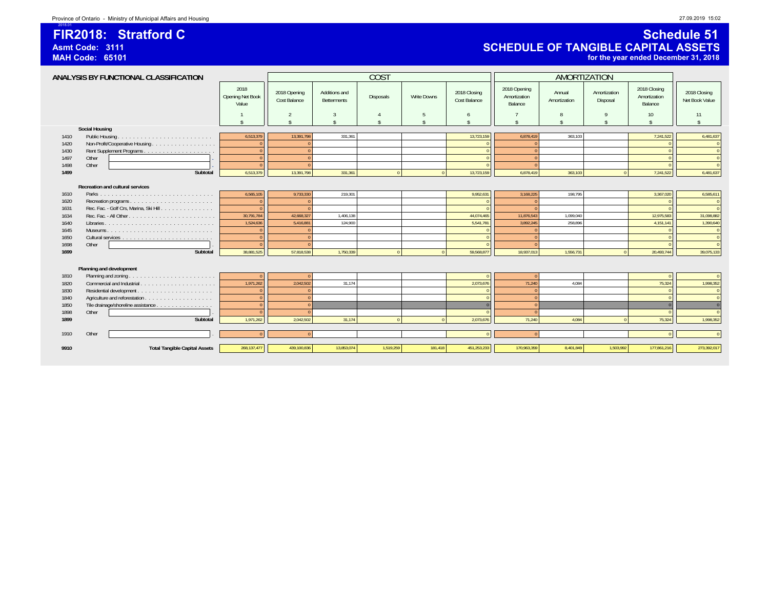# FIR2018: Stratford C

**Asmt Code: 3111**

**MAH Code: 65101**

## Schedule 51

## SCHEDULE OF TANGIBLE CAPITAL ASSETS

**for the year ended December 31, 2018**

### ANALYSIS BY FUNCTIONAL CLASSIFICATION

| | | | COST | | | | | AMORTIZATION | | | | |
|---|---|---|---|---|---|---|---|---|---|---|---|---|
| | | 2018 Opening Net Book Value | 2018 Opening Cost Balance | Additions and Betterments | Disposals | Write Downs | 2018 Closing Cost Balance | 2018 Opening Amortization Balance | Annual Amortization | Amortization Disposal | 2018 Closing Amortization Balance | 2018 Closing Net Book Value |
| | | 1 | 2 | 3 | 4 | 5 | 6 | 7 | 8 | 9 | 10 | 11 |
| | | $ | $ | $ | $ | $ | $ | $ | $ | $ | $ | $ |
| | **Social Housing** | | | | | | | | | | | |
| 1410 | Public Housing | 6,513,379 | 13,391,798 | 331,361 | | | 13,723,159 | 6,878,419 | 363,103 | | 7,241,522 | 6,481,637 |
| 1420 | Non-Profit/Cooperative Housing | 0 | 0 | | | | 0 | 0 | | | 0 | 0 |
| 1430 | Rent Supplement Programs | 0 | 0 | | | | 0 | 0 | | | 0 | 0 |
| 1497 | Other | 0 | 0 | | | | 0 | 0 | | | 0 | 0 |
| 1498 | Other | 0 | 0 | | | | 0 | 0 | | | 0 | 0 |
| **1499** | **Subtotal** | 6,513,379 | 13,391,798 | 331,361 | 0 | 0 | 13,723,159 | 6,878,419 | 363,103 | 0 | 7,241,522 | 6,481,637 |
| | **Recreation and cultural services** | | | | | | | | | | | |
| 1610 | Parks | 6,565,105 | 9,733,330 | 219,301 | | | 9,952,631 | 3,168,225 | 198,795 | | 3,367,020 | 6,585,611 |
| 1620 | Recreation programs | 0 | 0 | | | | 0 | 0 | | | 0 | 0 |
| 1631 | Rec. Fac. - Golf Crs, Marina, Ski Hill | 0 | 0 | | | | 0 | 0 | | | 0 | 0 |
| 1634 | Rec. Fac. - All Other | 30,791,784 | 42,668,327 | 1,406,138 | | | 44,074,465 | 11,876,543 | 1,099,040 | | 12,975,583 | 31,098,882 |
| 1640 | Libraries | 1,524,636 | 5,416,881 | 124,900 | | | 5,541,781 | 3,892,245 | 258,896 | | 4,151,141 | 1,390,640 |
| 1645 | Museums | 0 | 0 | | | | 0 | 0 | | | 0 | 0 |
| 1650 | Cultural services | 0 | 0 | | | | 0 | 0 | | | 0 | 0 |
| 1698 | Other | 0 | 0 | | | | 0 | 0 | | | 0 | 0 |
| **1699** | **Subtotal** | 38,881,525 | 57,818,538 | 1,750,339 | 0 | 0 | 59,568,877 | 18,937,013 | 1,556,731 | 0 | 20,493,744 | 39,075,133 |
| | **Planning and development** | | | | | | | | | | | |
| 1810 | Planning and zoning | 0 | 0 | | | | 0 | 0 | | | 0 | 0 |
| 1820 | Commercial and Industrial | 1,971,262 | 2,042,502 | 31,174 | | | 2,073,676 | 71,240 | 4,084 | | 75,324 | 1,998,352 |
| 1830 | Residential development | 0 | 0 | | | | 0 | 0 | | | 0 | 0 |
| 1840 | Agriculture and reforestation | 0 | 0 | | | | 0 | 0 | | | 0 | 0 |
| 1850 | Tile drainage/shoreline assistance | 0 | 0 | | | | 0 | 0 | | | 0 | 0 |
| 1898 | Other | 0 | 0 | | | | 0 | 0 | | | 0 | 0 |
| **1899** | **Subtotal** | 1,971,262 | 2,042,502 | 31,174 | 0 | 0 | 2,073,676 | 71,240 | 4,084 | 0 | 75,324 | 1,998,352 |
| 1910 | Other | 0 | 0 | | | | 0 | 0 | | | 0 | 0 |
| **9910** | **Total Tangible Capital Assets** | 268,137,477 | 439,100,836 | 13,853,074 | 1,519,259 | 181,418 | 451,253,233 | 170,963,359 | 8,401,849 | 1,503,992 | 177,861,216 | 273,392,017 |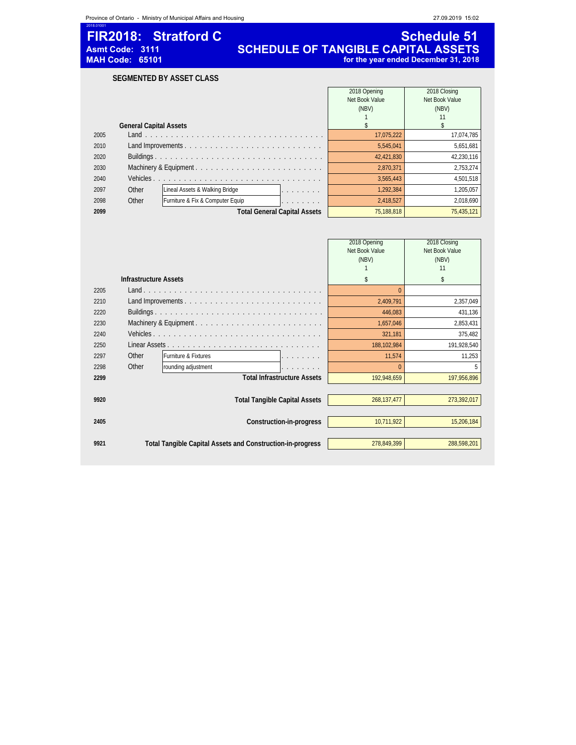# FIR2018: Stratford C

**Asmt Code: 3111**
**MAH Code: 65101**

## Schedule 51
## SCHEDULE OF TANGIBLE CAPITAL ASSETS
**for the year ended December 31, 2018**

### SEGMENTED BY ASSET CLASS

| | General Capital Assets | | 2018 Opening Net Book Value (NBV) 1 $ | 2018 Closing Net Book Value (NBV) 11 $ |
|---|---|---|---|---|
| 2005 | Land | | 17,075,222 | 17,074,785 |
| 2010 | Land Improvements | | 5,545,041 | 5,651,681 |
| 2020 | Buildings | | 42,421,830 | 42,230,116 |
| 2030 | Machinery & Equipment | | 2,870,371 | 2,753,274 |
| 2040 | Vehicles | | 3,565,443 | 4,501,518 |
| 2097 | Other | Lineal Assets & Walking Bridge | 1,292,384 | 1,205,057 |
| 2098 | Other | Furniture & Fix & Computer Equip | 2,418,527 | 2,018,690 |
| **2099** | **Total General Capital Assets** | | 75,188,818 | 75,435,121 |

| | Infrastructure Assets | | 2018 Opening Net Book Value (NBV) 1 $ | 2018 Closing Net Book Value (NBV) 11 $ |
|---|---|---|---|---|
| 2205 | Land | | 0 | |
| 2210 | Land Improvements | | 2,409,791 | 2,357,049 |
| 2220 | Buildings | | 446,083 | 431,136 |
| 2230 | Machinery & Equipment | | 1,657,046 | 2,853,431 |
| 2240 | Vehicles | | 321,181 | 375,482 |
| 2250 | Linear Assets | | 188,102,984 | 191,928,540 |
| 2297 | Other | Furniture & Fixtures | 11,574 | 11,253 |
| 2298 | Other | rounding adjustment | 0 | 5 |
| **2299** | **Total Infrastructure Assets** | | 192,948,659 | 197,956,896 |
| **9920** | **Total Tangible Capital Assets** | | 268,137,477 | 273,392,017 |
| **2405** | **Construction-in-progress** | | 10,711,922 | 15,206,184 |
| **9921** | **Total Tangible Capital Assets and Construction-in-progress** | | 278,849,399 | 288,598,201 |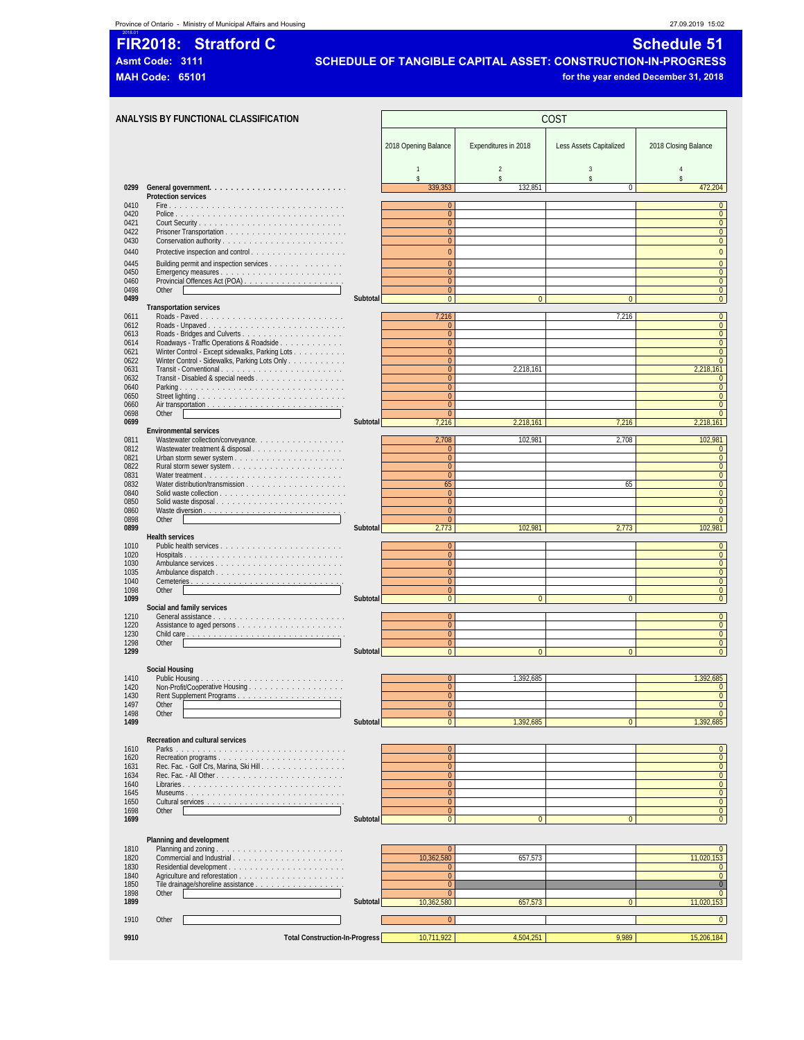# FIR2018: Stratford C

**Asmt Code: 3111**

**MAH Code: 65101**

## Schedule 51

## SCHEDULE OF TANGIBLE CAPITAL ASSET: CONSTRUCTION-IN-PROGRESS

**for the year ended December 31, 2018**

### ANALYSIS BY FUNCTIONAL CLASSIFICATION

| | | COST | | | |
|---|---|---|---|---|---|
| | | 2018 Opening Balance | Expenditures in 2018 | Less Assets Capitalized | 2018 Closing Balance |
| | | 1 | 2 | 3 | 4 |
| | | $ | $ | $ | $ |
| 0299 | **General government** | 339,353 | 132,851 | 0 | 472,204 |
| | **Protection services** | | | | |
| 0410 | Fire | 0 | | | 0 |
| 0420 | Police | 0 | | | 0 |
| 0421 | Court Security | 0 | | | 0 |
| 0422 | Prisoner Transportation | 0 | | | 0 |
| 0430 | Conservation authority | 0 | | | 0 |
| 0440 | Protective inspection and control | 0 | | | 0 |
| 0445 | Building permit and inspection services | 0 | | | 0 |
| 0450 | Emergency measures | 0 | | | 0 |
| 0460 | Provincial Offences Act (POA) | 0 | | | 0 |
| 0498 | Other | 0 | | | 0 |
| 0499 | Subtotal | 0 | 0 | 0 | 0 |
| | **Transportation services** | | | | |
| 0611 | Roads - Paved | 7,216 | | 7,216 | 0 |
| 0612 | Roads - Unpaved | 0 | | | 0 |
| 0613 | Roads - Bridges and Culverts | 0 | | | 0 |
| 0614 | Roadways - Traffic Operations & Roadside | 0 | | | 0 |
| 0621 | Winter Control - Except sidewalks, Parking Lots | 0 | | | 0 |
| 0622 | Winter Control - Sidewalks, Parking Lots Only | 0 | | | 0 |
| 0631 | Transit - Conventional | 0 | 2,218,161 | | 2,218,161 |
| 0632 | Transit - Disabled & special needs | 0 | | | 0 |
| 0640 | Parking | 0 | | | 0 |
| 0650 | Street lighting | 0 | | | 0 |
| 0660 | Air transportation | 0 | | | 0 |
| 0698 | Other | 0 | | | 0 |
| 0699 | Subtotal | 7,216 | 2,218,161 | 7,216 | 2,218,161 |
| | **Environmental services** | | | | |
| 0811 | Wastewater collection/conveyance | 2,708 | 102,981 | 2,708 | 102,981 |
| 0812 | Wastewater treatment & disposal | 0 | | | 0 |
| 0821 | Urban storm sewer system | 0 | | | 0 |
| 0822 | Rural storm sewer system | 0 | | | 0 |
| 0831 | Water treatment | 0 | | | 0 |
| 0832 | Water distribution/transmission | 65 | | 65 | 0 |
| 0840 | Solid waste collection | 0 | | | 0 |
| 0850 | Solid waste disposal | 0 | | | 0 |
| 0860 | Waste diversion | 0 | | | 0 |
| 0898 | Other | 0 | | | 0 |
| 0899 | Subtotal | 2,773 | 102,981 | 2,773 | 102,981 |
| | **Health services** | | | | |
| 1010 | Public health services | 0 | | | 0 |
| 1020 | Hospitals | 0 | | | 0 |
| 1030 | Ambulance services | 0 | | | 0 |
| 1035 | Ambulance dispatch | 0 | | | 0 |
| 1040 | Cemeteries | 0 | | | 0 |
| 1098 | Other | 0 | | | 0 |
| 1099 | Subtotal | 0 | 0 | 0 | 0 |
| | **Social and family services** | | | | |
| 1210 | General assistance | 0 | | | 0 |
| 1220 | Assistance to aged persons | 0 | | | 0 |
| 1230 | Child care | 0 | | | 0 |
| 1298 | Other | 0 | | | 0 |
| 1299 | Subtotal | 0 | 0 | 0 | 0 |
| | **Social Housing** | | | | |
| 1410 | Public Housing | 0 | 1,392,685 | | 1,392,685 |
| 1420 | Non-Profit/Cooperative Housing | 0 | | | 0 |
| 1430 | Rent Supplement Programs | 0 | | | 0 |
| 1497 | Other | 0 | | | 0 |
| 1498 | Other | 0 | | | 0 |
| 1499 | Subtotal | 0 | 1,392,685 | 0 | 1,392,685 |
| | **Recreation and cultural services** | | | | |
| 1610 | Parks | 0 | | | 0 |
| 1620 | Recreation programs | 0 | | | 0 |
| 1631 | Rec. Fac. - Golf Crs, Marina, Ski Hill | 0 | | | 0 |
| 1634 | Rec. Fac. - All Other | 0 | | | 0 |
| 1640 | Libraries | 0 | | | 0 |
| 1645 | Museums | 0 | | | 0 |
| 1650 | Cultural services | 0 | | | 0 |
| 1698 | Other | 0 | | | 0 |
| 1699 | Subtotal | 0 | 0 | 0 | 0 |
| | **Planning and development** | | | | |
| 1810 | Planning and zoning | 0 | | | 0 |
| 1820 | Commercial and Industrial | 10,362,580 | 657,573 | | 11,020,153 |
| 1830 | Residential development | 0 | | | 0 |
| 1840 | Agriculture and reforestation | 0 | | | 0 |
| 1850 | Tile drainage/shoreline assistance | 0 | | | 0 |
| 1898 | Other | 0 | | | 0 |
| 1899 | Subtotal | 10,362,580 | 657,573 | 0 | 11,020,153 |
| 1910 | Other | 0 | | | 0 |
| 9910 | **Total Construction-In-Progress** | 10,711,922 | 4,504,251 | 9,989 | 15,206,184 |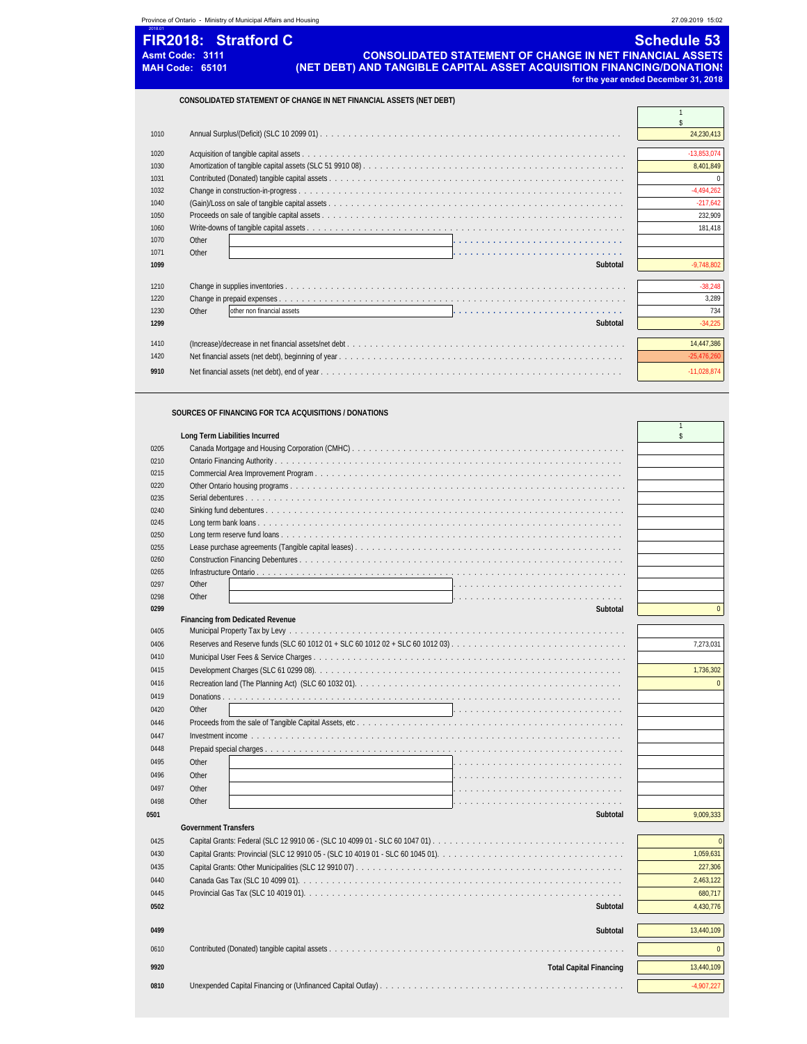# FIR2018: Stratford C

**Asmt Code: 3111**
**MAH Code: 65101**

## Schedule 53

**CONSOLIDATED STATEMENT OF CHANGE IN NET FINANCIAL ASSETS (NET DEBT) AND TANGIBLE CAPITAL ASSET ACQUISITION FINANCING/DONATIONS**

**for the year ended December 31, 2018**

### CONSOLIDATED STATEMENT OF CHANGE IN NET FINANCIAL ASSETS (NET DEBT)

| | | 1 $ |
|---|---|---|
| 1010 | Annual Surplus/(Deficit) (SLC 10 2099 01) | 24,230,413 |
| 1020 | Acquisition of tangible capital assets | -13,853,074 |
| 1030 | Amortization of tangible capital assets (SLC 51 9910 08) | 8,401,849 |
| 1031 | Contributed (Donated) tangible capital assets | 0 |
| 1032 | Change in construction-in-progress | -4,494,262 |
| 1040 | (Gain)/Loss on sale of tangible capital assets | -217,642 |
| 1050 | Proceeds on sale of tangible capital assets | 232,909 |
| 1060 | Write-downs of tangible capital assets | 181,418 |
| 1070 | Other | |
| 1071 | Other | |
| **1099** | **Subtotal** | -9,748,802 |
| 1210 | Change in supplies inventories | -38,248 |
| 1220 | Change in prepaid expenses | 3,289 |
| 1230 | Other: other non financial assets | 734 |
| **1299** | **Subtotal** | -34,225 |
| 1410 | (Increase)/decrease in net financial assets/net debt | 14,447,386 |
| 1420 | Net financial assets (net debt), beginning of year | -25,476,260 |
| **9910** | Net financial assets (net debt), end of year | -11,028,874 |

### SOURCES OF FINANCING FOR TCA ACQUISITIONS / DONATIONS

| | | 1 $ |
|---|---|---|
| | **Long Term Liabilities Incurred** | |
| 0205 | Canada Mortgage and Housing Corporation (CMHC) | |
| 0210 | Ontario Financing Authority | |
| 0215 | Commercial Area Improvement Program | |
| 0220 | Other Ontario housing programs | |
| 0235 | Serial debentures | |
| 0240 | Sinking fund debentures | |
| 0245 | Long term bank loans | |
| 0250 | Long term reserve fund loans | |
| 0255 | Lease purchase agreements (Tangible capital leases) | |
| 0260 | Construction Financing Debentures | |
| 0265 | Infrastructure Ontario | |
| 0297 | Other | |
| 0298 | Other | |
| **0299** | **Subtotal** | 0 |
| | **Financing from Dedicated Revenue** | |
| 0405 | Municipal Property Tax by Levy | |
| 0406 | Reserves and Reserve funds (SLC 60 1012 01 + SLC 60 1012 02 + SLC 60 1012 03) | 7,273,031 |
| 0410 | Municipal User Fees & Service Charges | |
| 0415 | Development Charges (SLC 61 0299 08) | 1,736,302 |
| 0416 | Recreation land (The Planning Act) (SLC 60 1032 01) | 0 |
| 0419 | Donations | |
| 0420 | Other | |
| 0446 | Proceeds from the sale of Tangible Capital Assets, etc | |
| 0447 | Investment income | |
| 0448 | Prepaid special charges | |
| 0495 | Other | |
| 0496 | Other | |
| 0497 | Other | |
| 0498 | Other | |
| **0501** | **Subtotal** | 9,009,333 |
| | **Government Transfers** | |
| 0425 | Capital Grants: Federal (SLC 12 9910 06 - (SLC 10 4099 01 - SLC 60 1047 01)) | 0 |
| 0430 | Capital Grants: Provincial (SLC 12 9910 05 - (SLC 10 4019 01 - SLC 60 1045 01)) | 1,059,631 |
| 0435 | Capital Grants: Other Municipalities (SLC 12 9910 07) | 227,306 |
| 0440 | Canada Gas Tax (SLC 10 4099 01) | 2,463,122 |
| 0445 | Provincial Gas Tax (SLC 10 4019 01) | 680,717 |
| **0502** | **Subtotal** | 4,430,776 |
| **0499** | **Subtotal** | 13,440,109 |
| 0610 | Contributed (Donated) tangible capital assets | 0 |
| **9920** | **Total Capital Financing** | 13,440,109 |
| **0810** | Unexpended Capital Financing or (Unfinanced Capital Outlay) | -4,907,227 |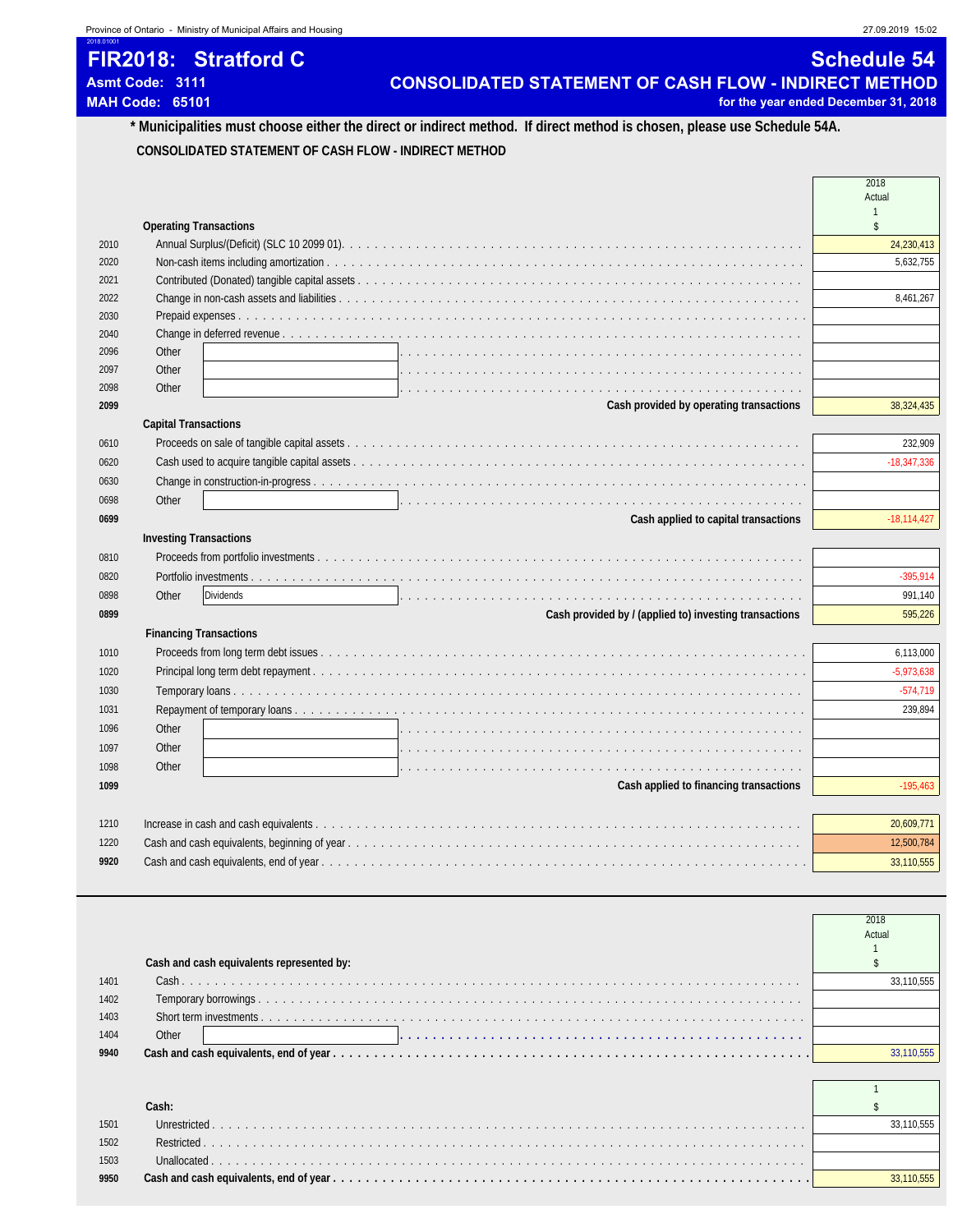# FIR2018: Stratford C

**Asmt Code: 3111**
**MAH Code: 65101**

## Schedule 54

## CONSOLIDATED STATEMENT OF CASH FLOW - INDIRECT METHOD

**for the year ended December 31, 2018**

**\* Municipalities must choose either the direct or indirect method. If direct method is chosen, please use Schedule 54A.**

**CONSOLIDATED STATEMENT OF CASH FLOW - INDIRECT METHOD**

| | | 2018 Actual 1 $ |
|---|---|---|
| | **Operating Transactions** | |
| 2010 | Annual Surplus/(Deficit) (SLC 10 2099 01) | 24,230,413 |
| 2020 | Non-cash items including amortization | 5,632,755 |
| 2021 | Contributed (Donated) tangible capital assets | |
| 2022 | Change in non-cash assets and liabilities | 8,461,267 |
| 2030 | Prepaid expenses | |
| 2040 | Change in deferred revenue | |
| 2096 | Other | |
| 2097 | Other | |
| 2098 | Other | |
| **2099** | **Cash provided by operating transactions** | 38,324,435 |
| | **Capital Transactions** | |
| 0610 | Proceeds on sale of tangible capital assets | 232,909 |
| 0620 | Cash used to acquire tangible capital assets | -18,347,336 |
| 0630 | Change in construction-in-progress | |
| 0698 | Other | |
| **0699** | **Cash applied to capital transactions** | -18,114,427 |
| | **Investing Transactions** | |
| 0810 | Proceeds from portfolio investments | |
| 0820 | Portfolio investments | -395,914 |
| 0898 | Other Dividends | 991,140 |
| **0899** | **Cash provided by / (applied to) investing transactions** | 595,226 |
| | **Financing Transactions** | |
| 1010 | Proceeds from long term debt issues | 6,113,000 |
| 1020 | Principal long term debt repayment | -5,973,638 |
| 1030 | Temporary loans | -574,719 |
| 1031 | Repayment of temporary loans | 239,894 |
| 1096 | Other | |
| 1097 | Other | |
| 1098 | Other | |
| **1099** | **Cash applied to financing transactions** | -195,463 |
| | | |
| 1210 | Increase in cash and cash equivalents | 20,609,771 |
| 1220 | Cash and cash equivalents, beginning of year | 12,500,784 |
| **9920** | Cash and cash equivalents, end of year | 33,110,555 |

| | | 2018 Actual 1 $ |
|---|---|---|
| | **Cash and cash equivalents represented by:** | |
| 1401 | Cash | 33,110,555 |
| 1402 | Temporary borrowings | |
| 1403 | Short term investments | |
| 1404 | Other | |
| **9940** | **Cash and cash equivalents, end of year** | 33,110,555 |

| | | 1 $ |
|---|---|---|
| | **Cash:** | |
| 1501 | Unrestricted | 33,110,555 |
| 1502 | Restricted | |
| 1503 | Unallocated | |
| **9950** | **Cash and cash equivalents, end of year** | 33,110,555 |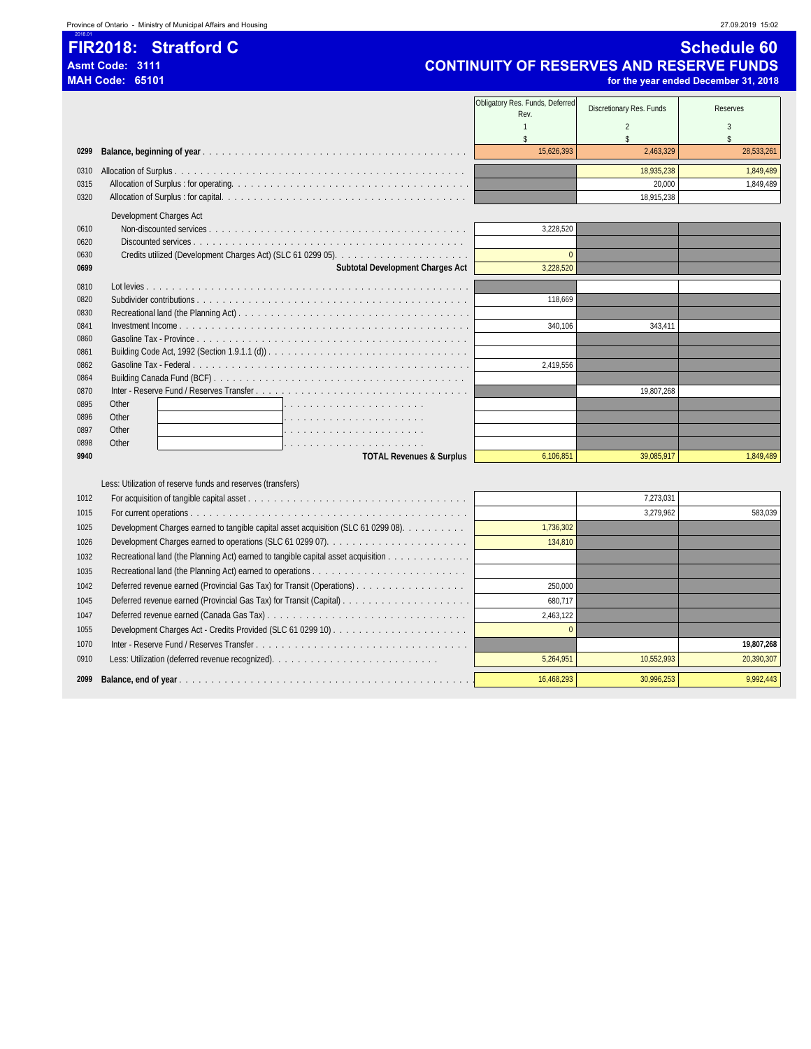# FIR2018: Stratford C

**Asmt Code: 3111**
**MAH Code: 65101**

## Schedule 60
## CONTINUITY OF RESERVES AND RESERVE FUNDS
**for the year ended December 31, 2018**

| Line | Description | Obligatory Res. Funds, Deferred Rev. 1 $ | Discretionary Res. Funds 2 $ | Reserves 3 $ |
|---|---|---|---|---|
| 0299 | **Balance, beginning of year** | 15,626,393 | 2,463,329 | 28,533,261 |
| 0310 | Allocation of Surplus | | 18,935,238 | 1,849,489 |
| 0315 | Allocation of Surplus : for operating. | | 20,000 | 1,849,489 |
| 0320 | Allocation of Surplus : for capital. | | 18,915,238 | |
| | Development Charges Act | | | |
| 0610 | Non-discounted services | 3,228,520 | | |
| 0620 | Discounted services | | | |
| 0630 | Credits utilized (Development Charges Act) (SLC 61 0299 05). | 0 | | |
| 0699 | **Subtotal Development Charges Act** | 3,228,520 | | |
| 0810 | Lot levies | | | |
| 0820 | Subdivider contributions | 118,669 | | |
| 0830 | Recreational land (the Planning Act) | | | |
| 0841 | Investment Income | 340,106 | 343,411 | |
| 0860 | Gasoline Tax - Province | | | |
| 0861 | Building Code Act, 1992 (Section 1.9.1.1 (d)) | | | |
| 0862 | Gasoline Tax - Federal | 2,419,556 | | |
| 0864 | Building Canada Fund (BCF) | | | |
| 0870 | Inter - Reserve Fund / Reserves Transfer | | 19,807,268 | |
| 0895 | Other | | | |
| 0896 | Other | | | |
| 0897 | Other | | | |
| 0898 | Other | | | |
| 9940 | **TOTAL Revenues & Surplus** | 6,106,851 | 39,085,917 | 1,849,489 |
| | Less: Utilization of reserve funds and reserves (transfers) | | | |
| 1012 | For acquisition of tangible capital asset | | 7,273,031 | |
| 1015 | For current operations | | 3,279,962 | 583,039 |
| 1025 | Development Charges earned to tangible capital asset acquisition (SLC 61 0299 08). | 1,736,302 | | |
| 1026 | Development Charges earned to operations (SLC 61 0299 07). | 134,810 | | |
| 1032 | Recreational land (the Planning Act) earned to tangible capital asset acquisition | | | |
| 1035 | Recreational land (the Planning Act) earned to operations | | | |
| 1042 | Deferred revenue earned (Provincial Gas Tax) for Transit (Operations) | 250,000 | | |
| 1045 | Deferred revenue earned (Provincial Gas Tax) for Transit (Capital) | 680,717 | | |
| 1047 | Deferred revenue earned (Canada Gas Tax) | 2,463,122 | | |
| 1055 | Development Charges Act - Credits Provided (SLC 61 0299 10) | 0 | | |
| 1070 | Inter - Reserve Fund / Reserves Transfer | | | **19,807,268** |
| 0910 | Less: Utilization (deferred revenue recognized). | 5,264,951 | 10,552,993 | 20,390,307 |
| 2099 | **Balance, end of year** | 16,468,293 | 30,996,253 | 9,992,443 |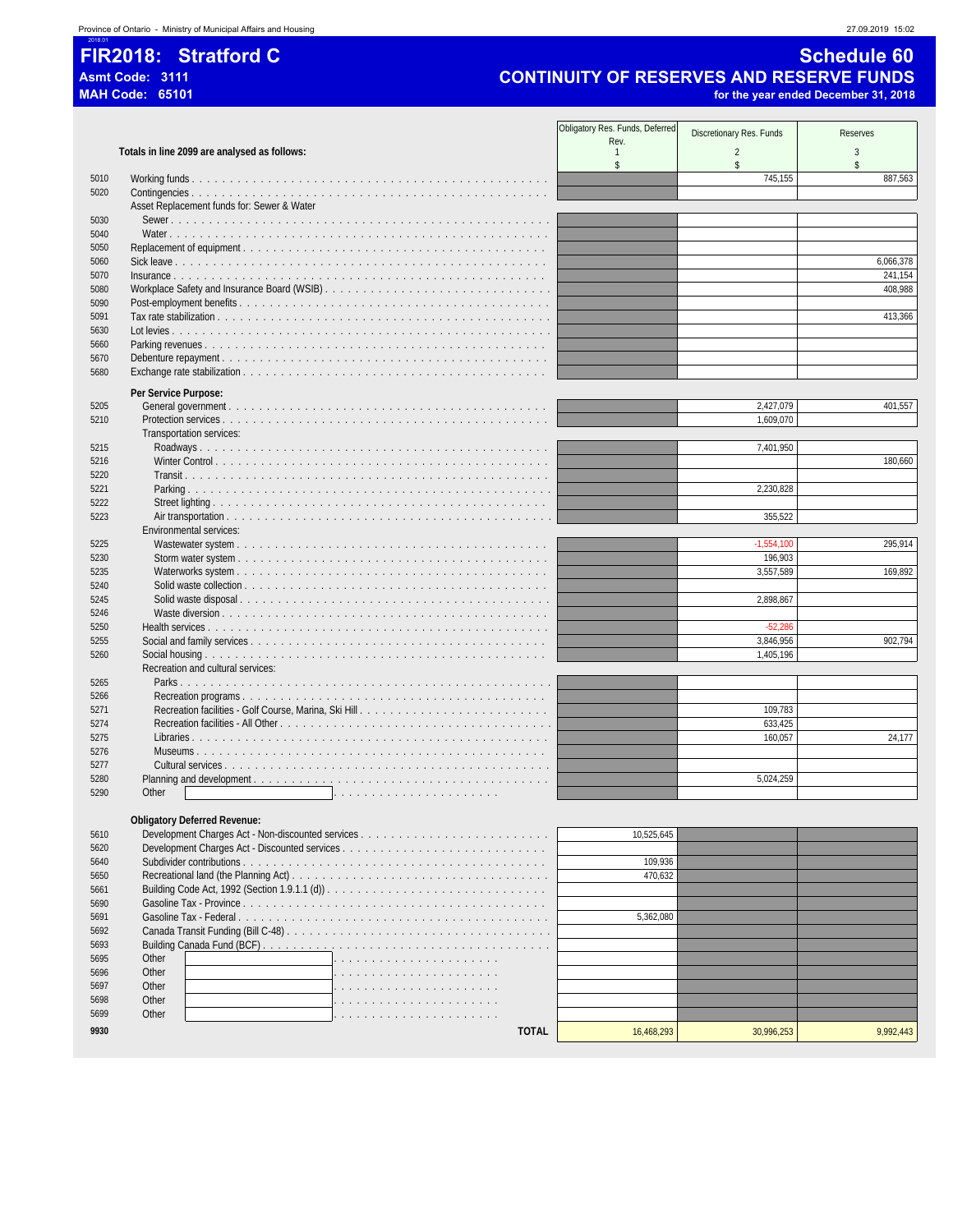# FIR2018: Stratford C

**Asmt Code: 3111**
**MAH Code: 65101**

## Schedule 60
## CONTINUITY OF RESERVES AND RESERVE FUNDS
**for the year ended December 31, 2018**

| | **Totals in line 2099 are analysed as follows:** | Obligatory Res. Funds, Deferred Rev. | Discretionary Res. Funds | Reserves |
|---|---|---|---|---|
| | | 1 | 2 | 3 |
| | | $ | $ | $ |
| 5010 | Working funds | | 745,155 | 887,563 |
| 5020 | Contingencies | | | |
| | Asset Replacement funds for: Sewer & Water | | | |
| 5030 | Sewer | | | |
| 5040 | Water | | | |
| 5050 | Replacement of equipment | | | |
| 5060 | Sick leave | | | 6,066,378 |
| 5070 | Insurance | | | 241,154 |
| 5080 | Workplace Safety and Insurance Board (WSIB) | | | 408,988 |
| 5090 | Post-employment benefits | | | |
| 5091 | Tax rate stabilization | | | 413,366 |
| 5630 | Lot levies | | | |
| 5660 | Parking revenues | | | |
| 5670 | Debenture repayment | | | |
| 5680 | Exchange rate stabilization | | | |
| | **Per Service Purpose:** | | | |
| 5205 | General government | | 2,427,079 | 401,557 |
| 5210 | Protection services | | 1,609,070 | |
| | Transportation services: | | | |
| 5215 | Roadways | | 7,401,950 | |
| 5216 | Winter Control | | | 180,660 |
| 5220 | Transit | | | |
| 5221 | Parking | | 2,230,828 | |
| 5222 | Street lighting | | | |
| 5223 | Air transportation | | 355,522 | |
| | Environmental services: | | | |
| 5225 | Wastewater system | | -1,554,100 | 295,914 |
| 5230 | Storm water system | | 196,903 | |
| 5235 | Waterworks system | | 3,557,589 | 169,892 |
| 5240 | Solid waste collection | | | |
| 5245 | Solid waste disposal | | 2,898,867 | |
| 5246 | Waste diversion | | | |
| 5250 | Health services | | -52,286 | |
| 5255 | Social and family services | | 3,846,956 | 902,794 |
| 5260 | Social housing | | 1,405,196 | |
| | Recreation and cultural services: | | | |
| 5265 | Parks | | | |
| 5266 | Recreation programs | | | |
| 5271 | Recreation facilities - Golf Course, Marina, Ski Hill | | 109,783 | |
| 5274 | Recreation facilities - All Other | | 633,425 | |
| 5275 | Libraries | | 160,057 | 24,177 |
| 5276 | Museums | | | |
| 5277 | Cultural services | | | |
| 5280 | Planning and development | | 5,024,259 | |
| 5290 | Other | | | |
| | **Obligatory Deferred Revenue:** | | | |
| 5610 | Development Charges Act - Non-discounted services | 10,525,645 | | |
| 5620 | Development Charges Act - Discounted services | | | |
| 5640 | Subdivider contributions | 109,936 | | |
| 5650 | Recreational land (the Planning Act) | 470,632 | | |
| 5661 | Building Code Act, 1992 (Section 1.9.1.1 (d)) | | | |
| 5690 | Gasoline Tax - Province | | | |
| 5691 | Gasoline Tax - Federal | 5,362,080 | | |
| 5692 | Canada Transit Funding (Bill C-48) | | | |
| 5693 | Building Canada Fund (BCF) | | | |
| 5695 | Other | | | |
| 5696 | Other | | | |
| 5697 | Other | | | |
| 5698 | Other | | | |
| 5699 | Other | | | |
| 9930 | **TOTAL** | 16,468,293 | 30,996,253 | 9,992,443 |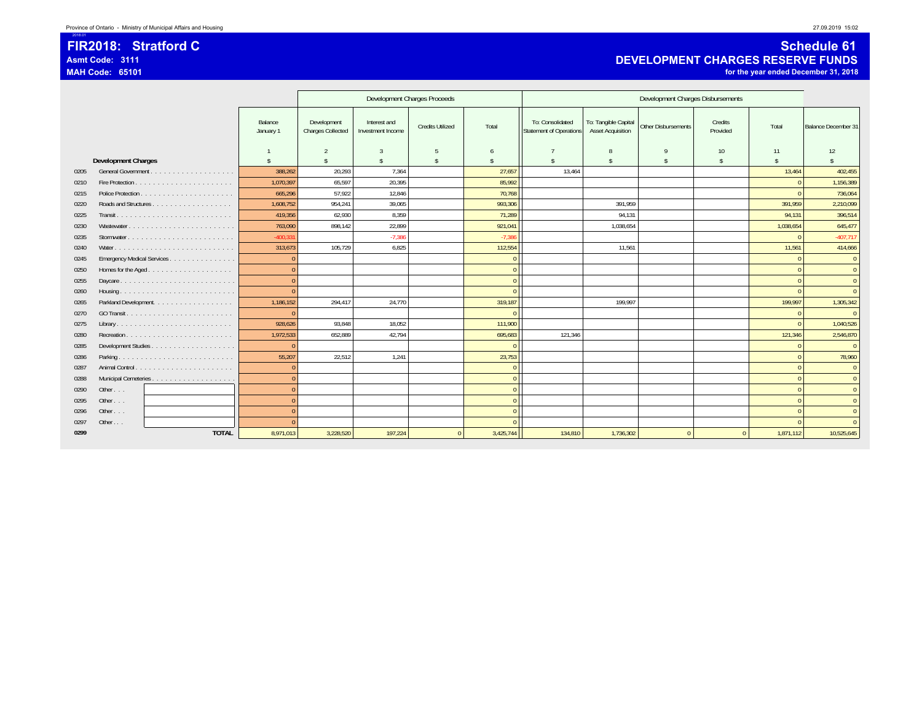Province of Ontario - Ministry of Municipal Affairs and Housing

# FIR2018: Stratford C

**Asmt Code: 3111**
**MAH Code: 65101**

## Schedule 61
## DEVELOPMENT CHARGES RESERVE FUNDS
**for the year ended December 31, 2018**

| | Development Charges | Balance January 1 | Development Charges Proceeds | | | | Development Charges Disbursements | | | | | Balance December 31 |
|---|---|---|---|---|---|---|---|---|---|---|---|---|
| | | | Development Charges Collected | Interest and Investment Income | Credits Utilized | Total | To: Consolidated Statement of Operations | To: Tangible Capital Asset Acquisition | Other Disbursements | Credits Provided | Total | |
| | | 1 | 2 | 3 | 5 | 6 | 7 | 8 | 9 | 10 | 11 | 12 |
| | | $ | $ | $ | $ | $ | $ | $ | $ | $ | $ | $ |
| 0205 | General Government | 388,262 | 20,293 | 7,364 | | 27,657 | 13,464 | | | | 13,464 | 402,455 |
| 0210 | Fire Protection | 1,070,397 | 65,597 | 20,395 | | 85,992 | | | | | 0 | 1,156,389 |
| 0215 | Police Protection | 665,296 | 57,922 | 12,846 | | 70,768 | | | | | 0 | 736,064 |
| 0220 | Roads and Structures | 1,608,752 | 954,241 | 39,065 | | 993,306 | | 391,959 | | | 391,959 | 2,210,099 |
| 0225 | Transit | 419,356 | 62,930 | 8,359 | | 71,289 | | 94,131 | | | 94,131 | 396,514 |
| 0230 | Wastewater | 763,090 | 898,142 | 22,899 | | 921,041 | | 1,038,654 | | | 1,038,654 | 645,477 |
| 0235 | Stormwater | -400,331 | | -7,386 | | -7,386 | | | | | 0 | -407,717 |
| 0240 | Water | 313,673 | 105,729 | 6,825 | | 112,554 | | 11,561 | | | 11,561 | 414,666 |
| 0245 | Emergency Medical Services | 0 | | | | 0 | | | | | 0 | 0 |
| 0250 | Homes for the Aged | 0 | | | | 0 | | | | | 0 | 0 |
| 0255 | Daycare | 0 | | | | 0 | | | | | 0 | 0 |
| 0260 | Housing | 0 | | | | 0 | | | | | 0 | 0 |
| 0265 | Parkland Development | 1,186,152 | 294,417 | 24,770 | | 319,187 | | 199,997 | | | 199,997 | 1,305,342 |
| 0270 | GO Transit | 0 | | | | 0 | | | | | 0 | 0 |
| 0275 | Library | 928,626 | 93,848 | 18,052 | | 111,900 | | | | | 0 | 1,040,526 |
| 0280 | Recreation | 1,972,533 | 652,889 | 42,794 | | 695,683 | 121,346 | | | | 121,346 | 2,546,870 |
| 0285 | Development Studies | 0 | | | | 0 | | | | | 0 | 0 |
| 0286 | Parking | 55,207 | 22,512 | 1,241 | | 23,753 | | | | | 0 | 78,960 |
| 0287 | Animal Control | 0 | | | | 0 | | | | | 0 | 0 |
| 0288 | Municipal Cemeteries | 0 | | | | 0 | | | | | 0 | 0 |
| 0290 | Other . . . | 0 | | | | 0 | | | | | 0 | 0 |
| 0295 | Other . . . | 0 | | | | 0 | | | | | 0 | 0 |
| 0296 | Other . . . | 0 | | | | 0 | | | | | 0 | 0 |
| 0297 | Other . . . | 0 | | | | 0 | | | | | 0 | 0 |
| 0299 | **TOTAL** | 8,971,013 | 3,228,520 | 197,224 | 0 | 3,425,744 | 134,810 | 1,736,302 | 0 | 0 | 1,871,112 | 10,525,645 |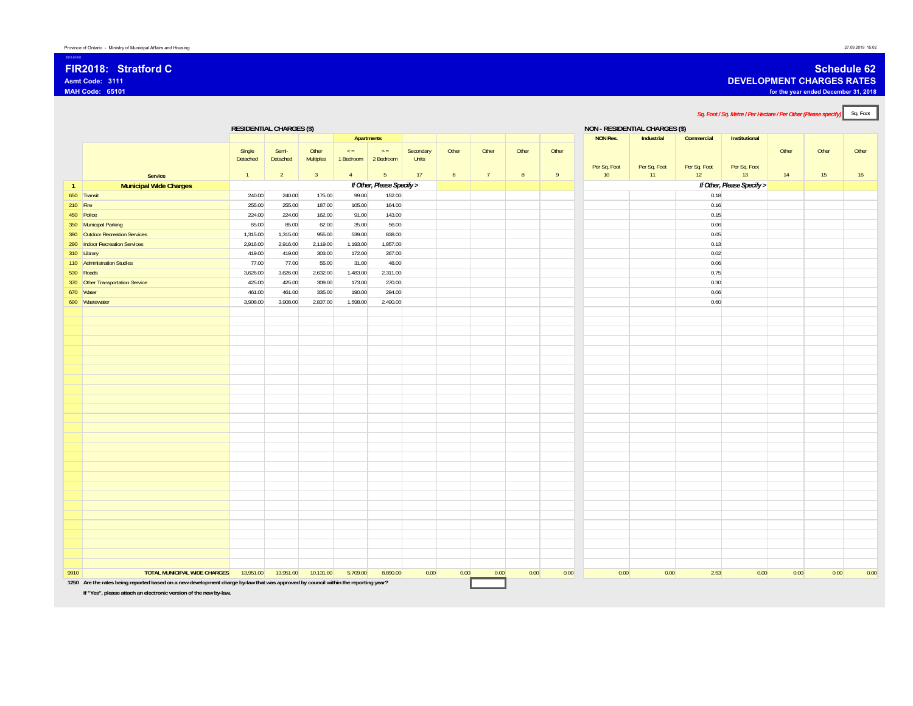Province of Ontario - Ministry of Municipal Affairs and Housing

27.09.2019 15:02

2018.01001

# FIR2018: Stratford C

**Asmt Code: 3111**

**MAH Code: 65101**

## Schedule 62
## DEVELOPMENT CHARGES RATES

**for the year ended December 31, 2018**

*Sq. Foot / Sq. Metre / Per Hectare / Per Other (Please specify)* Sq. Foot

| | | RESIDENTIAL CHARGES ($) | | | | | | | | | | NON - RESIDENTIAL CHARGES ($) | | | | | | |
|---|---|---|---|---|---|---|---|---|---|---|---|---|---|---|---|---|---|---|
| | | | | | Apartments | | | | | | | NON Res. | Industrial | Commercial | Institutional | | | |
| | Service | Single Detached | Semi-Detached | Other Multiples | <= 1 Bedroom | >= 2 Bedroom | Secondary Units | Other | Other | Other | Other | Per Sq. Foot | Per Sq. Foot | Per Sq. Foot | Per Sq. Foot | Other | Other | Other |
| | | 1 | 2 | 3 | 4 | 5 | 17 | 6 | 7 | 8 | 9 | 10 | 11 | 12 | 13 | 14 | 15 | 16 |
| **1** | **Municipal Wide Charges** | | | | | *If Other, Please Specify >* | | | | | | | | | *If Other, Please Specify >* | | | |
| 650 | Transit | 240.00 | 240.00 | 175.00 | 99.00 | 152.00 | | | | | | | | 0.18 | | | | |
| 210 | Fire | 255.00 | 255.00 | 187.00 | 105.00 | 164.00 | | | | | | | | 0.16 | | | | |
| 450 | Police | 224.00 | 224.00 | 162.00 | 91.00 | 143.00 | | | | | | | | 0.15 | | | | |
| 350 | Municipal Parking | 85.00 | 85.00 | 62.00 | 35.00 | 56.00 | | | | | | | | 0.06 | | | | |
| 390 | Outdoor Recreation Services | 1,315.00 | 1,315.00 | 955.00 | 539.00 | 838.00 | | | | | | | | 0.05 | | | | |
| 290 | Indoor Recreation Services | 2,916.00 | 2,916.00 | 2,119.00 | 1,193.00 | 1,857.00 | | | | | | | | 0.13 | | | | |
| 310 | Library | 419.00 | 419.00 | 303.00 | 172.00 | 267.00 | | | | | | | | 0.02 | | | | |
| 110 | Administration Studies | 77.00 | 77.00 | 55.00 | 31.00 | 48.00 | | | | | | | | 0.06 | | | | |
| 530 | Roads | 3,626.00 | 3,626.00 | 2,632.00 | 1,483.00 | 2,311.00 | | | | | | | | 0.75 | | | | |
| 370 | Other Transportation Service | 425.00 | 425.00 | 309.00 | 173.00 | 270.00 | | | | | | | | 0.30 | | | | |
| 670 | Water | 461.00 | 461.00 | 335.00 | 190.00 | 294.00 | | | | | | | | 0.06 | | | | |
| 690 | Wastewater | 3,908.00 | 3,908.00 | 2,837.00 | 1,598.00 | 2,490.00 | | | | | | | | 0.60 | | | | |
| 9910 | **TOTAL MUNICIPAL WIDE CHARGES** | 13,951.00 | 13,951.00 | 10,131.00 | 5,709.00 | 8,890.00 | 0.00 | 0.00 | 0.00 | 0.00 | 0.00 | 0.00 | 0.00 | 2.53 | 0.00 | 0.00 | 0.00 | 0.00 |

**1250 Are the rates being reported based on a new development charge by-law that was approved by council within the reporting year?**

**If "Yes", please attach an electronic version of the new by-law.**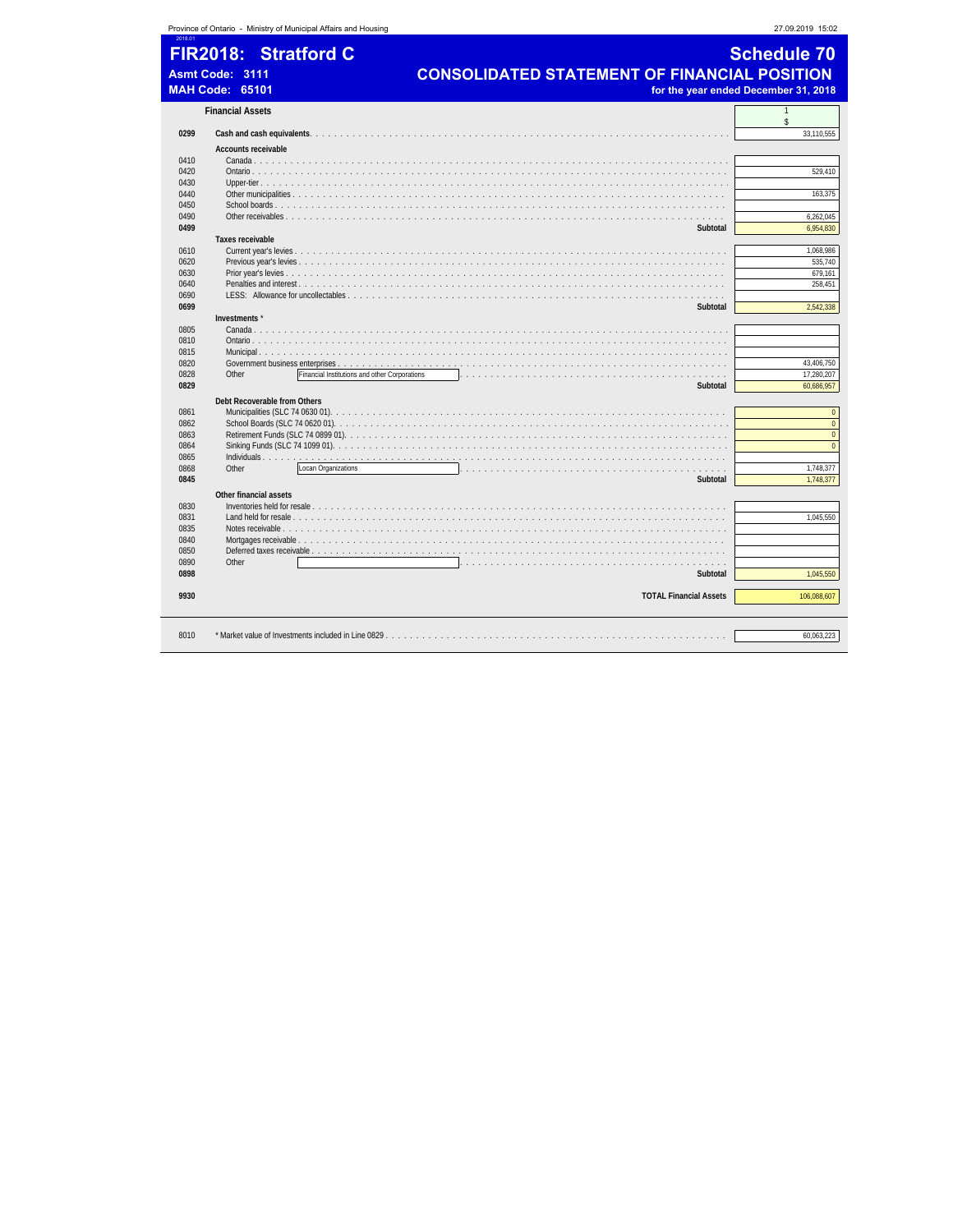Province of Ontario - Ministry of Municipal Affairs and Housing

27.09.2019 15:02

2018.01

# FIR2018: Stratford C

**Asmt Code: 3111**

**MAH Code: 65101**

## Schedule 70

## CONSOLIDATED STATEMENT OF FINANCIAL POSITION

**for the year ended December 31, 2018**

| | **Financial Assets** | 1 $ |
|---|---|---|
| **0299** | **Cash and cash equivalents** | 33,110,555 |
| | **Accounts receivable** | |
| 0410 | Canada | |
| 0420 | Ontario | 529,410 |
| 0430 | Upper-tier | |
| 0440 | Other municipalities | 163,375 |
| 0450 | School boards | |
| 0490 | Other receivables | 6,262,045 |
| **0499** | **Subtotal** | 6,954,830 |
| | **Taxes receivable** | |
| 0610 | Current year's levies | 1,068,986 |
| 0620 | Previous year's levies | 535,740 |
| 0630 | Prior year's levies | 679,161 |
| 0640 | Penalties and interest | 258,451 |
| 0690 | LESS: Allowance for uncollectables | |
| **0699** | **Subtotal** | 2,542,338 |
| | **Investments *** | |
| 0805 | Canada | |
| 0810 | Ontario | |
| 0815 | Municipal | |
| 0820 | Government business enterprises | 43,406,750 |
| 0828 | Other — Financial Institutions and other Corporations | 17,280,207 |
| **0829** | **Subtotal** | 60,686,957 |
| | **Debt Recoverable from Others** | |
| 0861 | Municipalities (SLC 74 0630 01) | 0 |
| 0862 | School Boards (SLC 74 0620 01) | 0 |
| 0863 | Retirement Funds (SLC 74 0899 01) | 0 |
| 0864 | Sinking Funds (SLC 74 1099 01) | 0 |
| 0865 | Individuals | |
| 0868 | Other — Locan Organizations | 1,748,377 |
| **0845** | **Subtotal** | 1,748,377 |
| | **Other financial assets** | |
| 0830 | Inventories held for resale | |
| 0831 | Land held for resale | 1,045,550 |
| 0835 | Notes receivable | |
| 0840 | Mortgages receivable | |
| 0850 | Deferred taxes receivable | |
| 0890 | Other | |
| **0898** | **Subtotal** | 1,045,550 |
| **9930** | **TOTAL Financial Assets** | 106,088,607 |
| 8010 | * Market value of Investments included in Line 0829 | 60,063,223 |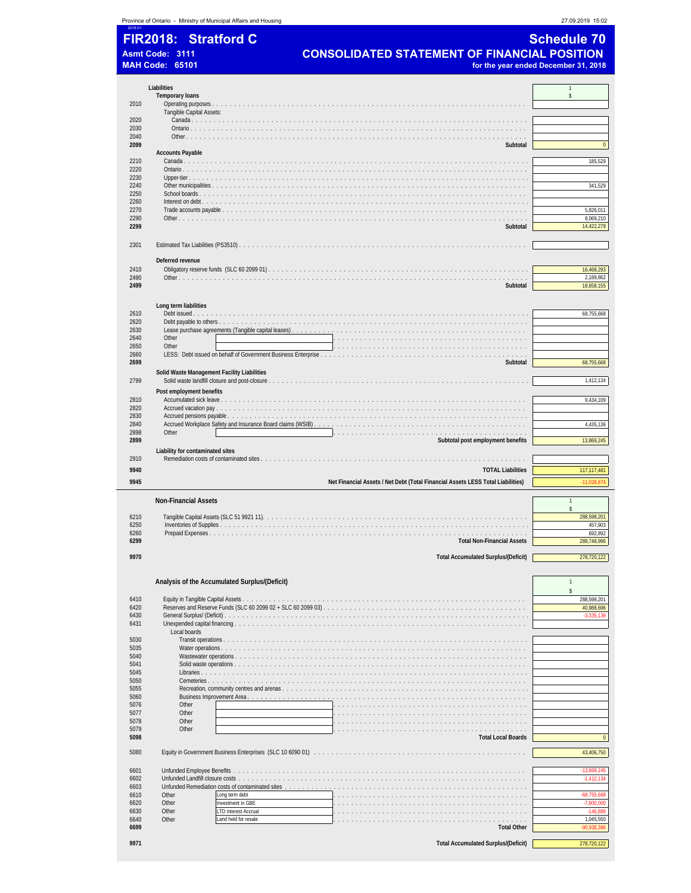# FIR2018: Stratford C

**Asmt Code: 3111**
**MAH Code: 65101**

## Schedule 70
## CONSOLIDATED STATEMENT OF FINANCIAL POSITION
**for the year ended December 31, 2018**

| Line | Liabilities | 1 $ |
|---|---|---|
| | **Temporary loans** | |
| 2010 | Operating purposes | |
| | Tangible Capital Assets: | |
| 2020 | Canada | |
| 2030 | Ontario | |
| 2040 | Other | |
| **2099** | **Subtotal** | 0 |
| | **Accounts Payable** | |
| 2210 | Canada | 185,529 |
| 2220 | Ontario | |
| 2230 | Upper-tier | |
| 2240 | Other municipalities | 341,529 |
| 2250 | School boards | |
| 2260 | Interest on debt | |
| 2270 | Trade accounts payable | 5,826,011 |
| 2290 | Other | 8,069,210 |
| **2299** | **Subtotal** | 14,422,279 |
| 2301 | Estimated Tax Liabilities (PS3510) | |
| | **Deferred revenue** | |
| 2410 | Obligatory reserve funds (SLC 60 2099 01) | 16,468,293 |
| 2490 | Other | 2,189,862 |
| **2499** | **Subtotal** | 18,658,155 |
| | **Long term liabilities** | |
| 2610 | Debt issued | 68,755,668 |
| 2620 | Debt payable to others | |
| 2630 | Lease purchase agreements (Tangible capital leases) | |
| 2640 | Other | |
| 2650 | Other | |
| 2660 | LESS: Debt issued on behalf of Government Business Enterprise | |
| **2699** | **Subtotal** | 68,755,668 |
| | **Solid Waste Management Facility Liabilities** | |
| 2799 | Solid waste landfill closure and post-closure | 1,412,134 |
| | **Post employment benefits** | |
| 2810 | Accumulated sick leave | 9,434,109 |
| 2820 | Accrued vacation pay | |
| 2830 | Accrued pensions payable | |
| 2840 | Accrued Workplace Safety and Insurance Board claims (WSIB) | 4,435,136 |
| 2898 | Other | |
| **2899** | **Subtotal post employment benefits** | 13,869,245 |
| | **Liability for contaminated sites** | |
| 2910 | Remediation costs of contaminated sites | |
| **9940** | **TOTAL Liabilities** | 117,117,481 |
| **9945** | **Net Financial Assets / Net Debt (Total Financial Assets LESS Total Liabilities)** | -11,028,874 |

| Line | Non-Financial Assets | 1 $ |
|---|---|---|
| 6210 | Tangible Capital Assets (SLC 51 9921 11) | 288,598,201 |
| 6250 | Inventories of Supplies | 457,903 |
| 6260 | Prepaid Expenses | 692,892 |
| **6299** | **Total Non-Financial Assets** | 289,748,996 |
| **9970** | **Total Accumulated Surplus/(Deficit)** | 278,720,122 |

| Line | Analysis of the Accumulated Surplus/(Deficit) | 1 $ |
|---|---|---|
| 6410 | Equity in Tangible Capital Assets | 288,598,201 |
| 6420 | Reserves and Reserve Funds (SLC 60 2099 02 + SLC 60 2099 03) | 40,988,696 |
| 6430 | General Surplus/ (Deficit) | -3,335,139 |
| 6431 | Unexpended capital financing | |
| | Local boards | |
| 5030 | Transit operations | |
| 5035 | Water operations | |
| 5040 | Wastewater operations | |
| 5041 | Solid waste operations | |
| 5045 | Libraries | |
| 5050 | Cemeteries | |
| 5055 | Recreation, community centres and arenas | |
| 5060 | Business Improvement Area | |
| 5076 | Other | |
| 5077 | Other | |
| 5078 | Other | |
| 5079 | Other | |
| **5098** | **Total Local Boards** | 0 |
| 5080 | Equity in Government Business Enterprises (SLC 10 6090 01) | 43,406,750 |
| 6601 | Unfunded Employee Benefits | -13,869,245 |
| 6602 | Unfunded Landfill closure costs | -1,412,134 |
| 6603 | Unfunded Remediation costs of contaminated sites | |
| 6610 | Other — Long term debt | -68,755,668 |
| 6620 | Other — Investment in GBE | -7,800,000 |
| 6630 | Other — LTD interest Accrual | -146,889 |
| 6640 | Other — Land held for resale | 1,045,550 |
| **6699** | **Total Other** | -90,938,386 |
| **9971** | **Total Accumulated Surplus/(Deficit)** | 278,720,122 |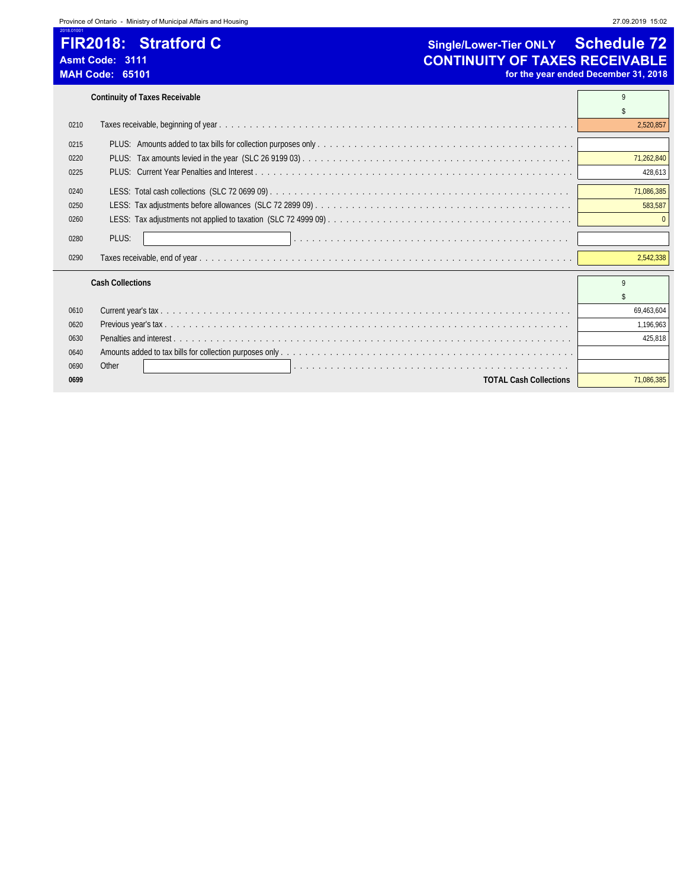# FIR2018: Stratford C

**Asmt Code: 3111**
**MAH Code: 65101**

## Single/Lower-Tier ONLY Schedule 72
## CONTINUITY OF TAXES RECEIVABLE
**for the year ended December 31, 2018**

| | Continuity of Taxes Receivable | 9 |
|---|---|---|
| | | $ |
| 0210 | Taxes receivable, beginning of year | 2,520,857 |
| 0215 | PLUS: Amounts added to tax bills for collection purposes only | |
| 0220 | PLUS: Tax amounts levied in the year (SLC 26 9199 03) | 71,262,840 |
| 0225 | PLUS: Current Year Penalties and Interest | 428,613 |
| 0240 | LESS: Total cash collections (SLC 72 0699 09) | 71,086,385 |
| 0250 | LESS: Tax adjustments before allowances (SLC 72 2899 09) | 583,587 |
| 0260 | LESS: Tax adjustments not applied to taxation (SLC 72 4999 09) | 0 |
| 0280 | PLUS: | |
| 0290 | Taxes receivable, end of year | 2,542,338 |

| | Cash Collections | 9 |
|---|---|---|
| | | $ |
| 0610 | Current year's tax | 69,463,604 |
| 0620 | Previous year's tax | 1,196,963 |
| 0630 | Penalties and interest | 425,818 |
| 0640 | Amounts added to tax bills for collection purposes only | |
| 0690 | Other | |
| **0699** | **TOTAL Cash Collections** | 71,086,385 |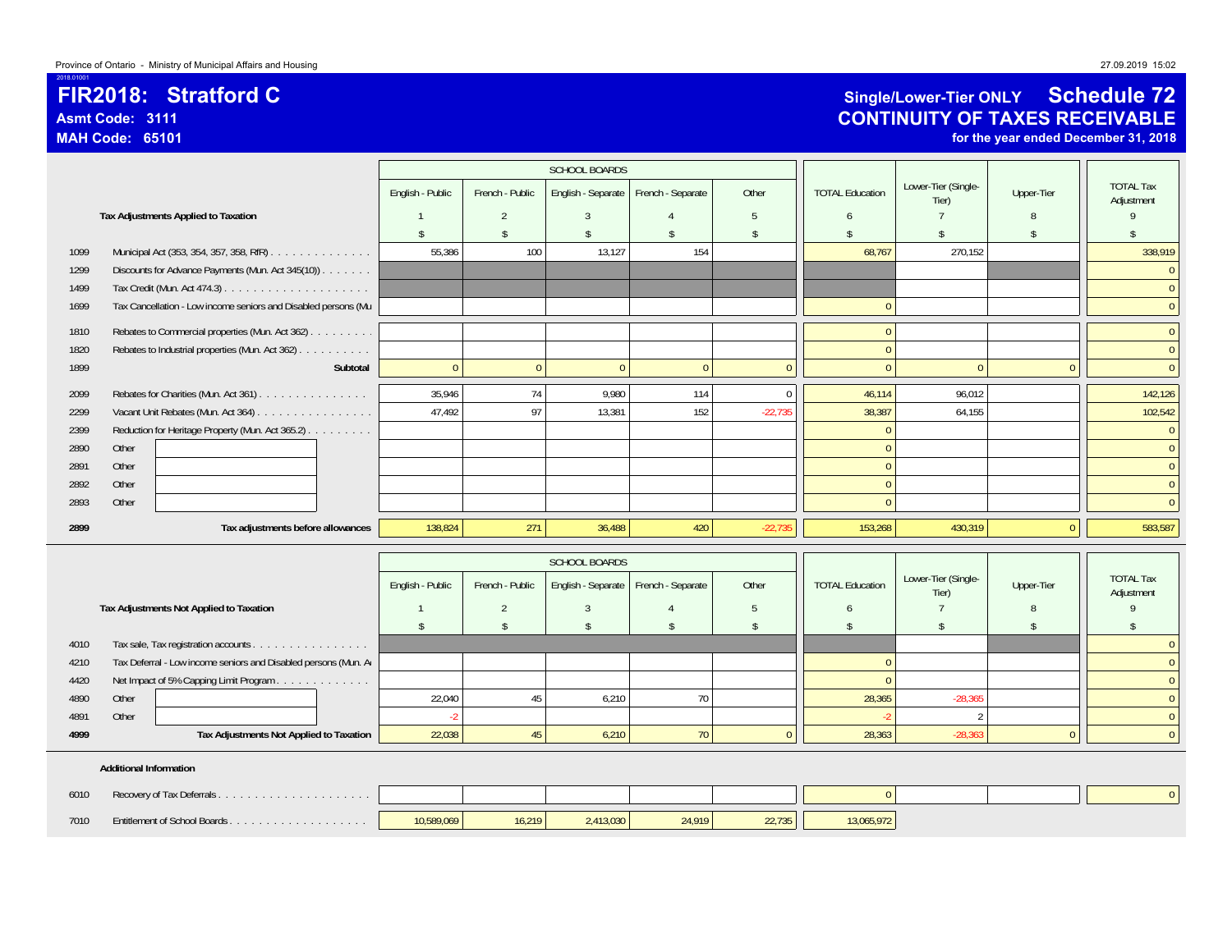Province of Ontario - Ministry of Municipal Affairs and Housing

2018.01001

# FIR2018: Stratford C

**Asmt Code: 3111**

**MAH Code: 65101**

## Single/Lower-Tier ONLY Schedule 72
## CONTINUITY OF TAXES RECEIVABLE
**for the year ended December 31, 2018**

| | **Tax Adjustments Applied to Taxation** | SCHOOL BOARDS English - Public | French - Public | English - Separate | French - Separate | Other | TOTAL Education | Lower-Tier (Single-Tier) | Upper-Tier | TOTAL Tax Adjustment |
|---|---|---|---|---|---|---|---|---|---|---|
| | | 1 | 2 | 3 | 4 | 5 | 6 | 7 | 8 | 9 |
| | | $ | $ | $ | $ | $ | $ | $ | $ | $ |
| 1099 | Municipal Act (353, 354, 357, 358, RfR) | 55,386 | 100 | 13,127 | 154 | | 68,767 | 270,152 | | 338,919 |
| 1299 | Discounts for Advance Payments (Mun. Act 345(10)) | | | | | | | | | 0 |
| 1499 | Tax Credit (Mun. Act 474.3) | | | | | | | | | 0 |
| 1699 | Tax Cancellation - Low income seniors and Disabled persons (Mu | | | | | | 0 | | | 0 |
| 1810 | Rebates to Commercial properties (Mun. Act 362) | | | | | | 0 | | | 0 |
| 1820 | Rebates to Industrial properties (Mun. Act 362) | | | | | | 0 | | | 0 |
| 1899 | **Subtotal** | 0 | 0 | 0 | 0 | 0 | 0 | 0 | 0 | 0 |
| 2099 | Rebates for Charities (Mun. Act 361) | 35,946 | 74 | 9,980 | 114 | 0 | 46,114 | 96,012 | | 142,126 |
| 2299 | Vacant Unit Rebates (Mun. Act 364) | 47,492 | 97 | 13,381 | 152 | -22,735 | 38,387 | 64,155 | | 102,542 |
| 2399 | Reduction for Heritage Property (Mun. Act 365.2) | | | | | | 0 | | | 0 |
| 2890 | Other | | | | | | 0 | | | 0 |
| 2891 | Other | | | | | | 0 | | | 0 |
| 2892 | Other | | | | | | 0 | | | 0 |
| 2893 | Other | | | | | | 0 | | | 0 |
| **2899** | **Tax adjustments before allowances** | 138,824 | 271 | 36,488 | 420 | -22,735 | 153,268 | 430,319 | 0 | 583,587 |

| | **Tax Adjustments Not Applied to Taxation** | SCHOOL BOARDS English - Public | French - Public | English - Separate | French - Separate | Other | TOTAL Education | Lower-Tier (Single-Tier) | Upper-Tier | TOTAL Tax Adjustment |
|---|---|---|---|---|---|---|---|---|---|---|
| | | 1 | 2 | 3 | 4 | 5 | 6 | 7 | 8 | 9 |
| | | $ | $ | $ | $ | $ | $ | $ | $ | $ |
| 4010 | Tax sale, Tax registration accounts | | | | | | | | | 0 |
| 4210 | Tax Deferral - Low income seniors and Disabled persons (Mun. A | | | | | | 0 | | | 0 |
| 4420 | Net Impact of 5% Capping Limit Program | | | | | | 0 | | | 0 |
| 4890 | Other | 22,040 | 45 | 6,210 | 70 | | 28,365 | -28,365 | | 0 |
| 4891 | Other | -2 | | | | | -2 | 2 | | 0 |
| **4999** | **Tax Adjustments Not Applied to Taxation** | 22,038 | 45 | 6,210 | 70 | 0 | 28,363 | -28,363 | 0 | 0 |

**Additional Information**

| | | English - Public | French - Public | English - Separate | French - Separate | Other | TOTAL Education | Lower-Tier (Single-Tier) | Upper-Tier | TOTAL Tax Adjustment |
|---|---|---|---|---|---|---|---|---|---|---|
| 6010 | Recovery of Tax Deferrals | | | | | | 0 | | | 0 |
| 7010 | Entitlement of School Boards | 10,589,069 | 16,219 | 2,413,030 | 24,919 | 22,735 | 13,065,972 | | | |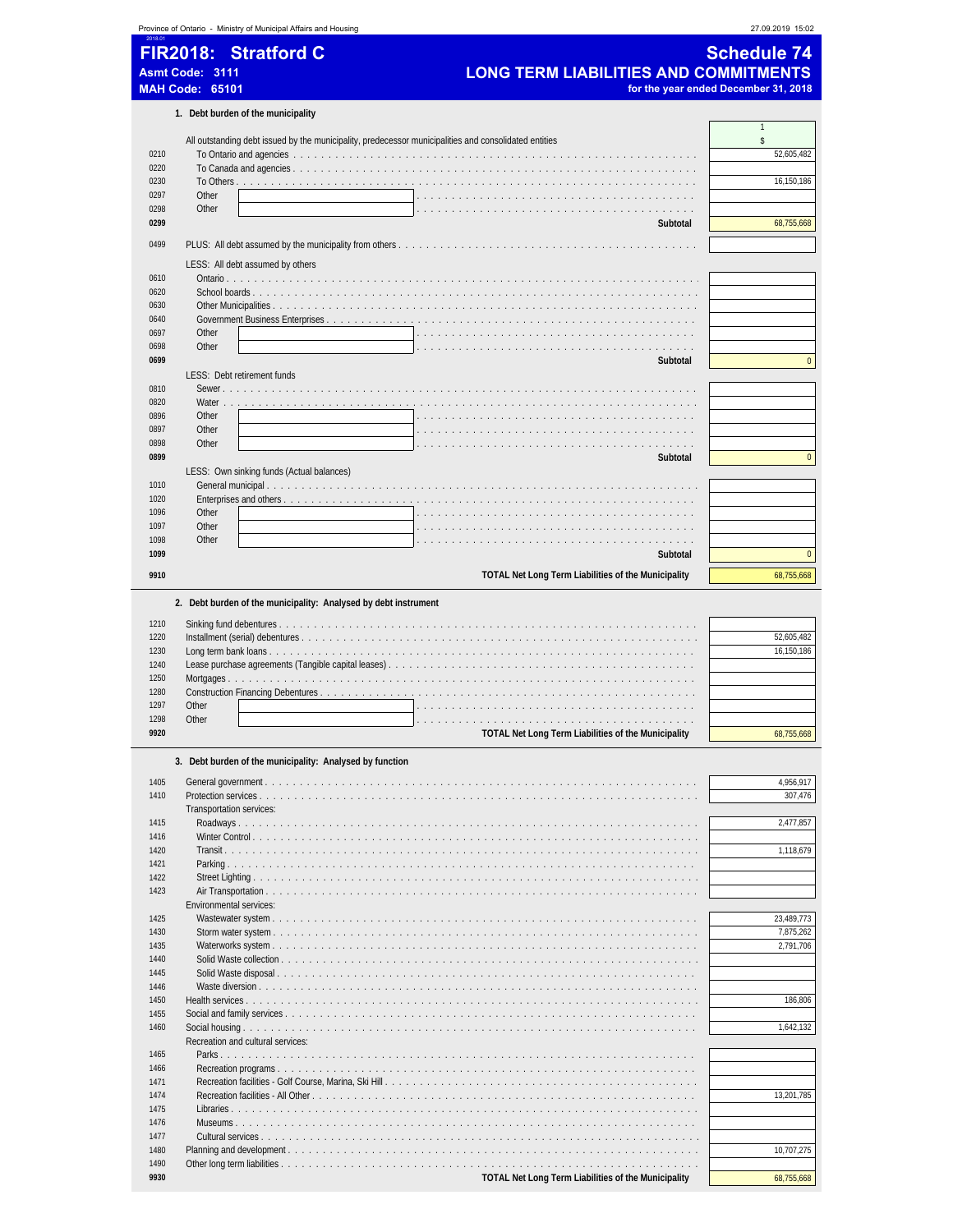Province of Ontario - Ministry of Municipal Affairs and Housing 27.09.2019 15:02

# FIR2018: Stratford C

**Asmt Code: 3111**
**MAH Code: 65101**

# Schedule 74
## LONG TERM LIABILITIES AND COMMITMENTS
**for the year ended December 31, 2018**

### 1. Debt burden of the municipality

| Line | Description | 1 $ |
|---|---|---|
| | All outstanding debt issued by the municipality, predecessor municipalities and consolidated entities | |
| 0210 | To Ontario and agencies | 52,605,482 |
| 0220 | To Canada and agencies | |
| 0230 | To Others | 16,150,186 |
| 0297 | Other | |
| 0298 | Other | |
| **0299** | **Subtotal** | 68,755,668 |
| 0499 | PLUS: All debt assumed by the municipality from others | |
| | LESS: All debt assumed by others | |
| 0610 | Ontario | |
| 0620 | School boards | |
| 0630 | Other Municipalities | |
| 0640 | Government Business Enterprises | |
| 0697 | Other | |
| 0698 | Other | |
| **0699** | **Subtotal** | 0 |
| | LESS: Debt retirement funds | |
| 0810 | Sewer | |
| 0820 | Water | |
| 0896 | Other | |
| 0897 | Other | |
| 0898 | Other | |
| **0899** | **Subtotal** | 0 |
| | LESS: Own sinking funds (Actual balances) | |
| 1010 | General municipal | |
| 1020 | Enterprises and others | |
| 1096 | Other | |
| 1097 | Other | |
| 1098 | Other | |
| **1099** | **Subtotal** | 0 |
| **9910** | **TOTAL Net Long Term Liabilities of the Municipality** | 68,755,668 |

### 2. Debt burden of the municipality: Analysed by debt instrument

| Line | Description | $ |
|---|---|---|
| 1210 | Sinking fund debentures | |
| 1220 | Installment (serial) debentures | 52,605,482 |
| 1230 | Long term bank loans | 16,150,186 |
| 1240 | Lease purchase agreements (Tangible capital leases) | |
| 1250 | Mortgages | |
| 1280 | Construction Financing Debentures | |
| 1297 | Other | |
| 1298 | Other | |
| **9920** | **TOTAL Net Long Term Liabilities of the Municipality** | 68,755,668 |

### 3. Debt burden of the municipality: Analysed by function

| Line | Description | $ |
|---|---|---|
| 1405 | General government | 4,956,917 |
| 1410 | Protection services | 307,476 |
| | Transportation services: | |
| 1415 | Roadways | 2,477,857 |
| 1416 | Winter Control | |
| 1420 | Transit | 1,118,679 |
| 1421 | Parking | |
| 1422 | Street Lighting | |
| 1423 | Air Transportation | |
| | Environmental services: | |
| 1425 | Wastewater system | 23,489,773 |
| 1430 | Storm water system | 7,875,262 |
| 1435 | Waterworks system | 2,791,706 |
| 1440 | Solid Waste collection | |
| 1445 | Solid Waste disposal | |
| 1446 | Waste diversion | |
| 1450 | Health services | 186,806 |
| 1455 | Social and family services | |
| 1460 | Social housing | 1,642,132 |
| | Recreation and cultural services: | |
| 1465 | Parks | |
| 1466 | Recreation programs | |
| 1471 | Recreation facilities - Golf Course, Marina, Ski Hill | |
| 1474 | Recreation facilities - All Other | 13,201,785 |
| 1475 | Libraries | |
| 1476 | Museums | |
| 1477 | Cultural services | |
| 1480 | Planning and development | 10,707,275 |
| 1490 | Other long term liabilities | |
| **9930** | **TOTAL Net Long Term Liabilities of the Municipality** | 68,755,668 |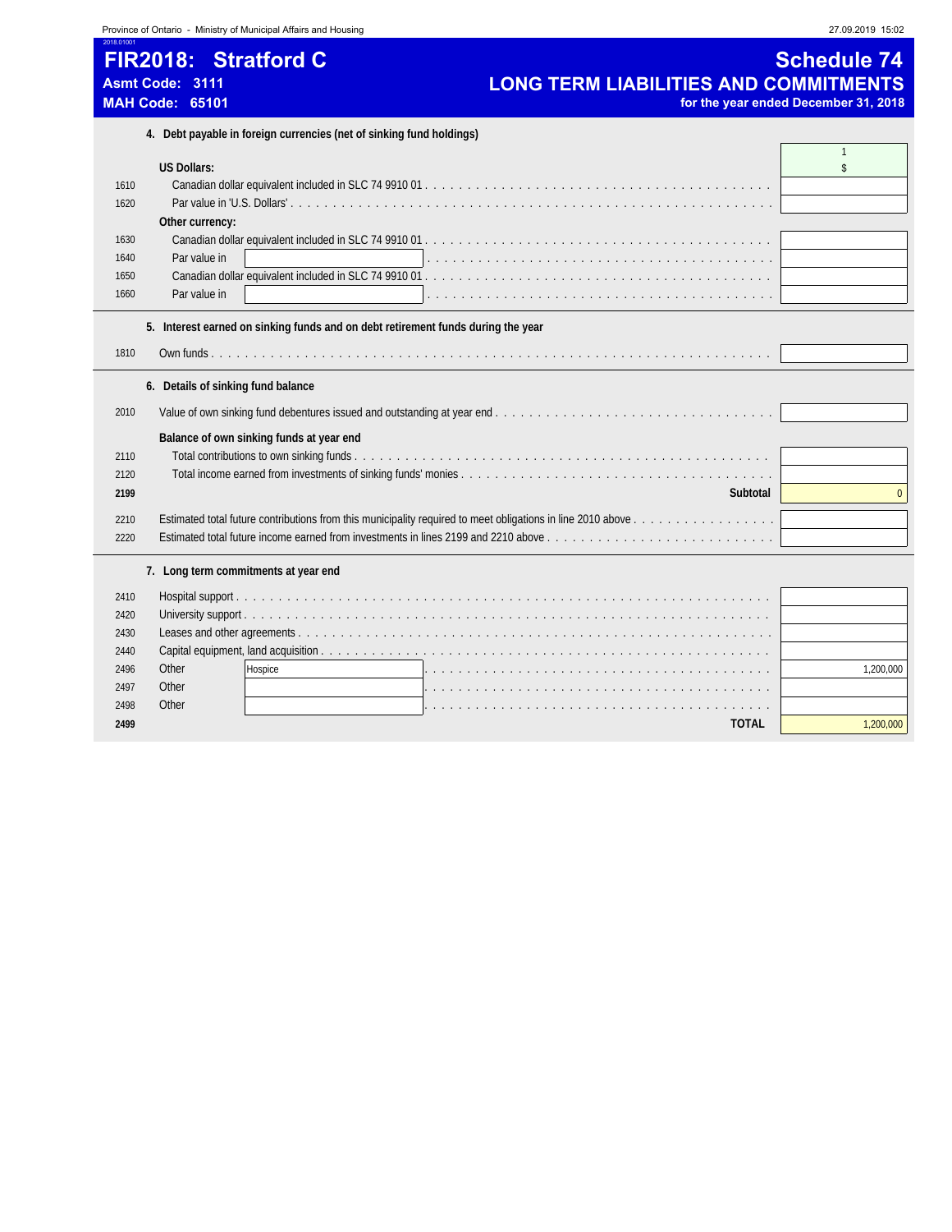# FIR2018: Stratford C

**Asmt Code: 3111**
**MAH Code: 65101**

## Schedule 74
## LONG TERM LIABILITIES AND COMMITMENTS
**for the year ended December 31, 2018**

### 4. Debt payable in foreign currencies (net of sinking fund holdings)

| Line | Description | 1 |
|---|---|---|
| | | $ |
| | **US Dollars:** | |
| 1610 | Canadian dollar equivalent included in SLC 74 9910 01 | |
| 1620 | Par value in 'U.S. Dollars' | |
| | **Other currency:** | |
| 1630 | Canadian dollar equivalent included in SLC 74 9910 01 | |
| 1640 | Par value in | |
| 1650 | Canadian dollar equivalent included in SLC 74 9910 01 | |
| 1660 | Par value in | |

### 5. Interest earned on sinking funds and on debt retirement funds during the year

| Line | Description | |
|---|---|---|
| 1810 | Own funds | |

### 6. Details of sinking fund balance

| Line | Description | |
|---|---|---|
| 2010 | Value of own sinking fund debentures issued and outstanding at year end | |
| | **Balance of own sinking funds at year end** | |
| 2110 | Total contributions to own sinking funds | |
| 2120 | Total income earned from investments of sinking funds' monies | |
| **2199** | **Subtotal** | 0 |
| 2210 | Estimated total future contributions from this municipality required to meet obligations in line 2010 above | |
| 2220 | Estimated total future income earned from investments in lines 2199 and 2210 above | |

### 7. Long term commitments at year end

| Line | Description | |
|---|---|---|
| 2410 | Hospital support | |
| 2420 | University support | |
| 2430 | Leases and other agreements | |
| 2440 | Capital equipment, land acquisition | |
| 2496 | Other — Hospice | 1,200,000 |
| 2497 | Other | |
| 2498 | Other | |
| **2499** | **TOTAL** | 1,200,000 |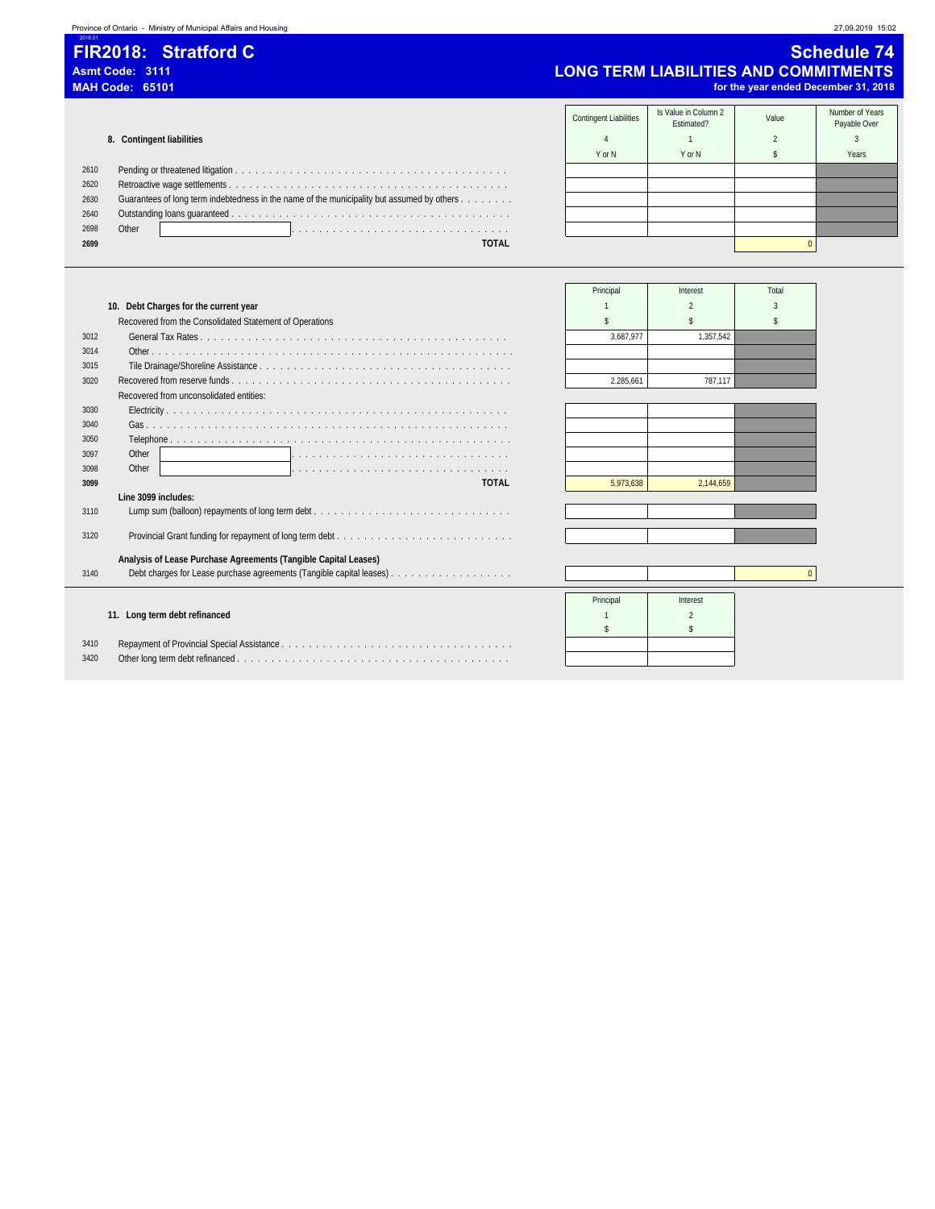# FIR2018: Stratford C

**Asmt Code: 3111**
**MAH Code: 65101**

## Schedule 74
## LONG TERM LIABILITIES AND COMMITMENTS
**for the year ended December 31, 2018**

### 8. Contingent liabilities

| | | Contingent Liabilities | Is Value in Column 2 Estimated? | Value | Number of Years Payable Over |
|---|---|---|---|---|---|
| | | 4 | 1 | 2 | 3 |
| | | Y or N | Y or N | $ | Years |
| 2610 | Pending or threatened litigation | | | | |
| 2620 | Retroactive wage settlements | | | | |
| 2630 | Guarantees of long term indebtedness in the name of the municipality but assumed by others | | | | |
| 2640 | Outstanding loans guaranteed | | | | |
| 2698 | Other | | | | |
| 2699 | **TOTAL** | | | 0 | |

### 10. Debt Charges for the current year

| | | Principal | Interest | Total |
|---|---|---|---|---|
| | | 1 | 2 | 3 |
| | | $ | $ | $ |
| | Recovered from the Consolidated Statement of Operations | | | |
| 3012 | General Tax Rates | 3,687,977 | 1,357,542 | |
| 3014 | Other | | | |
| 3015 | Tile Drainage/Shoreline Assistance | | | |
| 3020 | Recovered from reserve funds | 2,285,661 | 787,117 | |
| | Recovered from unconsolidated entities: | | | |
| 3030 | Electricity | | | |
| 3040 | Gas | | | |
| 3050 | Telephone | | | |
| 3097 | Other | | | |
| 3098 | Other | | | |
| 3099 | **TOTAL** | 5,973,638 | 2,144,659 | |
| | **Line 3099 includes:** | | | |
| 3110 | Lump sum (balloon) repayments of long term debt | | | |
| 3120 | Provincial Grant funding for repayment of long term debt | | | |
| | **Analysis of Lease Purchase Agreements (Tangible Capital Leases)** | | | |
| 3140 | Debt charges for Lease purchase agreements (Tangible capital leases) | | | 0 |

### 11. Long term debt refinanced

| | | Principal | Interest |
|---|---|---|---|
| | | 1 | 2 |
| | | $ | $ |
| 3410 | Repayment of Provincial Special Assistance | | |
| 3420 | Other long term debt refinanced | | |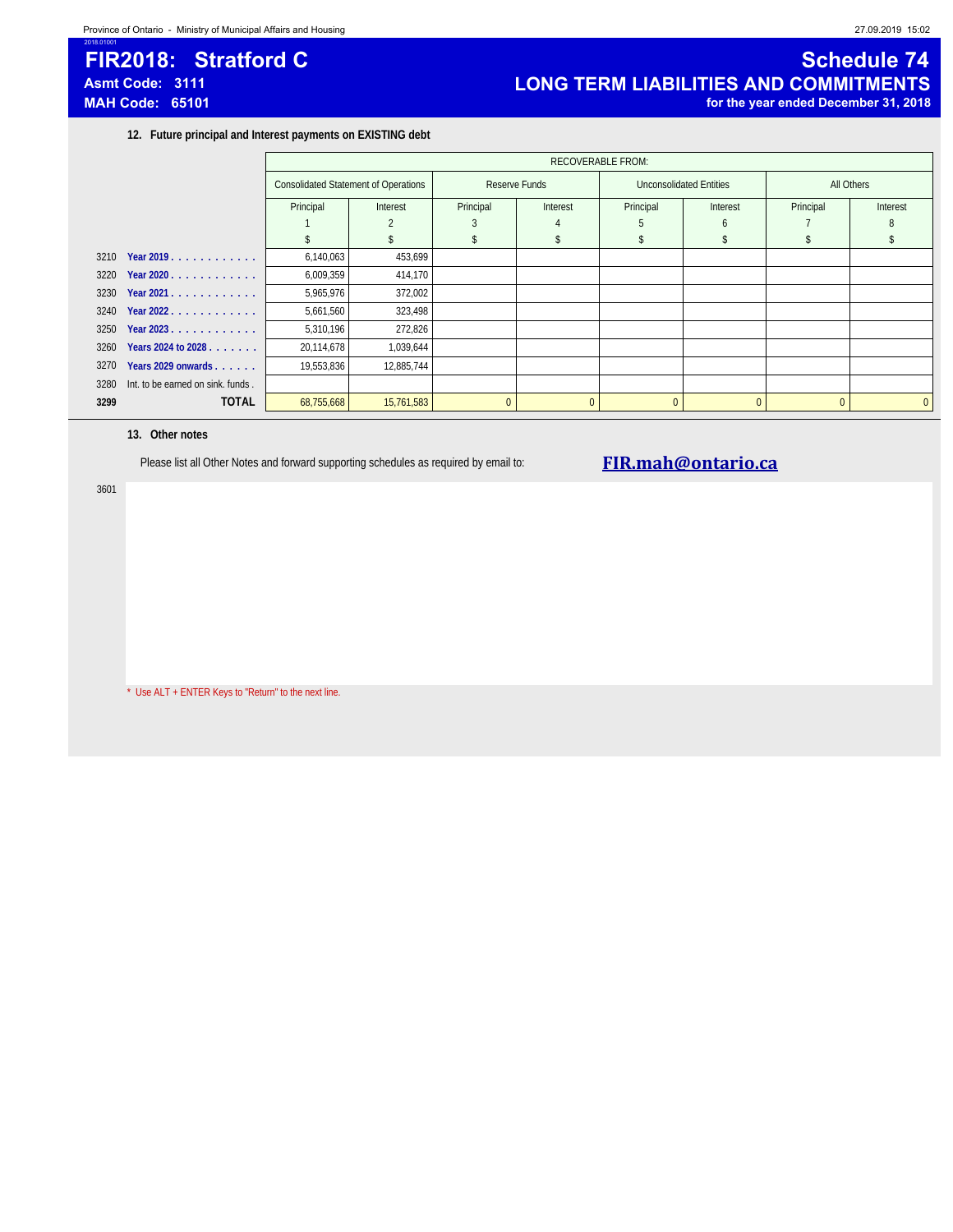# FIR2018: Stratford C

**Asmt Code: 3111**

**MAH Code: 65101**

# Schedule 74

## LONG TERM LIABILITIES AND COMMITMENTS

**for the year ended December 31, 2018**

### 12. Future principal and Interest payments on EXISTING debt

| | | RECOVERABLE FROM: | | | | | | | |
|---|---|---|---|---|---|---|---|---|---|
| | | Consolidated Statement of Operations | | Reserve Funds | | Unconsolidated Entities | | All Others | |
| | | Principal | Interest | Principal | Interest | Principal | Interest | Principal | Interest |
| | | 1 | 2 | 3 | 4 | 5 | 6 | 7 | 8 |
| | | $ | $ | $ | $ | $ | $ | $ | $ |
| 3210 | Year 2019 | 6,140,063 | 453,699 | | | | | | |
| 3220 | Year 2020 | 6,009,359 | 414,170 | | | | | | |
| 3230 | Year 2021 | 5,965,976 | 372,002 | | | | | | |
| 3240 | Year 2022 | 5,661,560 | 323,498 | | | | | | |
| 3250 | Year 2023 | 5,310,196 | 272,826 | | | | | | |
| 3260 | Years 2024 to 2028 | 20,114,678 | 1,039,644 | | | | | | |
| 3270 | Years 2029 onwards | 19,553,836 | 12,885,744 | | | | | | |
| 3280 | Int. to be earned on sink. funds | | | | | | | | |
| **3299** | **TOTAL** | 68,755,668 | 15,761,583 | 0 | 0 | 0 | 0 | 0 | 0 |

### 13. Other notes

Please list all Other Notes and forward supporting schedules as required by email to: **FIR.mah@ontario.ca**

3601

* Use ALT + ENTER Keys to "Return" to the next line.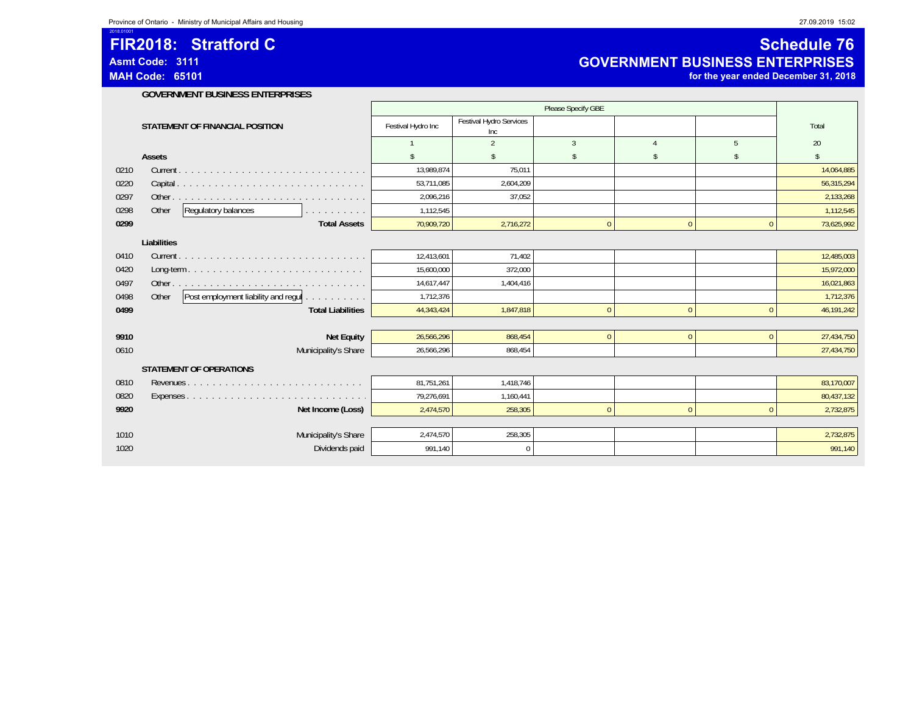Province of Ontario - Ministry of Municipal Affairs and Housing

# FIR2018: Stratford C

**Asmt Code: 3111**

**MAH Code: 65101**

# Schedule 76
## GOVERNMENT BUSINESS ENTERPRISES
**for the year ended December 31, 2018**

### GOVERNMENT BUSINESS ENTERPRISES

| | | Please Specify GBE | | | | | |
|---|---|---|---|---|---|---|---|
| | **STATEMENT OF FINANCIAL POSITION** | Festival Hydro Inc | Festival Hydro Services Inc | | | | Total |
| | | 1 | 2 | 3 | 4 | 5 | 20 |
| | **Assets** | $ | $ | $ | $ | $ | $ |
| 0210 | Current | 13,989,874 | 75,011 | | | | 14,064,885 |
| 0220 | Capital | 53,711,085 | 2,604,209 | | | | 56,315,294 |
| 0297 | Other | 2,096,216 | 37,052 | | | | 2,133,268 |
| 0298 | Other Regulatory balances | 1,112,545 | | | | | 1,112,545 |
| **0299** | **Total Assets** | 70,909,720 | 2,716,272 | 0 | 0 | 0 | 73,625,992 |
| | **Liabilities** | | | | | | |
| 0410 | Current | 12,413,601 | 71,402 | | | | 12,485,003 |
| 0420 | Long-term | 15,600,000 | 372,000 | | | | 15,972,000 |
| 0497 | Other | 14,617,447 | 1,404,416 | | | | 16,021,863 |
| 0498 | Other Post employment liability and regul | 1,712,376 | | | | | 1,712,376 |
| **0499** | **Total Liabilities** | 44,343,424 | 1,847,818 | 0 | 0 | 0 | 46,191,242 |
| **9910** | **Net Equity** | 26,566,296 | 868,454 | 0 | 0 | 0 | 27,434,750 |
| 0610 | Municipality's Share | 26,566,296 | 868,454 | | | | 27,434,750 |
| | **STATEMENT OF OPERATIONS** | | | | | | |
| 0810 | Revenues | 81,751,261 | 1,418,746 | | | | 83,170,007 |
| 0820 | Expenses | 79,276,691 | 1,160,441 | | | | 80,437,132 |
| **9920** | **Net Income (Loss)** | 2,474,570 | 258,305 | 0 | 0 | 0 | 2,732,875 |
| 1010 | Municipality's Share | 2,474,570 | 258,305 | | | | 2,732,875 |
| 1020 | Dividends paid | 991,140 | 0 | | | | 991,140 |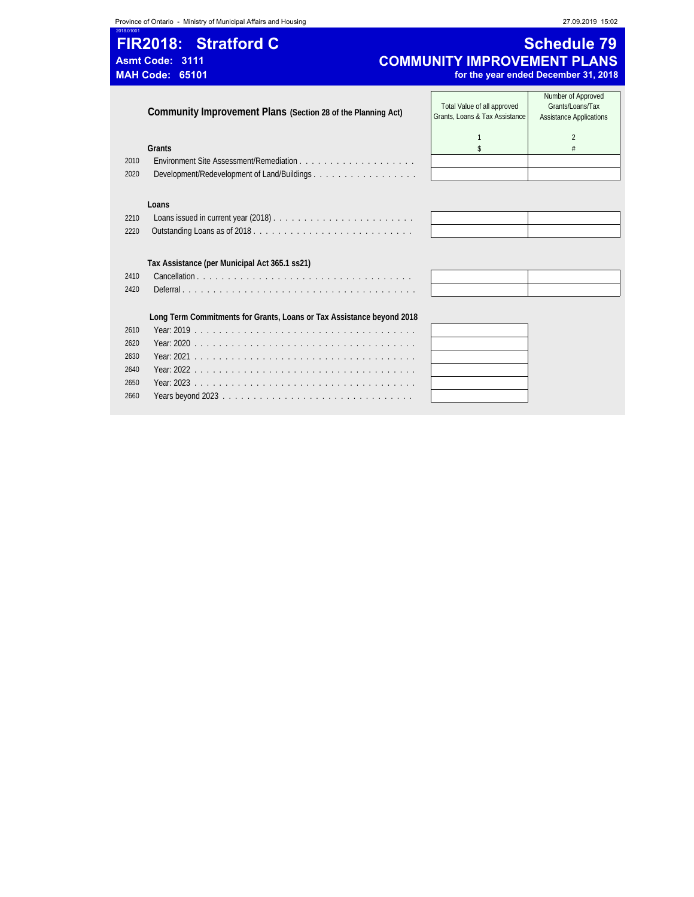# FIR2018: Stratford C

**Asmt Code: 3111**
**MAH Code: 65101**

# Schedule 79
## COMMUNITY IMPROVEMENT PLANS
**for the year ended December 31, 2018**

| | Community Improvement Plans (Section 28 of the Planning Act) | Total Value of all approved Grants, Loans & Tax Assistance | Number of Approved Grants/Loans/Tax Assistance Applications |
|---|---|---|---|
| | | 1 | 2 |
| | **Grants** | $ | # |
| 2010 | Environment Site Assessment/Remediation | | |
| 2020 | Development/Redevelopment of Land/Buildings | | |
| | **Loans** | | |
| 2210 | Loans issued in current year (2018) | | |
| 2220 | Outstanding Loans as of 2018 | | |
| | **Tax Assistance (per Municipal Act 365.1 ss21)** | | |
| 2410 | Cancellation | | |
| 2420 | Deferral | | |
| | **Long Term Commitments for Grants, Loans or Tax Assistance beyond 2018** | | |
| 2610 | Year: 2019 | | |
| 2620 | Year: 2020 | | |
| 2630 | Year: 2021 | | |
| 2640 | Year: 2022 | | |
| 2650 | Year: 2023 | | |
| 2660 | Years beyond 2023 | | |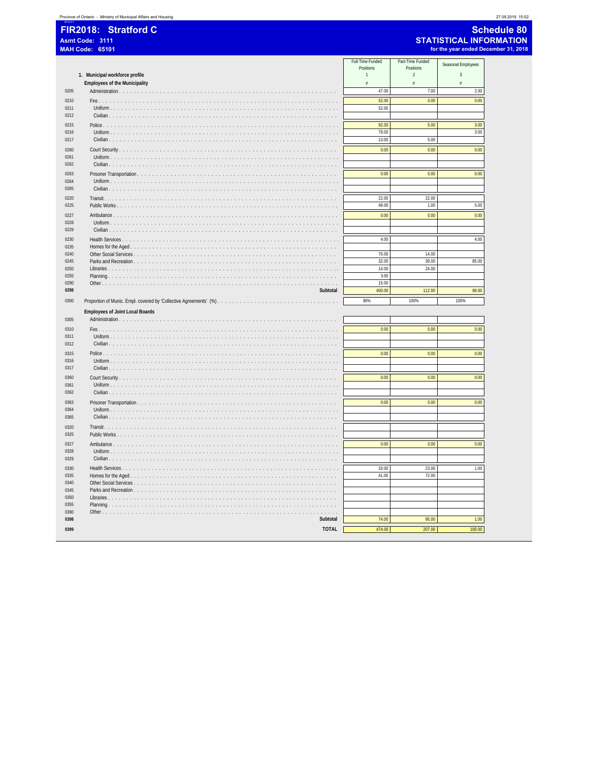# FIR2018: Stratford C

**Asmt Code: 3111**
**MAH Code: 65101**

## Schedule 80
## STATISTICAL INFORMATION
**for the year ended December 31, 2018**

| | | Full-Time Funded Positions | Part-Time Funded Positions | Seasonal Employees |
|---|---|---|---|---|
| | **1. Municipal workforce profile** | 1 | 2 | 3 |
| | **Employees of the Municipality** | # | # | # |
| 0205 | Administration | 47.00 | 7.00 | 2.00 |
| 0210 | Fire | 52.00 | 0.00 | 0.00 |
| 0211 | Uniform | 52.00 | | |
| 0212 | Civilian | | | |
| 0215 | Police | 92.00 | 5.00 | 3.00 |
| 0216 | Uniform | 79.00 | | 3.00 |
| 0217 | Civilian | 13.00 | 5.00 | |
| 0260 | Court Security | 0.00 | 0.00 | 0.00 |
| 0261 | Uniform | | | |
| 0262 | Civilian | | | |
| 0263 | Prisoner Transportation | 0.00 | 0.00 | 0.00 |
| 0264 | Uniform | | | |
| 0265 | Civilian | | | |
| 0220 | Transit | 22.00 | 22.00 | |
| 0225 | Public Works | 49.00 | 1.00 | 5.00 |
| 0227 | Ambulance | 0.00 | 0.00 | 0.00 |
| 0228 | Uniform | | | |
| 0229 | Civilian | | | |
| 0230 | Health Services | 4.00 | | 4.00 |
| 0235 | Homes for the Aged | | | |
| 0240 | Other Social Services | 70.00 | 14.00 | |
| 0245 | Parks and Recreation | 32.00 | 39.00 | 85.00 |
| 0250 | Libraries | 14.00 | 24.00 | |
| 0255 | Planning | 3.00 | | |
| 0290 | Other | 15.00 | | |
| **0298** | **Subtotal** | 400.00 | 112.00 | 99.00 |
| 0300 | Proportion of Munic. Empl. covered by 'Collective Agreements' (%) | 90% | 100% | 100% |
| | **Employees of Joint Local Boards** | | | |
| 0305 | Administration | | | |
| 0310 | Fire | 0.00 | 0.00 | 0.00 |
| 0311 | Uniform | | | |
| 0312 | Civilian | | | |
| 0315 | Police | 0.00 | 0.00 | 0.00 |
| 0316 | Uniform | | | |
| 0317 | Civilian | | | |
| 0360 | Court Security | 0.00 | 0.00 | 0.00 |
| 0361 | Uniform | | | |
| 0362 | Civilian | | | |
| 0363 | Prisoner Transportation | 0.00 | 0.00 | 0.00 |
| 0364 | Uniform | | | |
| 0365 | Civilian | | | |
| 0320 | Transit | | | |
| 0325 | Public Works | | | |
| 0327 | Ambulance | 0.00 | 0.00 | 0.00 |
| 0328 | Uniform | | | |
| 0329 | Civilian | | | |
| 0330 | Health Services | 33.00 | 23.00 | 1.00 |
| 0335 | Homes for the Aged | 41.00 | 72.00 | |
| 0340 | Other Social Services | | | |
| 0345 | Parks and Recreation | | | |
| 0350 | Libraries | | | |
| 0355 | Planning | | | |
| 0390 | Other | | | |
| **0398** | **Subtotal** | 74.00 | 95.00 | 1.00 |
| **0399** | **TOTAL** | 474.00 | 207.00 | 100.00 |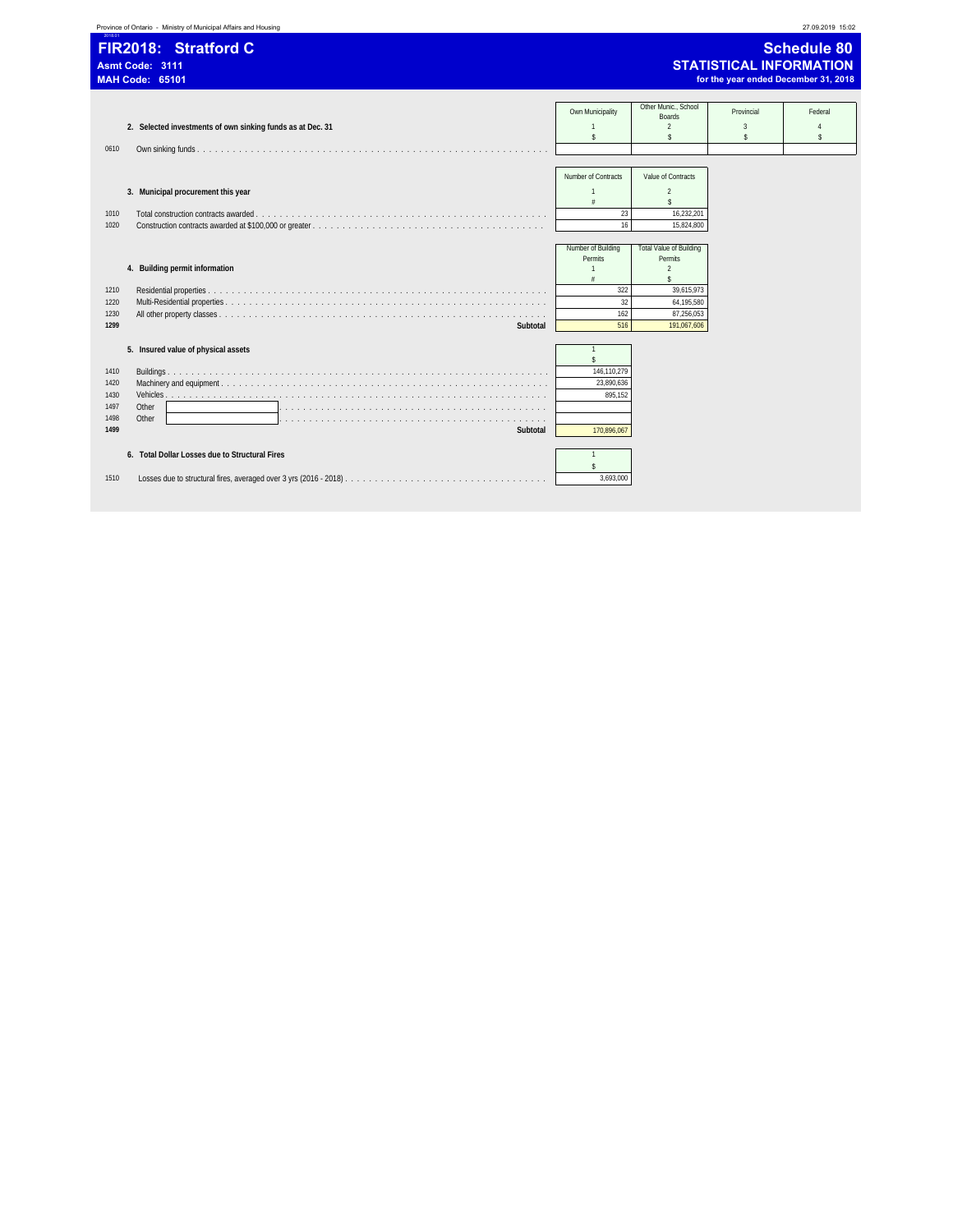# FIR2018: Stratford C

**Asmt Code: 3111**
**MAH Code: 65101**

## Schedule 80
## STATISTICAL INFORMATION
**for the year ended December 31, 2018**

### 2. Selected investments of own sinking funds as at Dec. 31

| | | Own Municipality | Other Munic., School Boards | Provincial | Federal |
|---|---|---|---|---|---|
| | | 1 | 2 | 3 | 4 |
| | | $ | $ | $ | $ |
| 0610 | Own sinking funds | | | | |

### 3. Municipal procurement this year

| | | Number of Contracts | Value of Contracts |
|---|---|---|---|
| | | 1 | 2 |
| | | # | $ |
| 1010 | Total construction contracts awarded | 23 | 16,232,201 |
| 1020 | Construction contracts awarded at $100,000 or greater | 16 | 15,824,800 |

### 4. Building permit information

| | | Number of Building Permits | Total Value of Building Permits |
|---|---|---|---|
| | | 1 | 2 |
| | | # | $ |
| 1210 | Residential properties | 322 | 39,615,973 |
| 1220 | Multi-Residential properties | 32 | 64,195,580 |
| 1230 | All other property classes | 162 | 87,256,053 |
| **1299** | **Subtotal** | 516 | 191,067,606 |

### 5. Insured value of physical assets

| | | 1 |
|---|---|---|
| | | $ |
| 1410 | Buildings | 146,110,279 |
| 1420 | Machinery and equipment | 23,890,636 |
| 1430 | Vehicles | 895,152 |
| 1497 | Other | |
| 1498 | Other | |
| **1499** | **Subtotal** | 170,896,067 |

### 6. Total Dollar Losses due to Structural Fires

| | | 1 |
|---|---|---|
| | | $ |
| 1510 | Losses due to structural fires, averaged over 3 yrs (2016 - 2018) | 3,693,000 |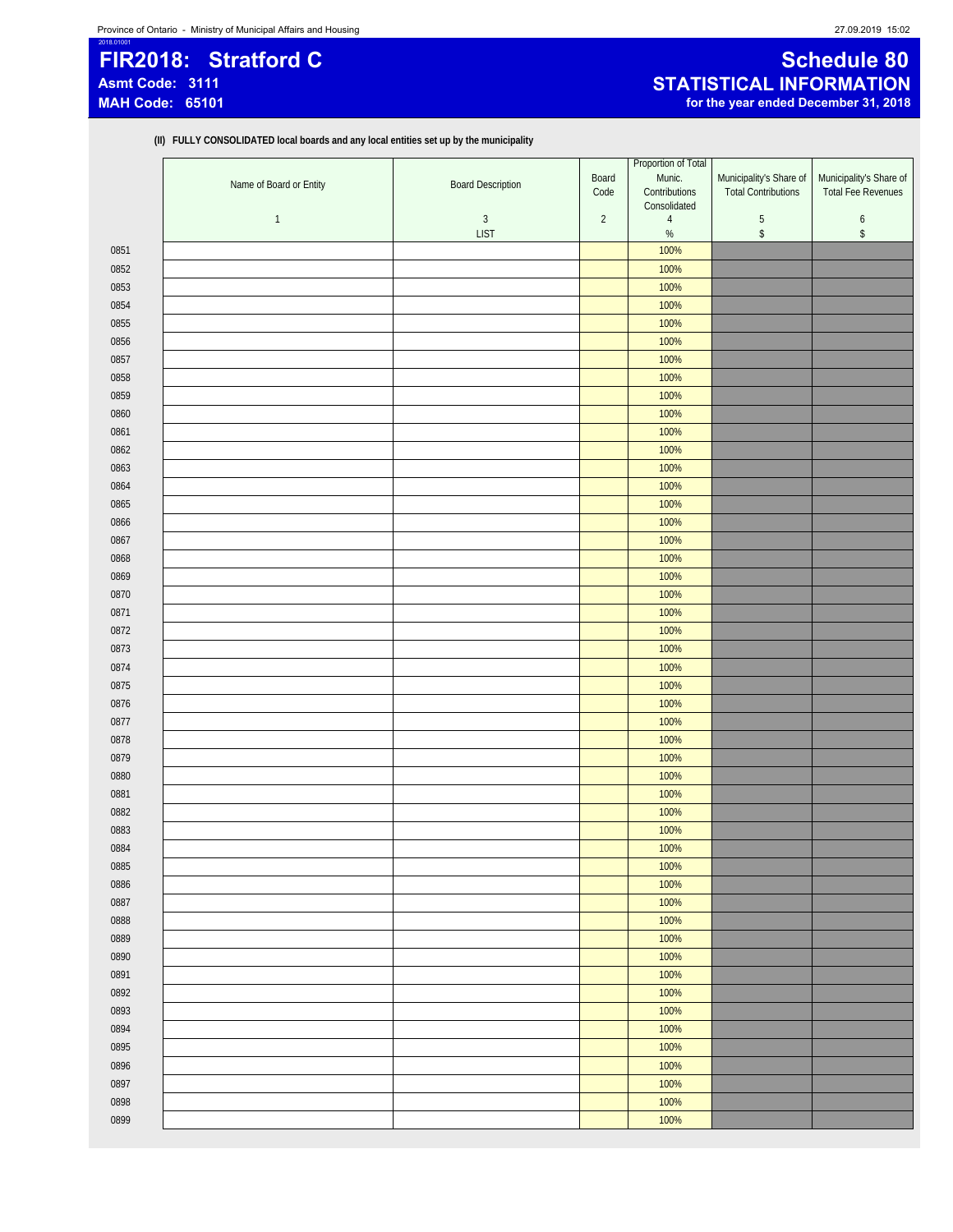# FIR2018: Stratford C

**Asmt Code: 3111**

**MAH Code: 65101**

# Schedule 80

## STATISTICAL INFORMATION

**for the year ended December 31, 2018**

**(II) FULLY CONSOLIDATED local boards and any local entities set up by the municipality**

| | Name of Board or Entity | Board Description | Board Code | Proportion of Total Munic. Contributions Consolidated | Municipality's Share of Total Contributions | Municipality's Share of Total Fee Revenues |
|---|---|---|---|---|---|---|
| | 1 | 3 | 2 | 4 | 5 | 6 |
| | | LIST | | % | $ | $ |
| 0851 | | | | 100% | | |
| 0852 | | | | 100% | | |
| 0853 | | | | 100% | | |
| 0854 | | | | 100% | | |
| 0855 | | | | 100% | | |
| 0856 | | | | 100% | | |
| 0857 | | | | 100% | | |
| 0858 | | | | 100% | | |
| 0859 | | | | 100% | | |
| 0860 | | | | 100% | | |
| 0861 | | | | 100% | | |
| 0862 | | | | 100% | | |
| 0863 | | | | 100% | | |
| 0864 | | | | 100% | | |
| 0865 | | | | 100% | | |
| 0866 | | | | 100% | | |
| 0867 | | | | 100% | | |
| 0868 | | | | 100% | | |
| 0869 | | | | 100% | | |
| 0870 | | | | 100% | | |
| 0871 | | | | 100% | | |
| 0872 | | | | 100% | | |
| 0873 | | | | 100% | | |
| 0874 | | | | 100% | | |
| 0875 | | | | 100% | | |
| 0876 | | | | 100% | | |
| 0877 | | | | 100% | | |
| 0878 | | | | 100% | | |
| 0879 | | | | 100% | | |
| 0880 | | | | 100% | | |
| 0881 | | | | 100% | | |
| 0882 | | | | 100% | | |
| 0883 | | | | 100% | | |
| 0884 | | | | 100% | | |
| 0885 | | | | 100% | | |
| 0886 | | | | 100% | | |
| 0887 | | | | 100% | | |
| 0888 | | | | 100% | | |
| 0889 | | | | 100% | | |
| 0890 | | | | 100% | | |
| 0891 | | | | 100% | | |
| 0892 | | | | 100% | | |
| 0893 | | | | 100% | | |
| 0894 | | | | 100% | | |
| 0895 | | | | 100% | | |
| 0896 | | | | 100% | | |
| 0897 | | | | 100% | | |
| 0898 | | | | 100% | | |
| 0899 | | | | 100% | | |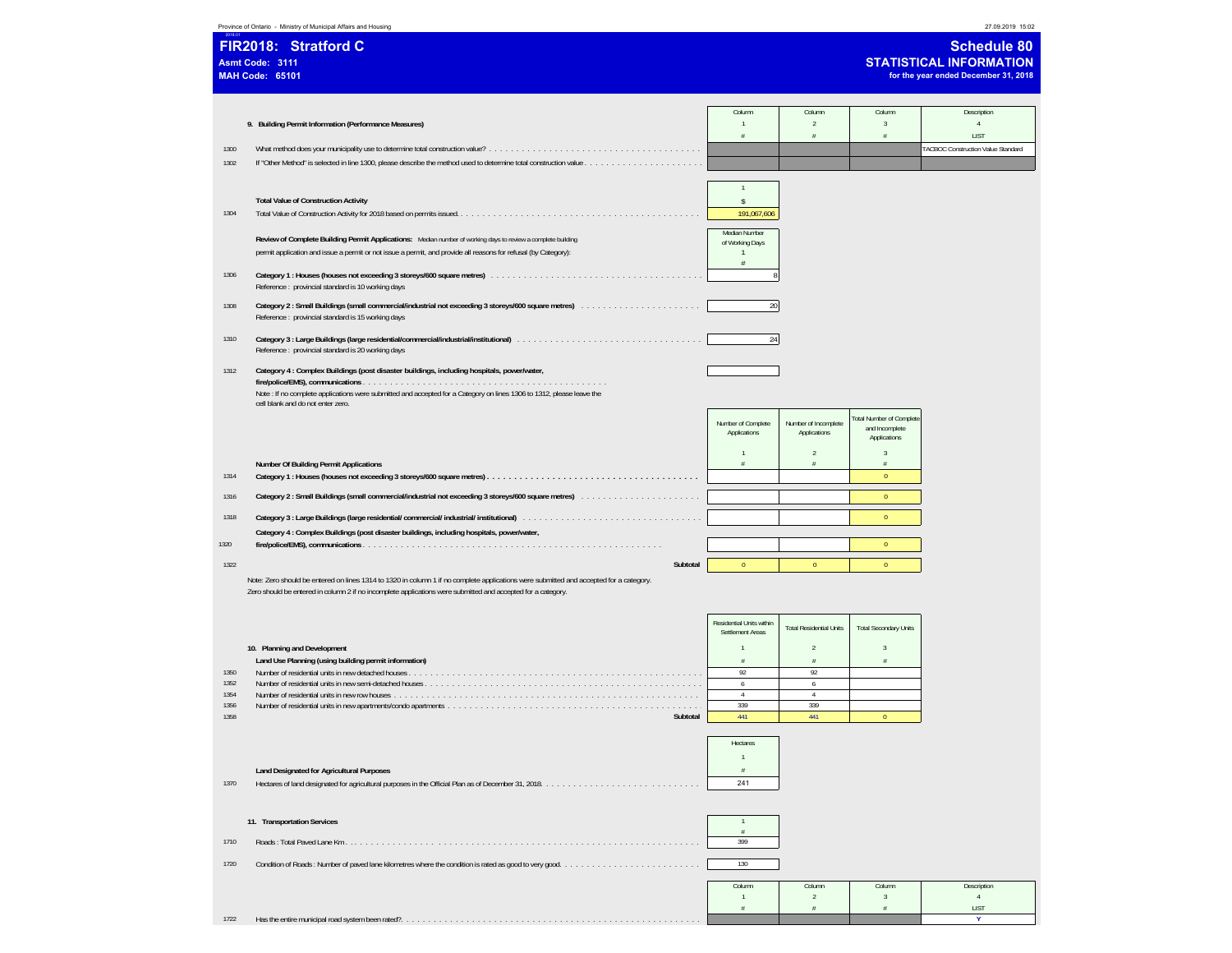Province of Ontario - Ministry of Municipal Affairs and Housing

# FIR2018: Stratford C

**Asmt Code: 3111**
**MAH Code: 65101**

## Schedule 80
### STATISTICAL INFORMATION
**for the year ended December 31, 2018**

### 9. Building Permit Information (Performance Measures)

| | | Column 1 # | Column 2 # | Column 3 # | Description 4 LIST |
|---|---|---|---|---|---|
| 1300 | What method does your municipality use to determine total construction value? | | | | TACBOC Construction Value Standard |
| 1302 | If "Other Method" is selected in line 1300, please describe the method used to determine total construction value | | | | |

**Total Value of Construction Activity**

| | | 1 $ |
|---|---|---|
| 1304 | Total Value of Construction Activity for 2018 based on permits issued. | 191,067,606 |

**Review of Complete Building Permit Applications:** Median number of working days to review a complete building permit application and issue a permit or not issue a permit, and provide all reasons for refusal (by Category):

| | | Median Number of Working Days 1 # |
|---|---|---|
| 1306 | **Category 1 : Houses (houses not exceeding 3 storeys/600 square metres)** Reference : provincial standard is 10 working days | 8 |
| 1308 | **Category 2 : Small Buildings (small commercial/industrial not exceeding 3 storeys/600 square metres)** Reference : provincial standard is 15 working days | 20 |
| 1310 | **Category 3 : Large Buildings (large residential/commercial/industrial/institutional)** Reference : provincial standard is 20 working days | 24 |
| 1312 | **Category 4 : Complex Buildings (post disaster buildings, including hospitals, power/water, fire/police/EMS), communications** | |

Note : If no complete applications were submitted and accepted for a Category on lines 1306 to 1312, please leave the cell blank and do not enter zero.

**Number Of Building Permit Applications**

| | | Number of Complete Applications 1 # | Number of Incomplete Applications 2 # | Total Number of Complete and Incomplete Applications 3 # |
|---|---|---|---|---|
| 1314 | **Category 1 : Houses (houses not exceeding 3 storeys/600 square metres)** | | | 0 |
| 1316 | **Category 2 : Small Buildings (small commercial/industrial not exceeding 3 storeys/600 square metres)** | | | 0 |
| 1318 | **Category 3 : Large Buildings (large residential/ commercial/ industrial/ institutional)** | | | 0 |
| 1320 | **Category 4 : Complex Buildings (post disaster buildings, including hospitals, power/water, fire/police/EMS), communications** | | | 0 |
| 1322 | **Subtotal** | 0 | 0 | 0 |

Note: Zero should be entered on lines 1314 to 1320 in column 1 if no complete applications were submitted and accepted for a category.
Zero should be entered in column 2 if no incomplete applications were submitted and accepted for a category.

### 10. Planning and Development

**Land Use Planning (using building permit information)**

| | | Residential Units within Settlement Areas 1 # | Total Residential Units 2 # | Total Secondary Units 3 # |
|---|---|---|---|---|
| 1350 | Number of residential units in new detached houses | 92 | 92 | |
| 1352 | Number of residential units in new semi-detached houses | 6 | 6 | |
| 1354 | Number of residential units in new row houses | 4 | 4 | |
| 1356 | Number of residential units in new apartments/condo apartments | 339 | 339 | |
| 1358 | **Subtotal** | 441 | 441 | 0 |

**Land Designated for Agricultural Purposes**

| | | Hectares 1 # |
|---|---|---|
| 1370 | Hectares of land designated for agricultural purposes in the Official Plan as of December 31, 2018. | 241 |

### 11. Transportation Services

| | | 1 # |
|---|---|---|
| 1710 | Roads : Total Paved Lane Km. | 399 |
| 1720 | Condition of Roads : Number of paved lane kilometres where the condition is rated as good to very good. | 130 |

| | | Column 1 # | Column 2 # | Column 3 # | Description 4 LIST |
|---|---|---|---|---|---|
| 1722 | Has the entire municipal road system been rated?. | | | | Y |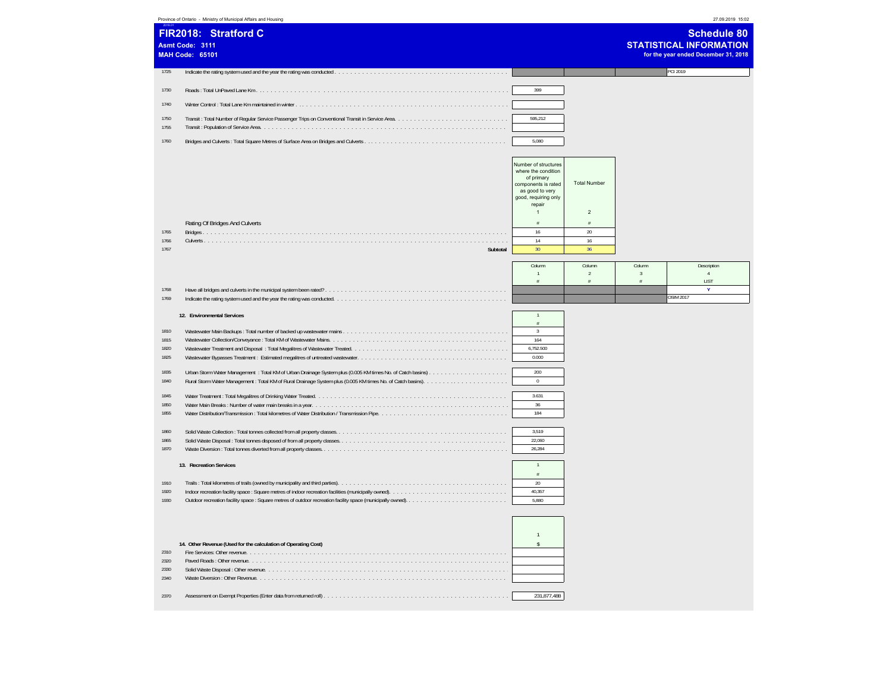# FIR2018: Stratford C

**Asmt Code: 3111**
**MAH Code: 65101**

## Schedule 80
### STATISTICAL INFORMATION
**for the year ended December 31, 2018**

| Line | Description | Value |
|---|---|---|
| 1725 | Indicate the rating system used and the year the rating was conducted | PCI 2019 |
| 1730 | Roads : Total UnPaved Lane Km | 399 |
| 1740 | Winter Control : Total Lane Km maintained in winter | |
| 1750 | Transit : Total Number of Regular Service Passenger Trips on Conventional Transit in Service Area | 595,212 |
| 1755 | Transit : Population of Service Area | |
| 1760 | Bridges and Culverts : Total Square Metres of Surface Area on Bridges and Culverts | 5,080 |

| Line | Rating Of Bridges And Culverts | Number of structures where the condition of primary components is rated as good to very good, requiring only repair (1) # | Total Number (2) # |
|---|---|---|---|
| 1765 | Bridges | 16 | 20 |
| 1766 | Culverts | 14 | 16 |
| 1767 | Subtotal | 30 | 36 |

| Line | Description | Column 1 # | Column 2 # | Column 3 # | Description 4 LIST |
|---|---|---|---|---|---|
| 1768 | Have all bridges and culverts in the municipal system been rated? | | | | Y |
| 1769 | Indicate the rating system used and the year the rating was conducted. | | | | OSIM 2017 |

### 12. Environmental Services

| Line | Description | 1 # |
|---|---|---|
| 1810 | Wastewater Main Backups : Total number of backed up wastewater mains | 3 |
| 1815 | Wastewater Collection/Conveyance : Total KM of Wastewater Mains | 164 |
| 1820 | Wastewater Treatment and Disposal : Total Megalitres of Wastewater Treated | 6,752.500 |
| 1825 | Wastewater Bypasses Treatment : Estimated megalitres of untreated wastewater | 0.000 |
| 1835 | Urban Storm Water Management : Total KM of Urban Drainage System plus (0.005 KM times No. of Catch basins) | 200 |
| 1840 | Rural Storm Water Management : Total KM of Rural Drainage System plus (0.005 KM times No. of Catch basins) | 0 |
| 1845 | Water Treatment : Total Megalitres of Drinking Water Treated | 3.631 |
| 1850 | Water Main Breaks : Number of water main breaks in a year | 36 |
| 1855 | Water Distribution/Transmission : Total kilometres of Water Distribution / Transmission Pipe | 184 |
| 1860 | Solid Waste Collection : Total tonnes collected from all property classes | 3,519 |
| 1865 | Solid Waste Disposal : Total tonnes disposed of from all property classes | 22,060 |
| 1870 | Waste Diversion : Total tonnes diverted from all property classes | 26,284 |

### 13. Recreation Services

| Line | Description | 1 # |
|---|---|---|
| 1910 | Trails : Total kilometres of trails (owned by municipality and third parties) | 20 |
| 1920 | Indoor recreation facility space : Square metres of indoor recreation facilities (municipally owned) | 40,357 |
| 1930 | Outdoor recreation facility space : Square metres of outdoor recreation facility space (municipally owned) | 5,880 |

### 14. Other Revenue (Used for the calculation of Operating Cost)

| Line | Description | 1 $ |
|---|---|---|
| 2310 | Fire Services: Other revenue | |
| 2320 | Paved Roads : Other revenue | |
| 2330 | Solid Waste Disposal : Other revenue | |
| 2340 | Waste Diversion : Other Revenue | |
| 2370 | Assessment on Exempt Properties (Enter data from returned roll) | 231,877,488 |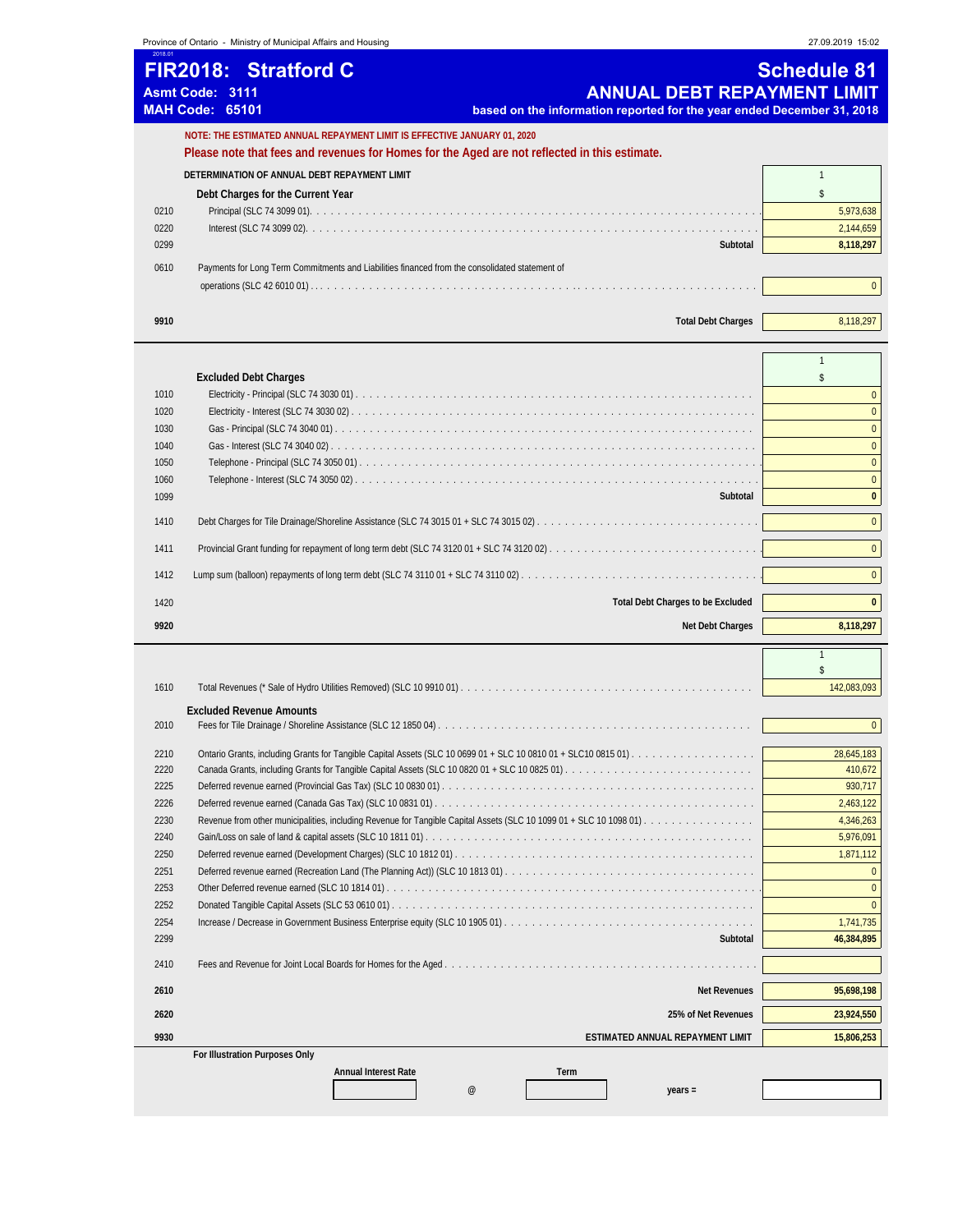Province of Ontario - Ministry of Municipal Affairs and Housing 27.09.2019 15:02

2018.01

# FIR2018: Stratford C

**Asmt Code: 3111**
**MAH Code: 65101**

# Schedule 81
## ANNUAL DEBT REPAYMENT LIMIT
**based on the information reported for the year ended December 31, 2018**

**NOTE: THE ESTIMATED ANNUAL REPAYMENT LIMIT IS EFFECTIVE JANUARY 01, 2020**

**Please note that fees and revenues for Homes for the Aged are not reflected in this estimate.**

| | DETERMINATION OF ANNUAL DEBT REPAYMENT LIMIT | 1 |
|---|---|---|
| | **Debt Charges for the Current Year** | $ |
| 0210 | Principal (SLC 74 3099 01) | 5,973,638 |
| 0220 | Interest (SLC 74 3099 02) | 2,144,659 |
| 0299 | **Subtotal** | **8,118,297** |
| 0610 | Payments for Long Term Commitments and Liabilities financed from the consolidated statement of operations (SLC 42 6010 01) | 0 |
| **9910** | **Total Debt Charges** | 8,118,297 |

| | | 1 |
|---|---|---|
| | **Excluded Debt Charges** | $ |
| 1010 | Electricity - Principal (SLC 74 3030 01) | 0 |
| 1020 | Electricity - Interest (SLC 74 3030 02) | 0 |
| 1030 | Gas - Principal (SLC 74 3040 01) | 0 |
| 1040 | Gas - Interest (SLC 74 3040 02) | 0 |
| 1050 | Telephone - Principal (SLC 74 3050 01) | 0 |
| 1060 | Telephone - Interest (SLC 74 3050 02) | 0 |
| 1099 | **Subtotal** | **0** |
| 1410 | Debt Charges for Tile Drainage/Shoreline Assistance (SLC 74 3015 01 + SLC 74 3015 02) | 0 |
| 1411 | Provincial Grant funding for repayment of long term debt (SLC 74 3120 01 + SLC 74 3120 02) | 0 |
| 1412 | Lump sum (balloon) repayments of long term debt (SLC 74 3110 01 + SLC 74 3110 02) | 0 |
| 1420 | **Total Debt Charges to be Excluded** | **0** |
| **9920** | **Net Debt Charges** | **8,118,297** |

| | | 1 |
|---|---|---|
| | | $ |
| 1610 | Total Revenues (* Sale of Hydro Utilities Removed) (SLC 10 9910 01) | 142,083,093 |
| | **Excluded Revenue Amounts** | |
| 2010 | Fees for Tile Drainage / Shoreline Assistance (SLC 12 1850 04) | 0 |
| 2210 | Ontario Grants, including Grants for Tangible Capital Assets (SLC 10 0699 01 + SLC 10 0810 01 + SLC10 0815 01) | 28,645,183 |
| 2220 | Canada Grants, including Grants for Tangible Capital Assets (SLC 10 0820 01 + SLC 10 0825 01) | 410,672 |
| 2225 | Deferred revenue earned (Provincial Gas Tax) (SLC 10 0830 01) | 930,717 |
| 2226 | Deferred revenue earned (Canada Gas Tax) (SLC 10 0831 01) | 2,463,122 |
| 2230 | Revenue from other municipalities, including Revenue for Tangible Capital Assets (SLC 10 1099 01 + SLC 10 1098 01) | 4,346,263 |
| 2240 | Gain/Loss on sale of land & capital assets (SLC 10 1811 01) | 5,976,091 |
| 2250 | Deferred revenue earned (Development Charges) (SLC 10 1812 01) | 1,871,112 |
| 2251 | Deferred revenue earned (Recreation Land (The Planning Act)) (SLC 10 1813 01) | 0 |
| 2253 | Other Deferred revenue earned (SLC 10 1814 01) | 0 |
| 2252 | Donated Tangible Capital Assets (SLC 53 0610 01) | 0 |
| 2254 | Increase / Decrease in Government Business Enterprise equity (SLC 10 1905 01) | 1,741,735 |
| 2299 | **Subtotal** | **46,384,895** |
| 2410 | Fees and Revenue for Joint Local Boards for Homes for the Aged | |
| **2610** | **Net Revenues** | **95,698,198** |
| **2620** | **25% of Net Revenues** | **23,924,550** |
| **9930** | **ESTIMATED ANNUAL REPAYMENT LIMIT** | **15,806,253** |

**For Illustration Purposes Only**

| Annual Interest Rate | | Term | | |
|---|---|---|---|---|
| | @ | | years = | |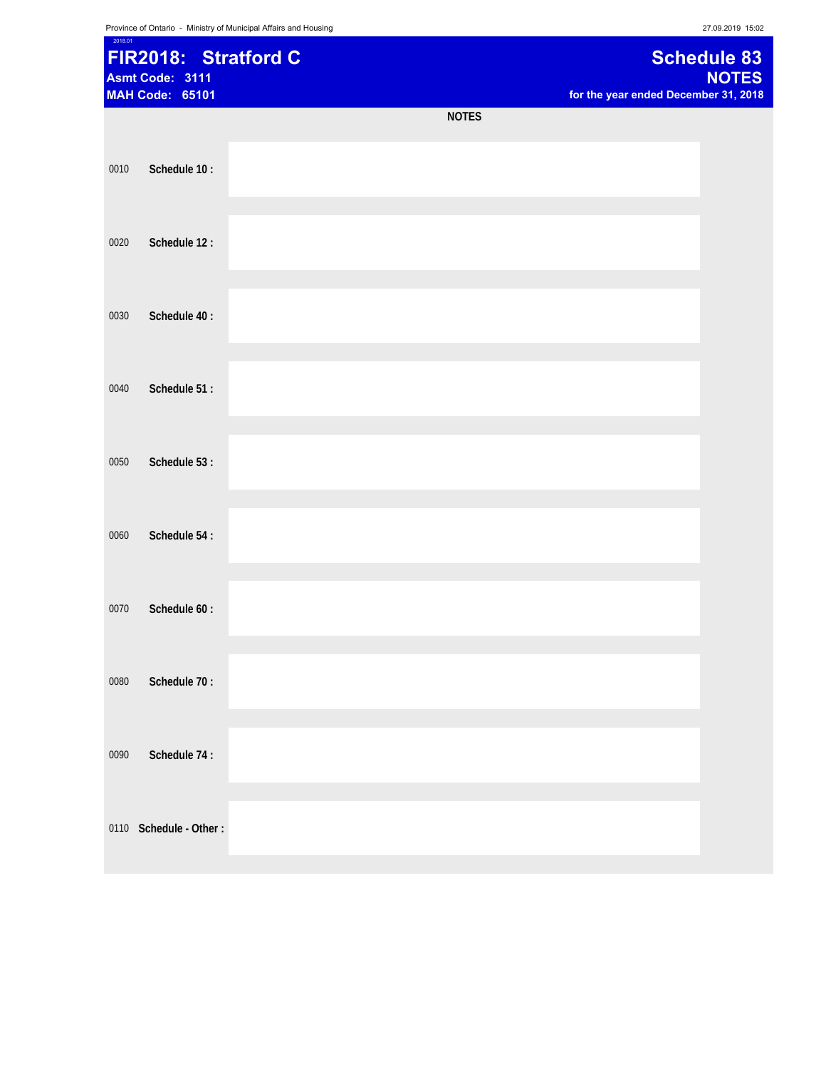# FIR2018: Stratford C

**Asmt Code: 3111**
**MAH Code: 65101**

## Schedule 83
## NOTES
**for the year ended December 31, 2018**

**NOTES**

| | | |
|---|---|---|
| 0010 | **Schedule 10 :** | |
| 0020 | **Schedule 12 :** | |
| 0030 | **Schedule 40 :** | |
| 0040 | **Schedule 51 :** | |
| 0050 | **Schedule 53 :** | |
| 0060 | **Schedule 54 :** | |
| 0070 | **Schedule 60 :** | |
| 0080 | **Schedule 70 :** | |
| 0090 | **Schedule 74 :** | |
| 0110 | **Schedule - Other :** | |